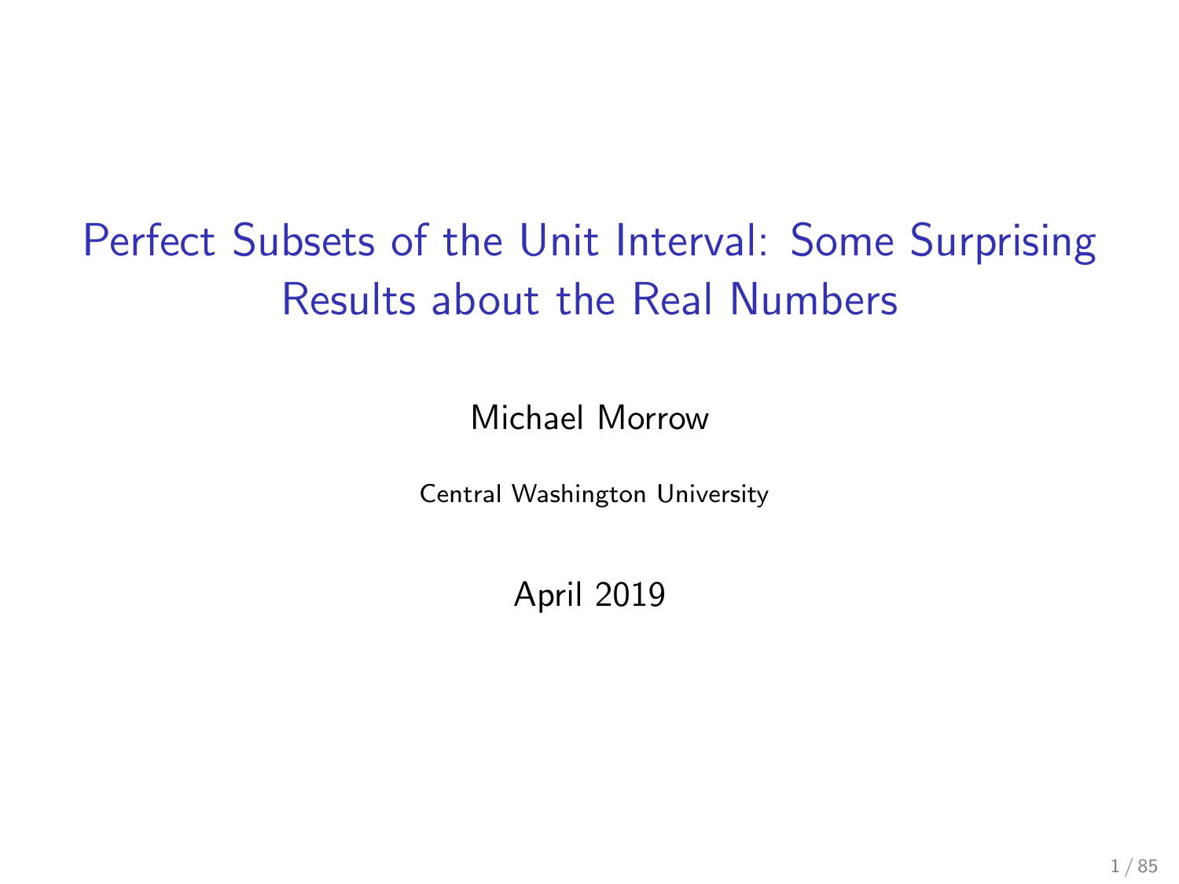# Perfect Subsets of the Unit Interval: Some Surprising Results about the Real Numbers

Michael Morrow

Central Washington University

April 2019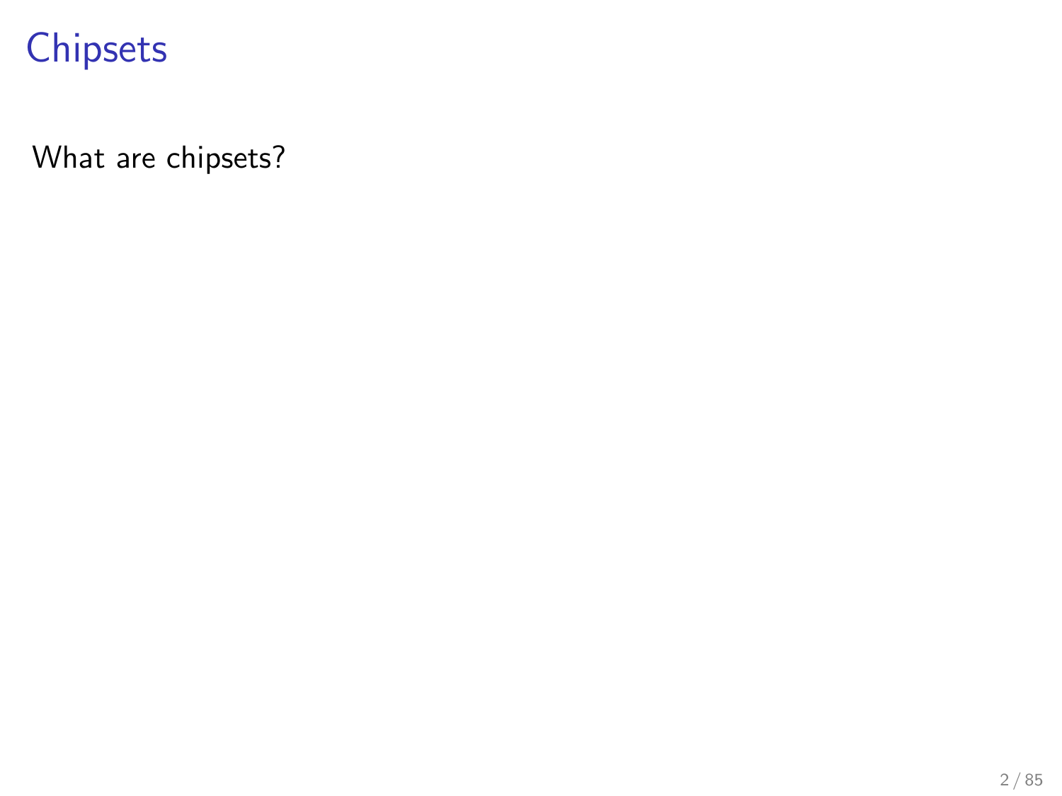# Chipsets

What are chipsets?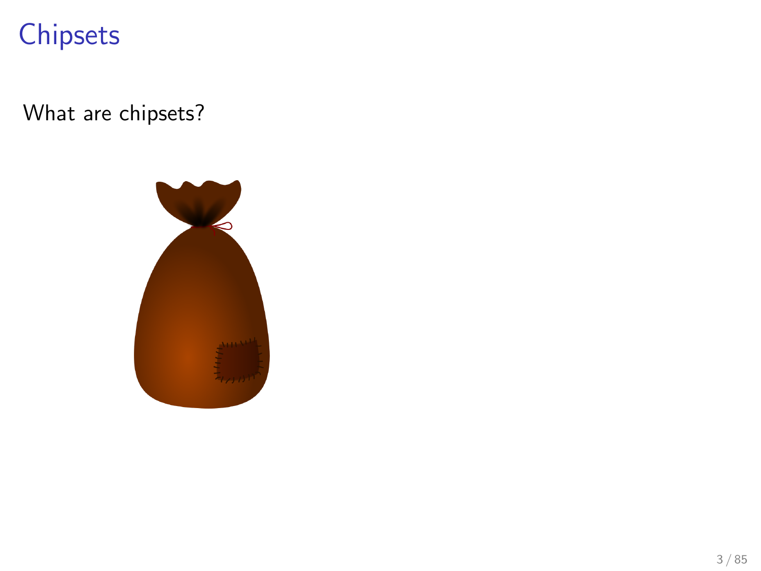# Chipsets

What are chipsets?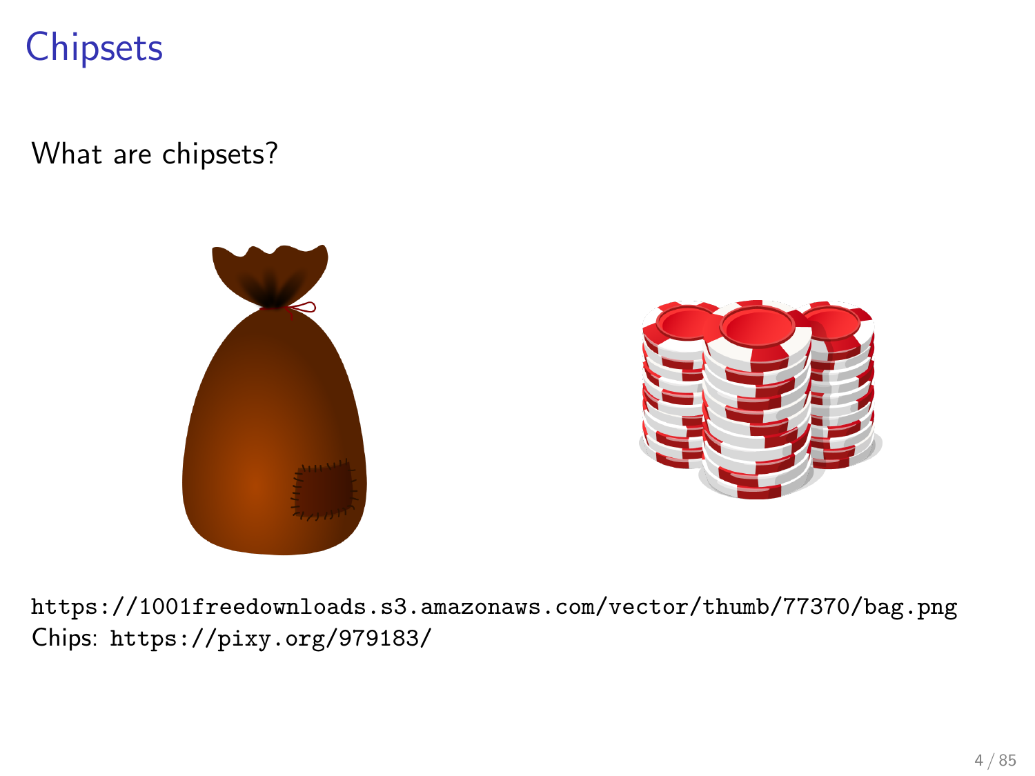# Chipsets

What are chipsets?

https://1001freedownloads.s3.amazonaws.com/vector/thumb/77370/bag.png
Chips: https://pixy.org/979183/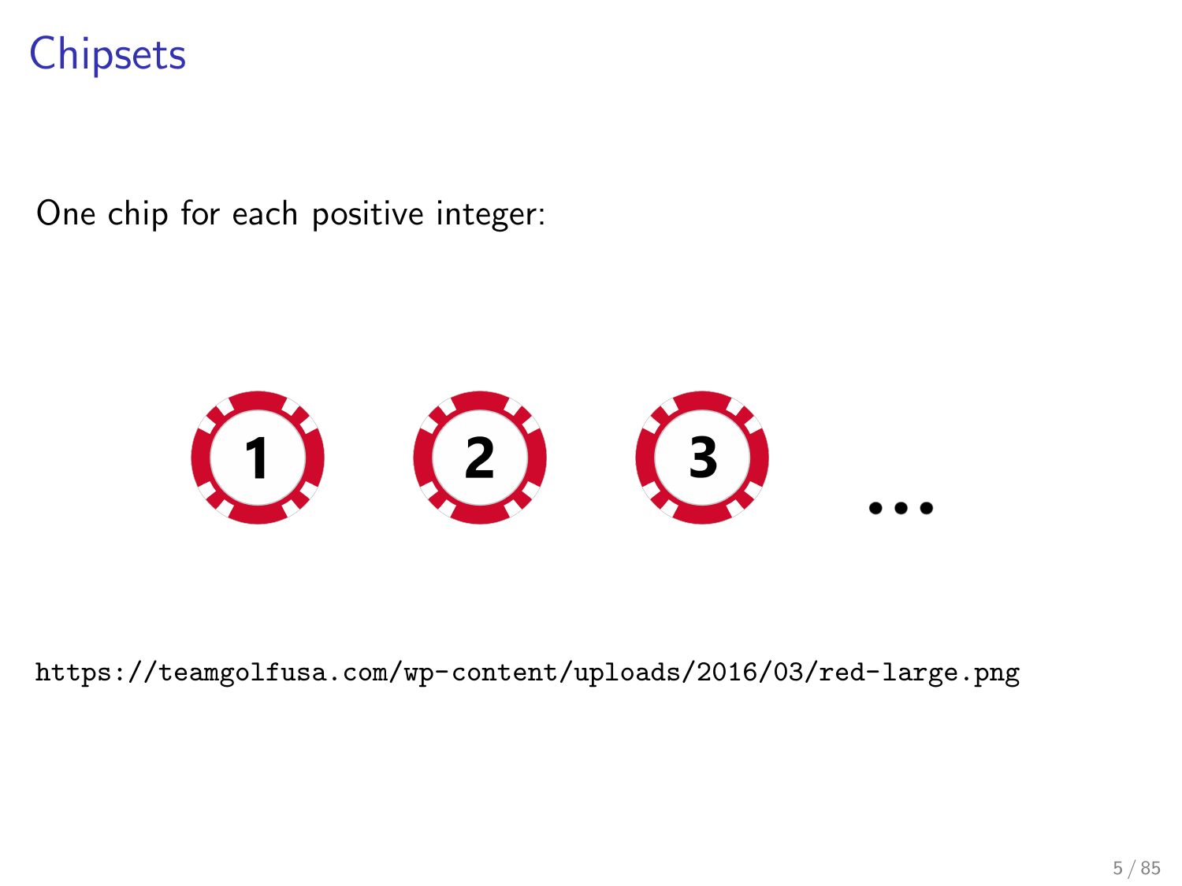# Chipsets

One chip for each positive integer:

1 2 3 ...

https://teamgolfusa.com/wp-content/uploads/2016/03/red-large.png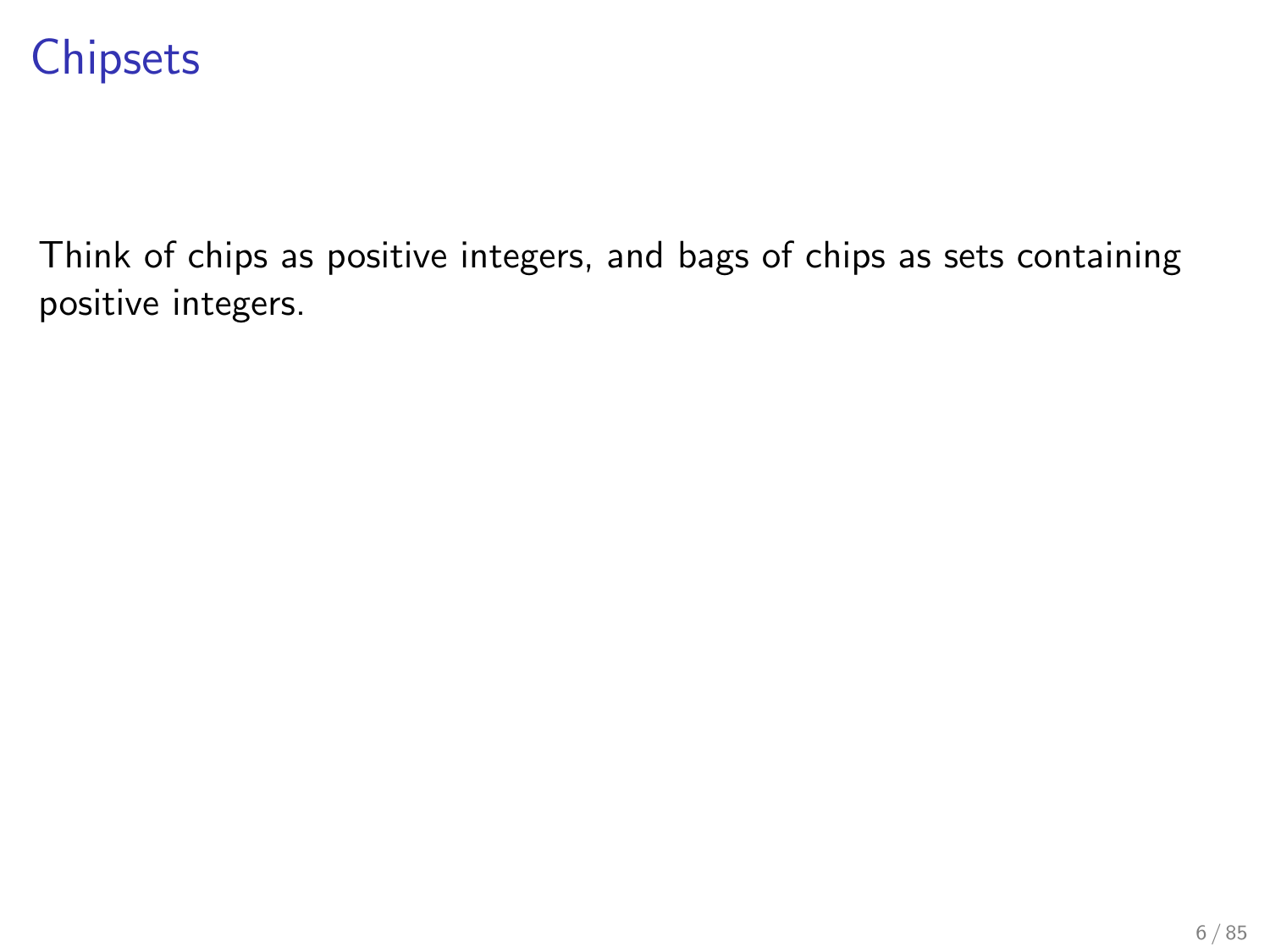# Chipsets

Think of chips as positive integers, and bags of chips as sets containing positive integers.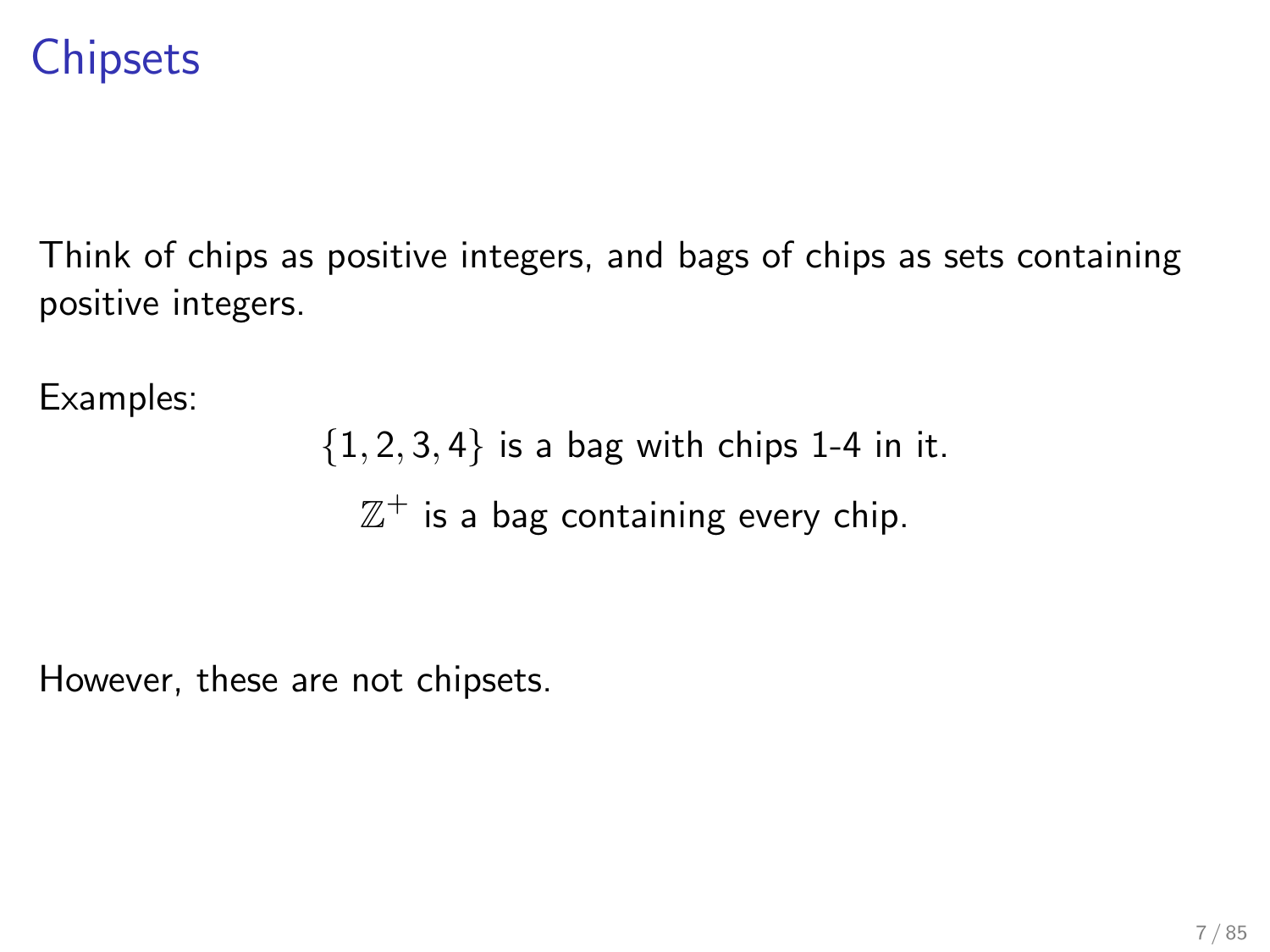# Chipsets

Think of chips as positive integers, and bags of chips as sets containing positive integers.

Examples:

$\{1, 2, 3, 4\}$ is a bag with chips 1-4 in it.

$\mathbb{Z}^+$ is a bag containing every chip.

However, these are not chipsets.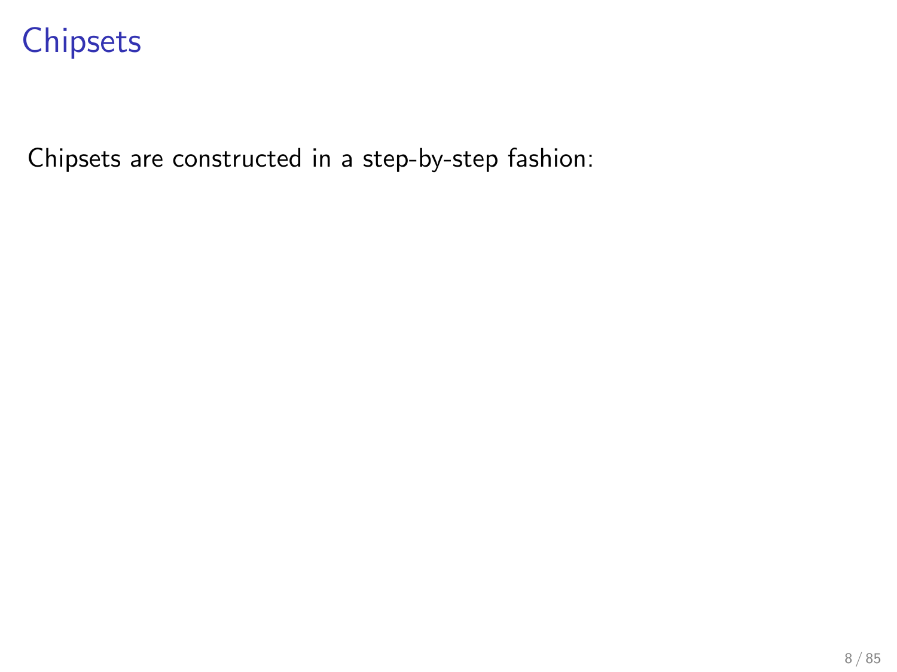# Chipsets

Chipsets are constructed in a step-by-step fashion: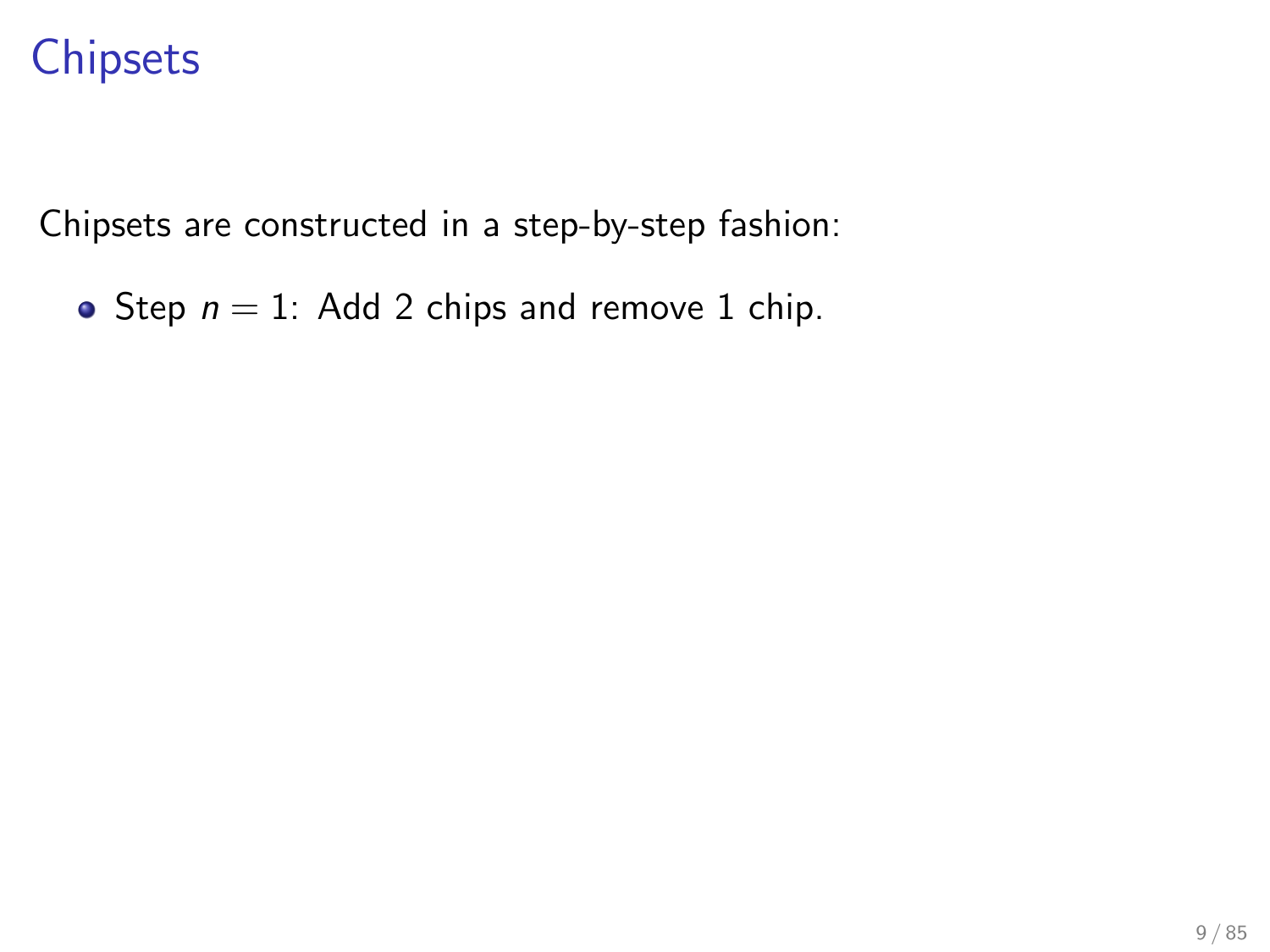# Chipsets

Chipsets are constructed in a step-by-step fashion:

- Step $n = 1$: Add 2 chips and remove 1 chip.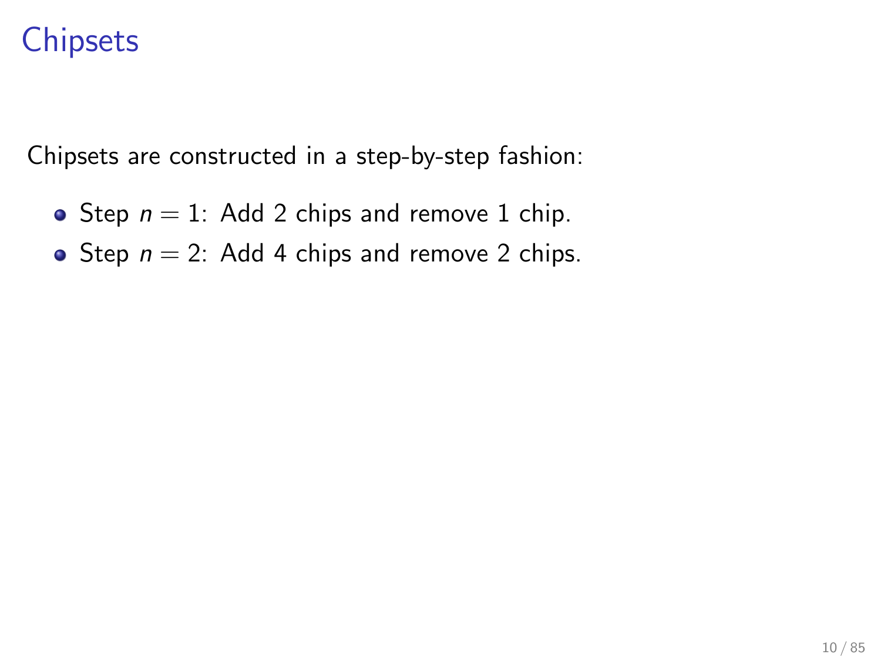# Chipsets

Chipsets are constructed in a step-by-step fashion:

- Step $n = 1$: Add 2 chips and remove 1 chip.
- Step $n = 2$: Add 4 chips and remove 2 chips.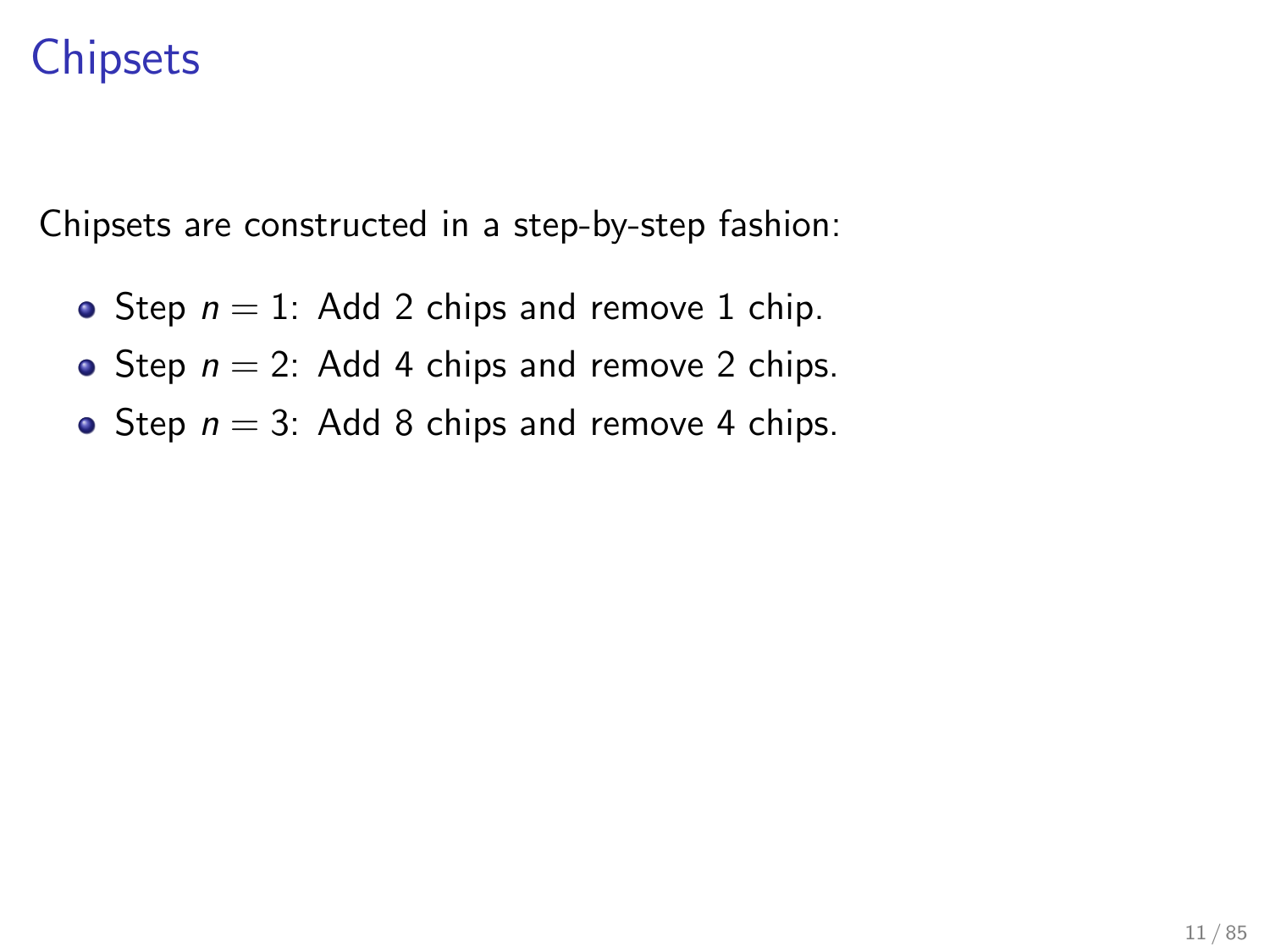# Chipsets

Chipsets are constructed in a step-by-step fashion:

- Step $n = 1$: Add 2 chips and remove 1 chip.
- Step $n = 2$: Add 4 chips and remove 2 chips.
- Step $n = 3$: Add 8 chips and remove 4 chips.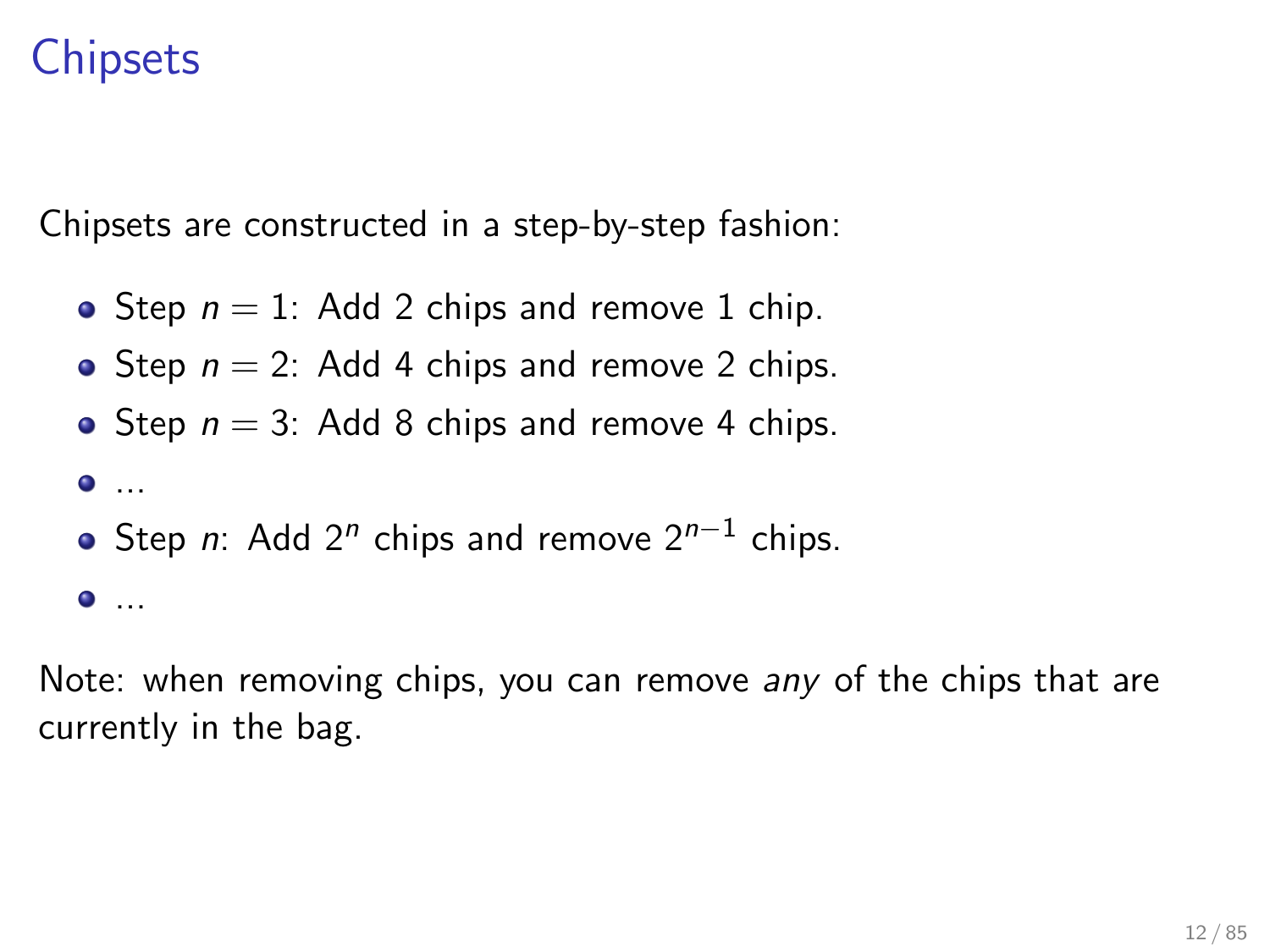# Chipsets

Chipsets are constructed in a step-by-step fashion:

- Step $n = 1$: Add 2 chips and remove 1 chip.
- Step $n = 2$: Add 4 chips and remove 2 chips.
- Step $n = 3$: Add 8 chips and remove 4 chips.
- ...
- Step $n$: Add $2^n$ chips and remove $2^{n-1}$ chips.
- ...

Note: when removing chips, you can remove *any* of the chips that are currently in the bag.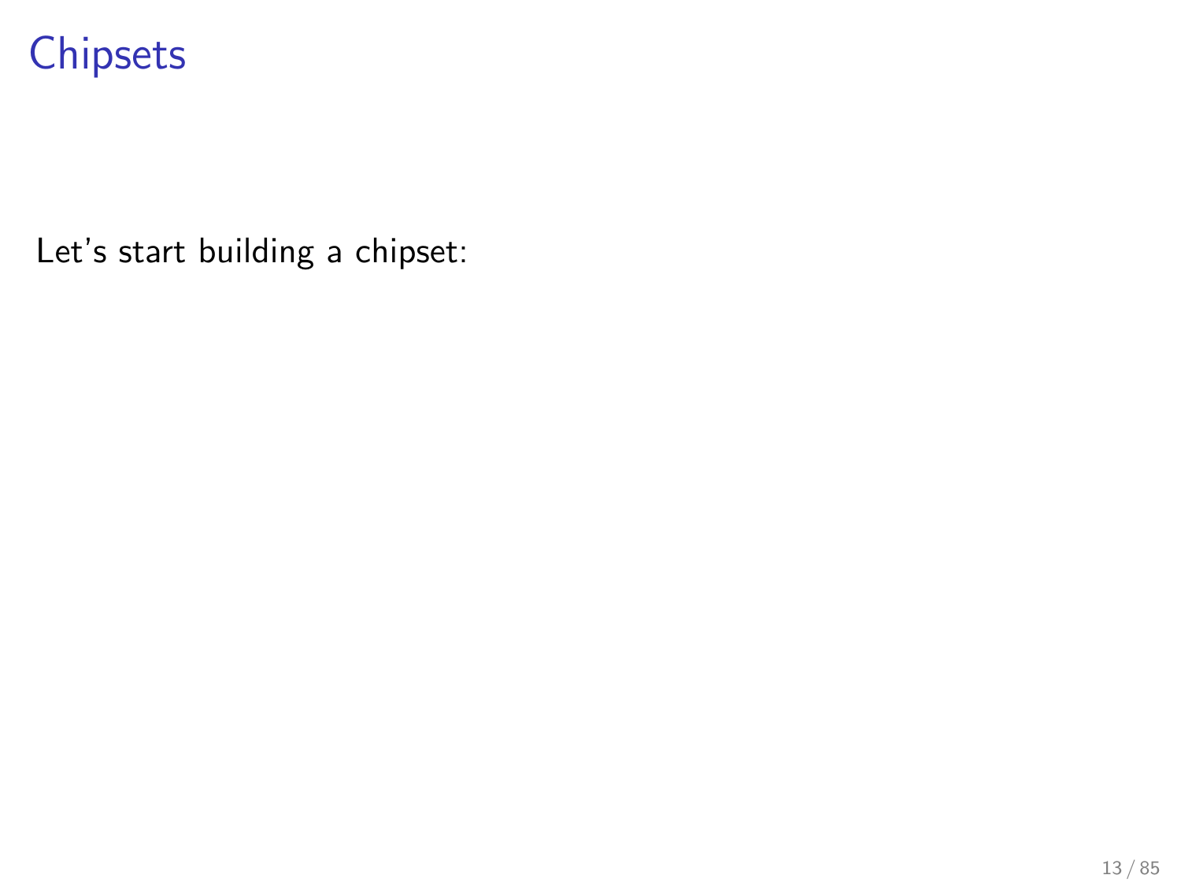# Chipsets

Let's start building a chipset: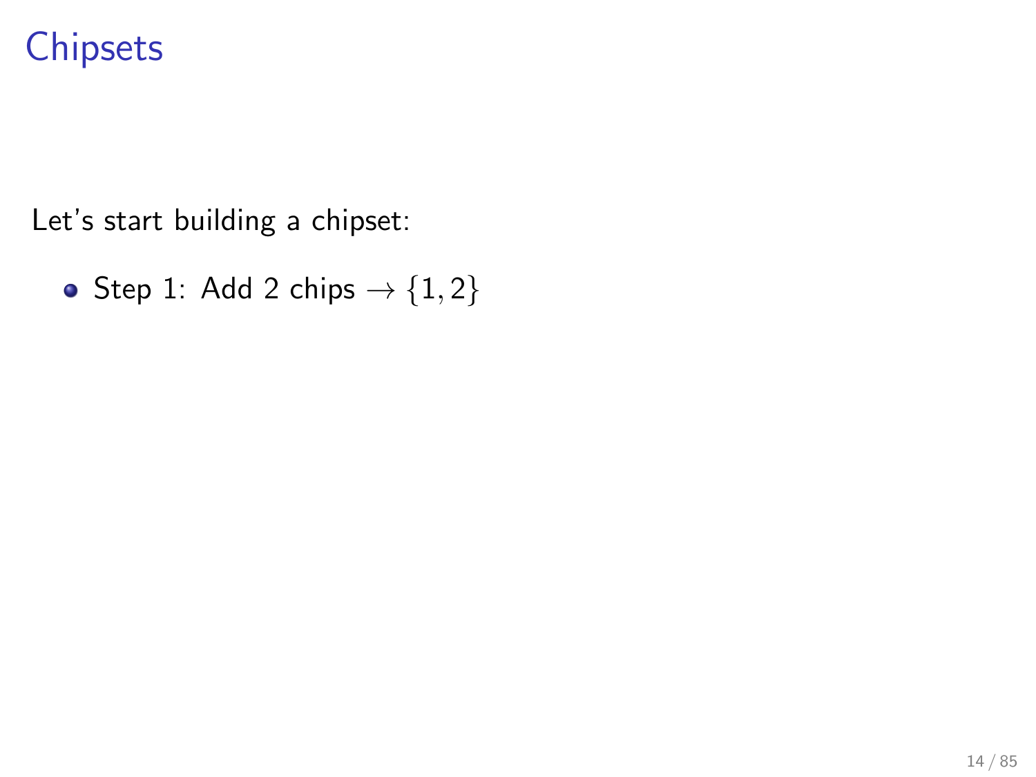# Chipsets

Let's start building a chipset:

- Step 1: Add 2 chips $\rightarrow \{1, 2\}$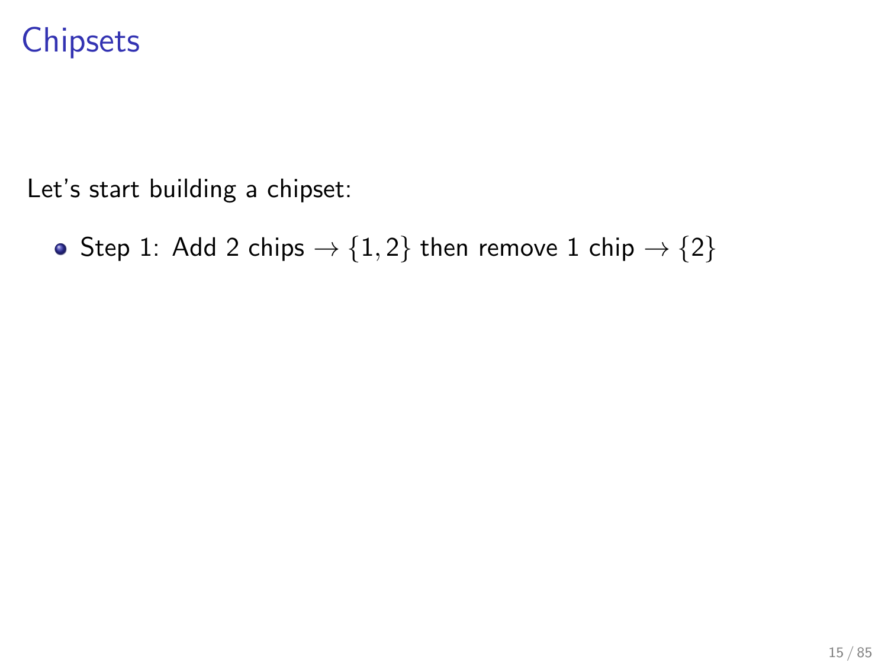# Chipsets

Let's start building a chipset:

- Step 1: Add 2 chips $\rightarrow \{1, 2\}$ then remove 1 chip $\rightarrow \{2\}$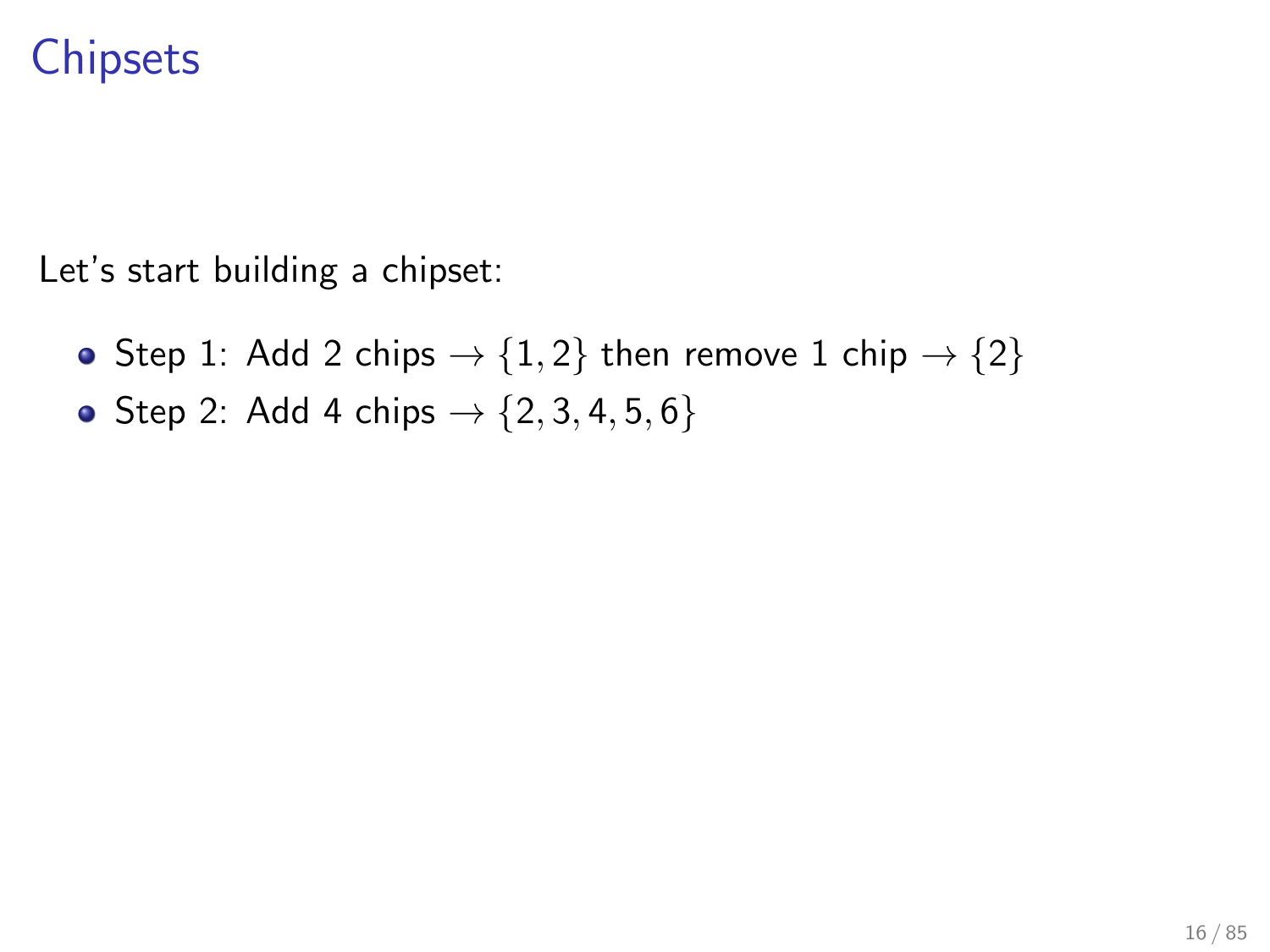# Chipsets

Let's start building a chipset:

- Step 1: Add 2 chips $\rightarrow \{1, 2\}$ then remove 1 chip $\rightarrow \{2\}$
- Step 2: Add 4 chips $\rightarrow \{2, 3, 4, 5, 6\}$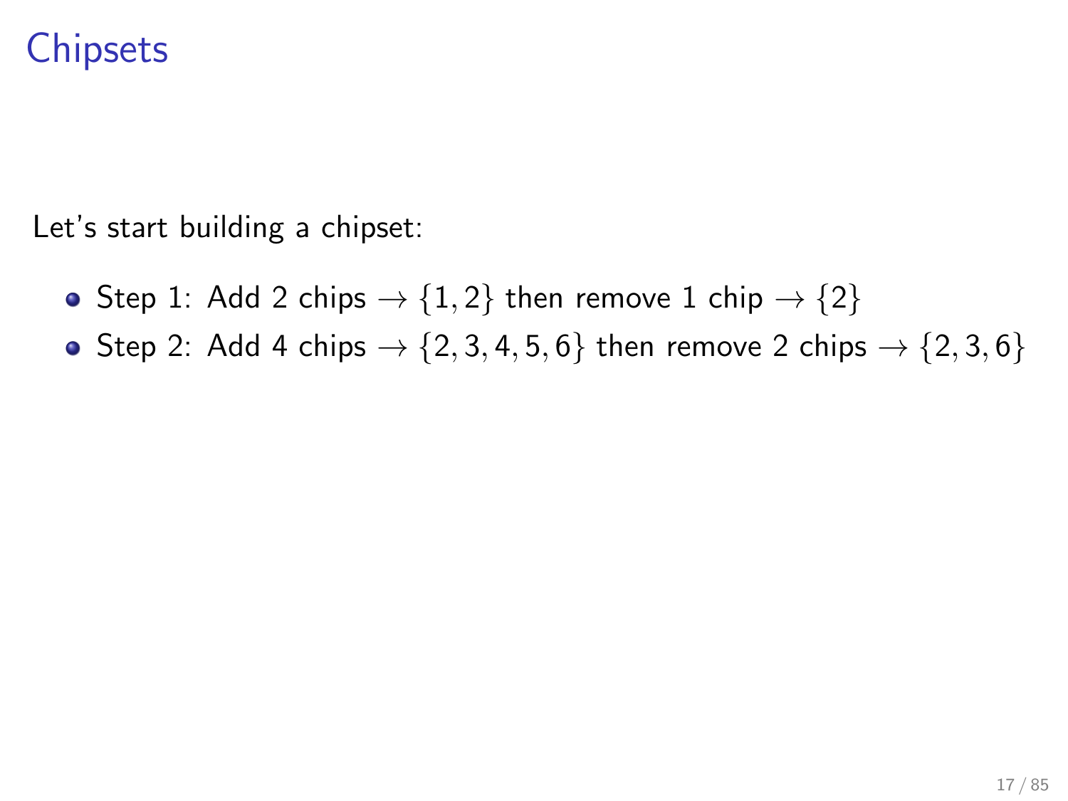# Chipsets

Let's start building a chipset:

- Step 1: Add 2 chips $\rightarrow \{1, 2\}$ then remove 1 chip $\rightarrow \{2\}$
- Step 2: Add 4 chips $\rightarrow \{2, 3, 4, 5, 6\}$ then remove 2 chips $\rightarrow \{2, 3, 6\}$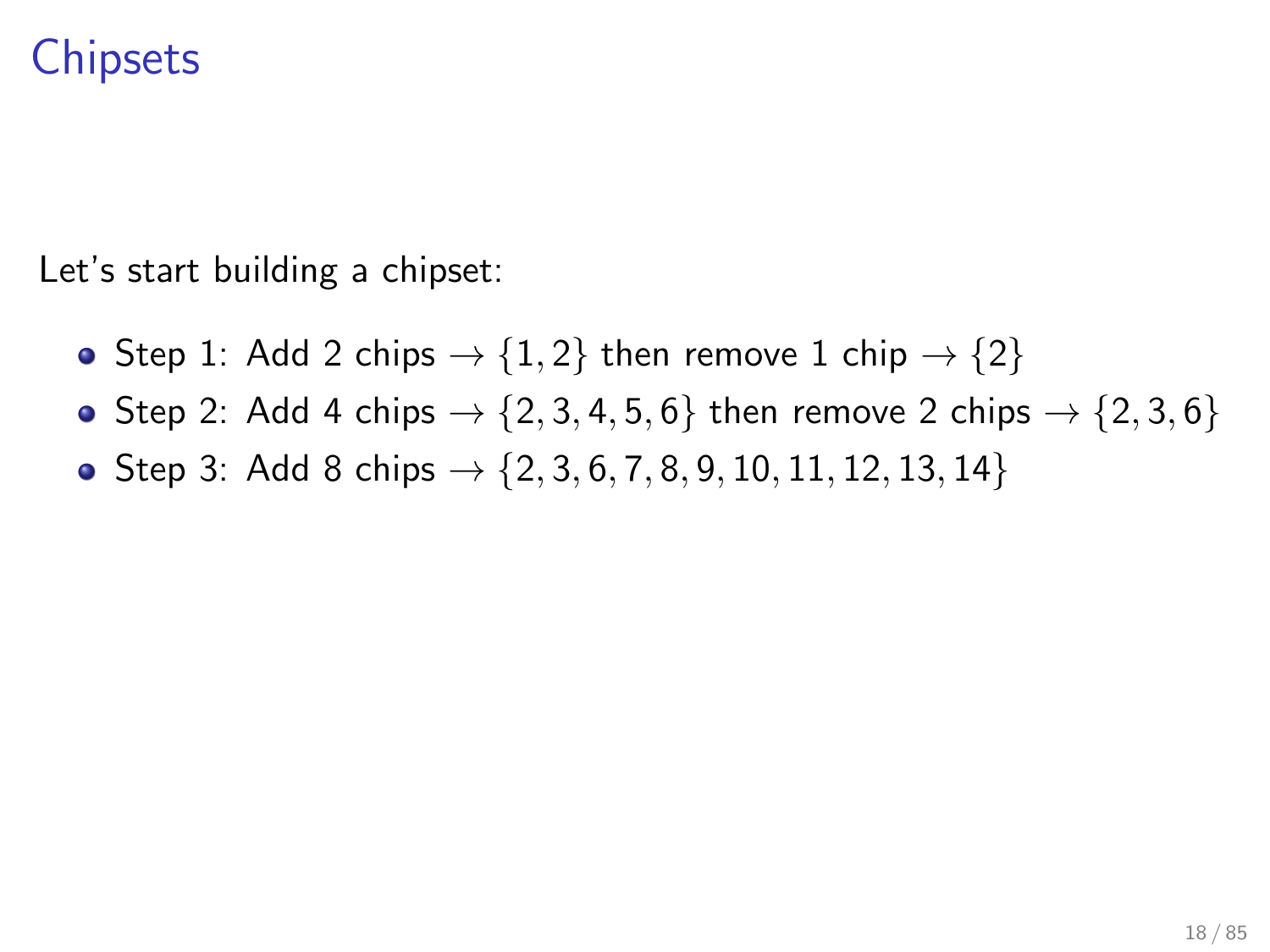# Chipsets

Let's start building a chipset:

- Step 1: Add 2 chips $\rightarrow \{1, 2\}$ then remove 1 chip $\rightarrow \{2\}$
- Step 2: Add 4 chips $\rightarrow \{2, 3, 4, 5, 6\}$ then remove 2 chips $\rightarrow \{2, 3, 6\}$
- Step 3: Add 8 chips $\rightarrow \{2, 3, 6, 7, 8, 9, 10, 11, 12, 13, 14\}$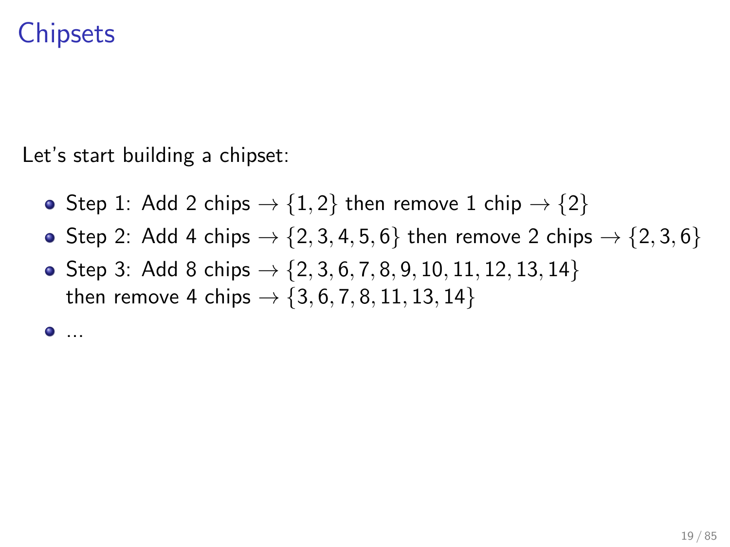# Chipsets

Let's start building a chipset:

- Step 1: Add 2 chips $\rightarrow \{1, 2\}$ then remove 1 chip $\rightarrow \{2\}$
- Step 2: Add 4 chips $\rightarrow \{2, 3, 4, 5, 6\}$ then remove 2 chips $\rightarrow \{2, 3, 6\}$
- Step 3: Add 8 chips $\rightarrow \{2, 3, 6, 7, 8, 9, 10, 11, 12, 13, 14\}$ then remove 4 chips $\rightarrow \{3, 6, 7, 8, 11, 13, 14\}$
- ...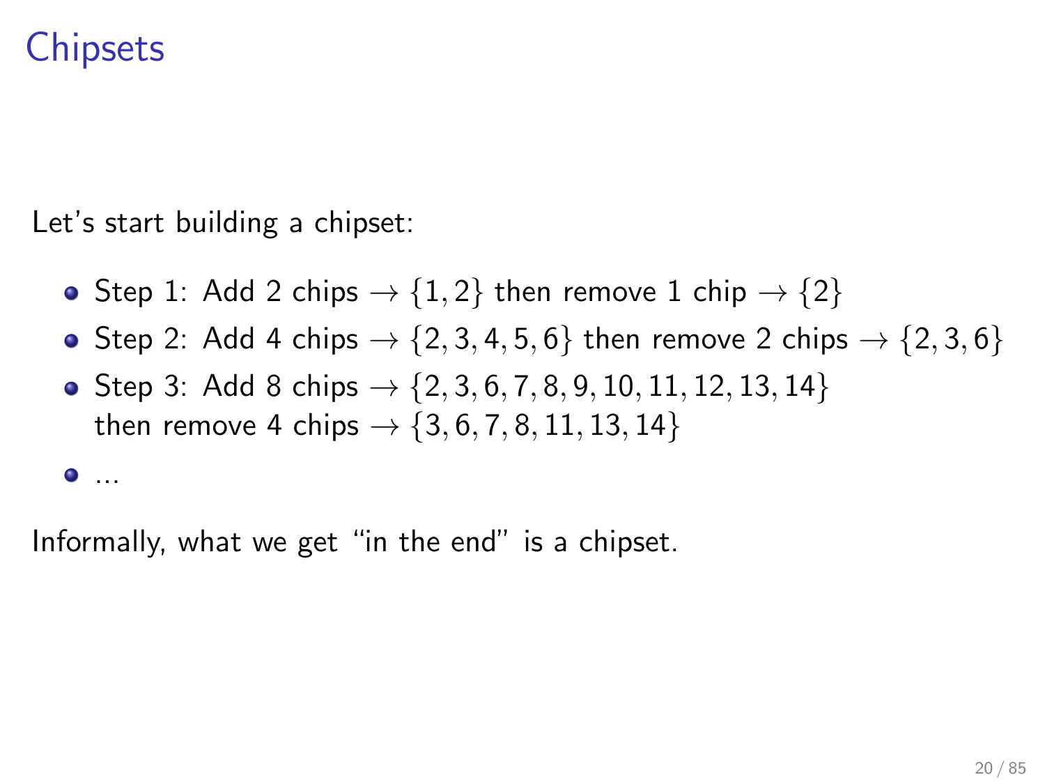# Chipsets

Let's start building a chipset:

- Step 1: Add 2 chips $\rightarrow \{1, 2\}$ then remove 1 chip $\rightarrow \{2\}$
- Step 2: Add 4 chips $\rightarrow \{2, 3, 4, 5, 6\}$ then remove 2 chips $\rightarrow \{2, 3, 6\}$
- Step 3: Add 8 chips $\rightarrow \{2, 3, 6, 7, 8, 9, 10, 11, 12, 13, 14\}$ then remove 4 chips $\rightarrow \{3, 6, 7, 8, 11, 13, 14\}$
- ...

Informally, what we get "in the end" is a chipset.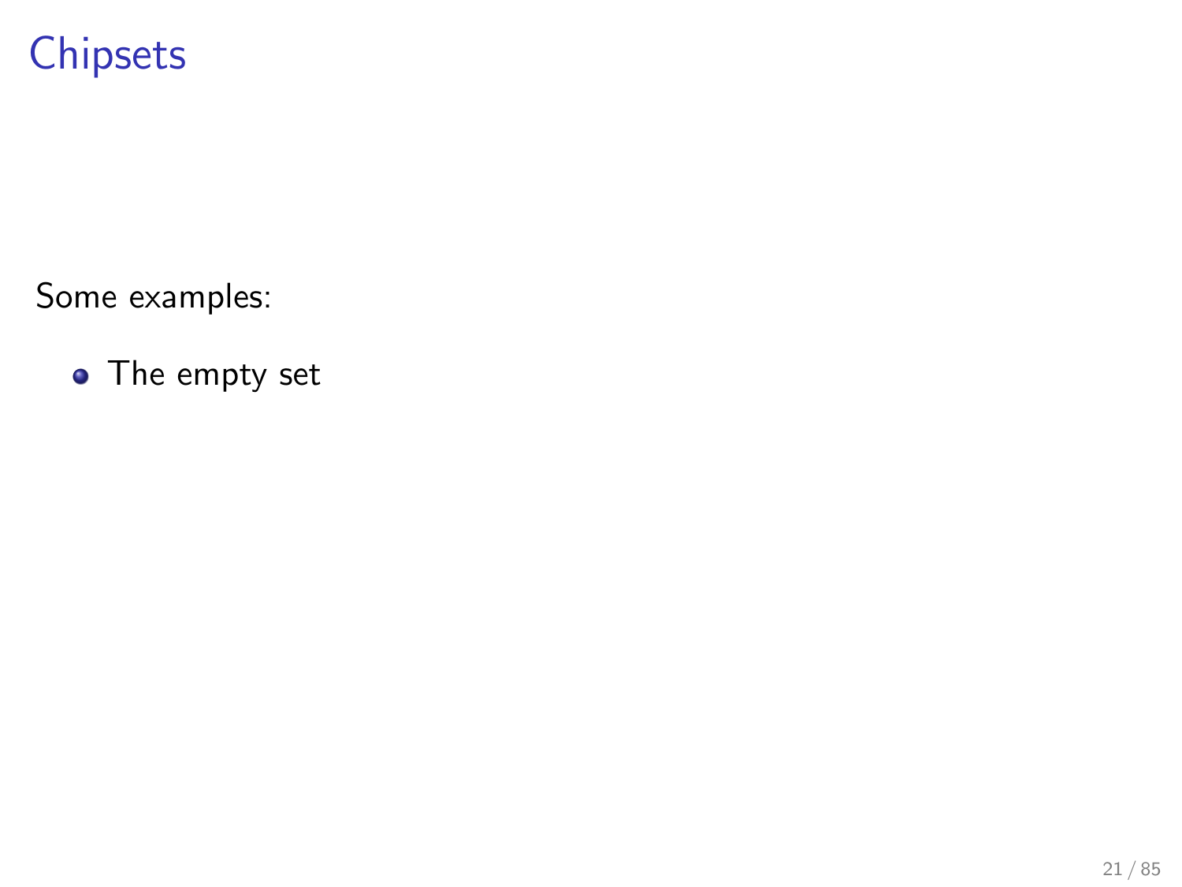# Chipsets

Some examples:

- The empty set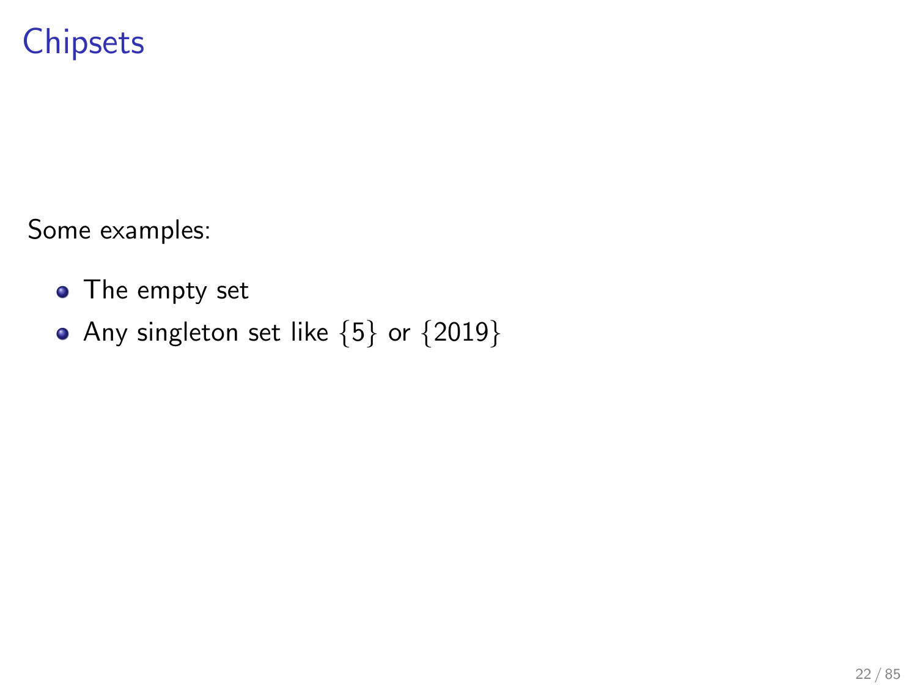# Chipsets

Some examples:

- The empty set
- Any singleton set like $\{5\}$ or $\{2019\}$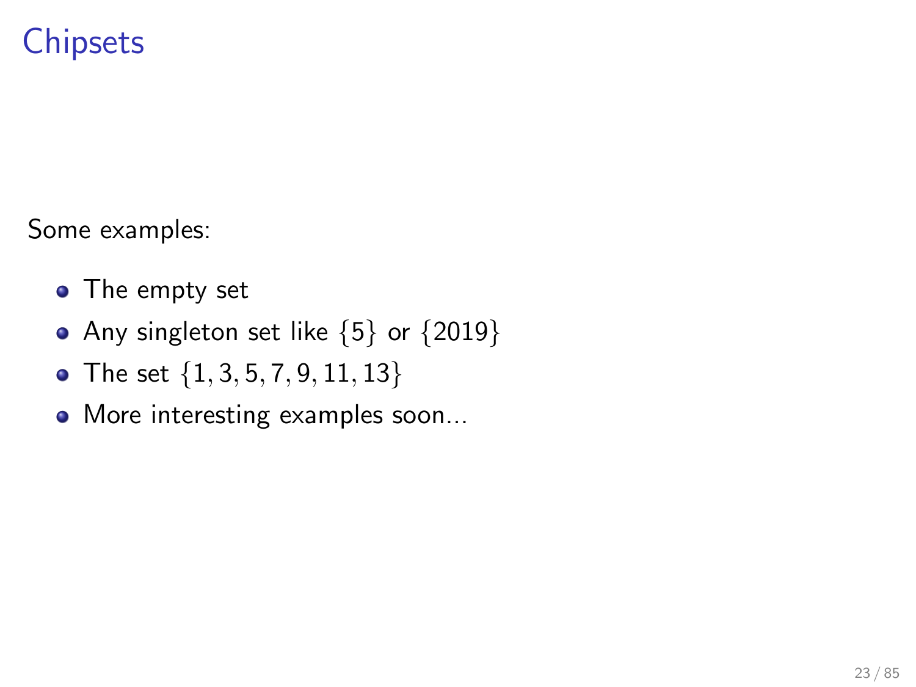# Chipsets

Some examples:

- The empty set
- Any singleton set like $\{5\}$ or $\{2019\}$
- The set $\{1, 3, 5, 7, 9, 11, 13\}$
- More interesting examples soon...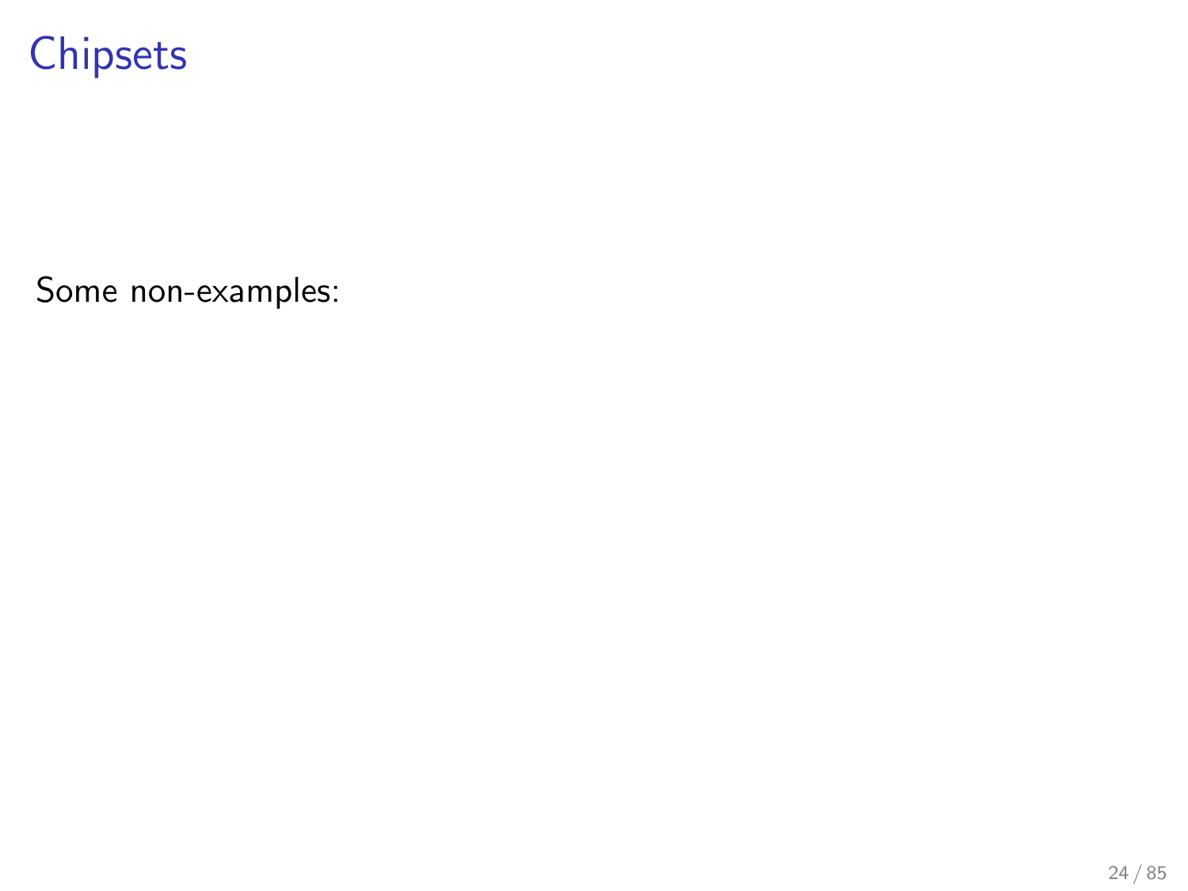# Chipsets

Some non-examples: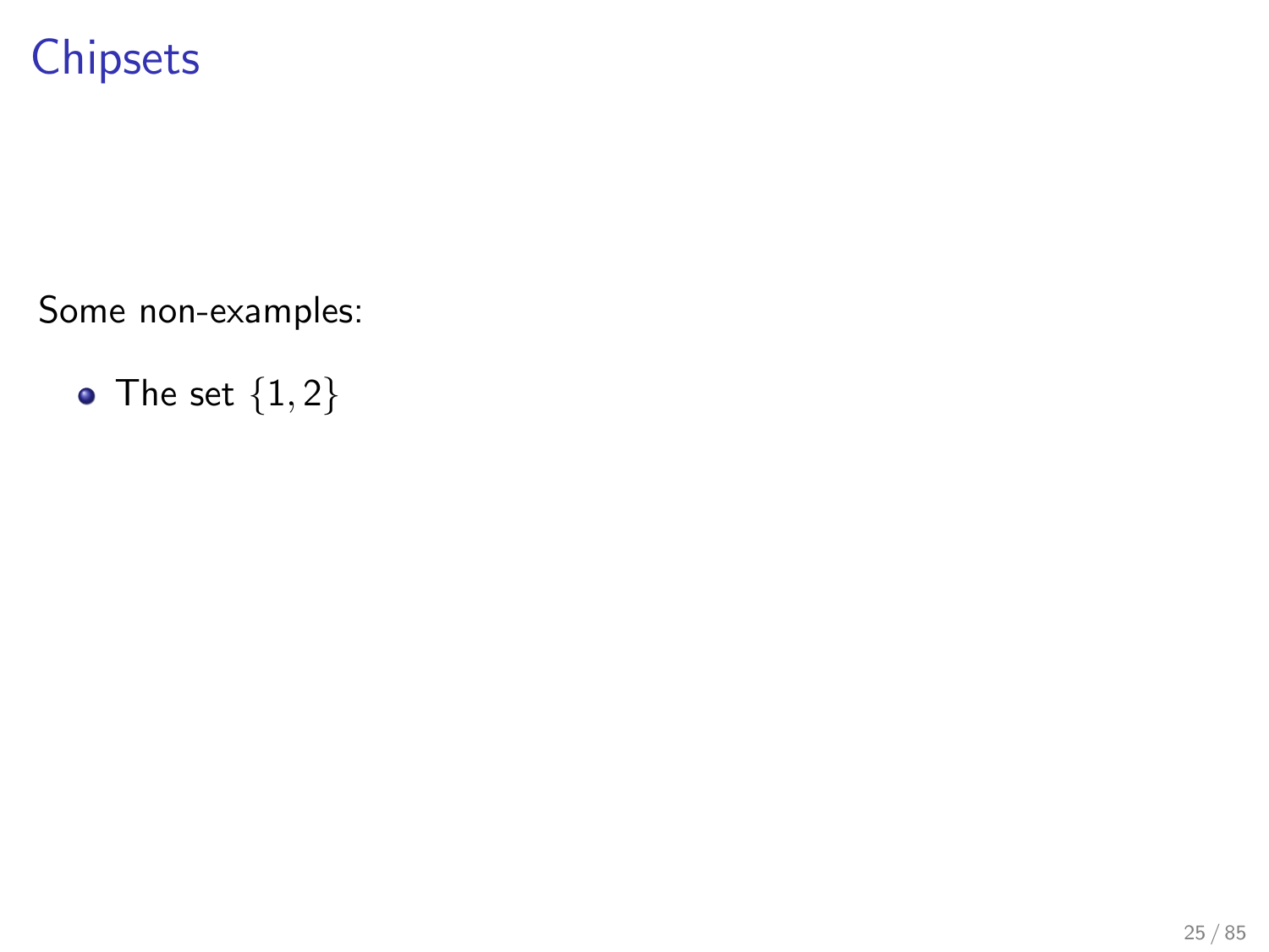# Chipsets

Some non-examples:

- The set $\{1, 2\}$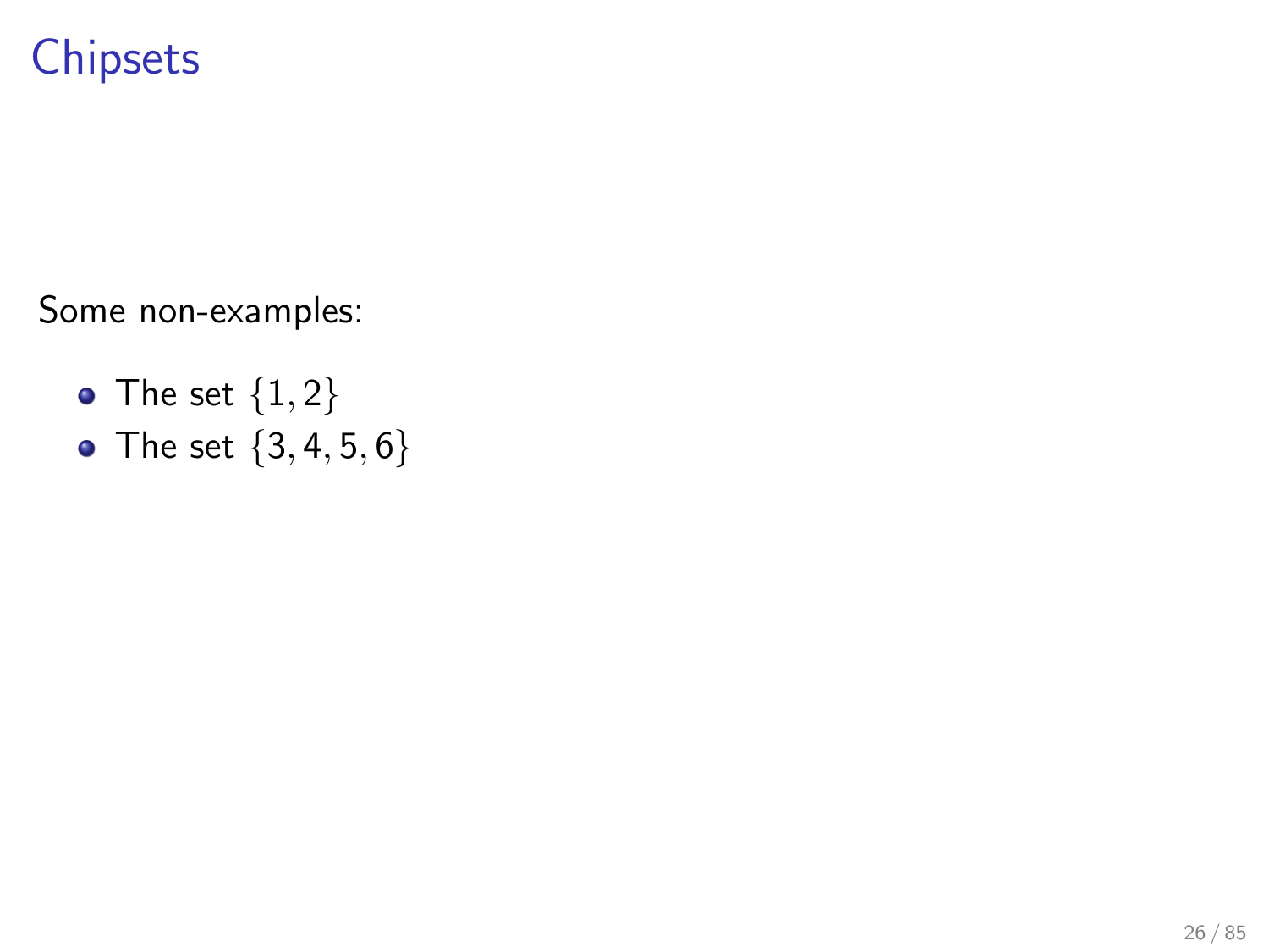# Chipsets

Some non-examples:

- The set $\{1, 2\}$
- The set $\{3, 4, 5, 6\}$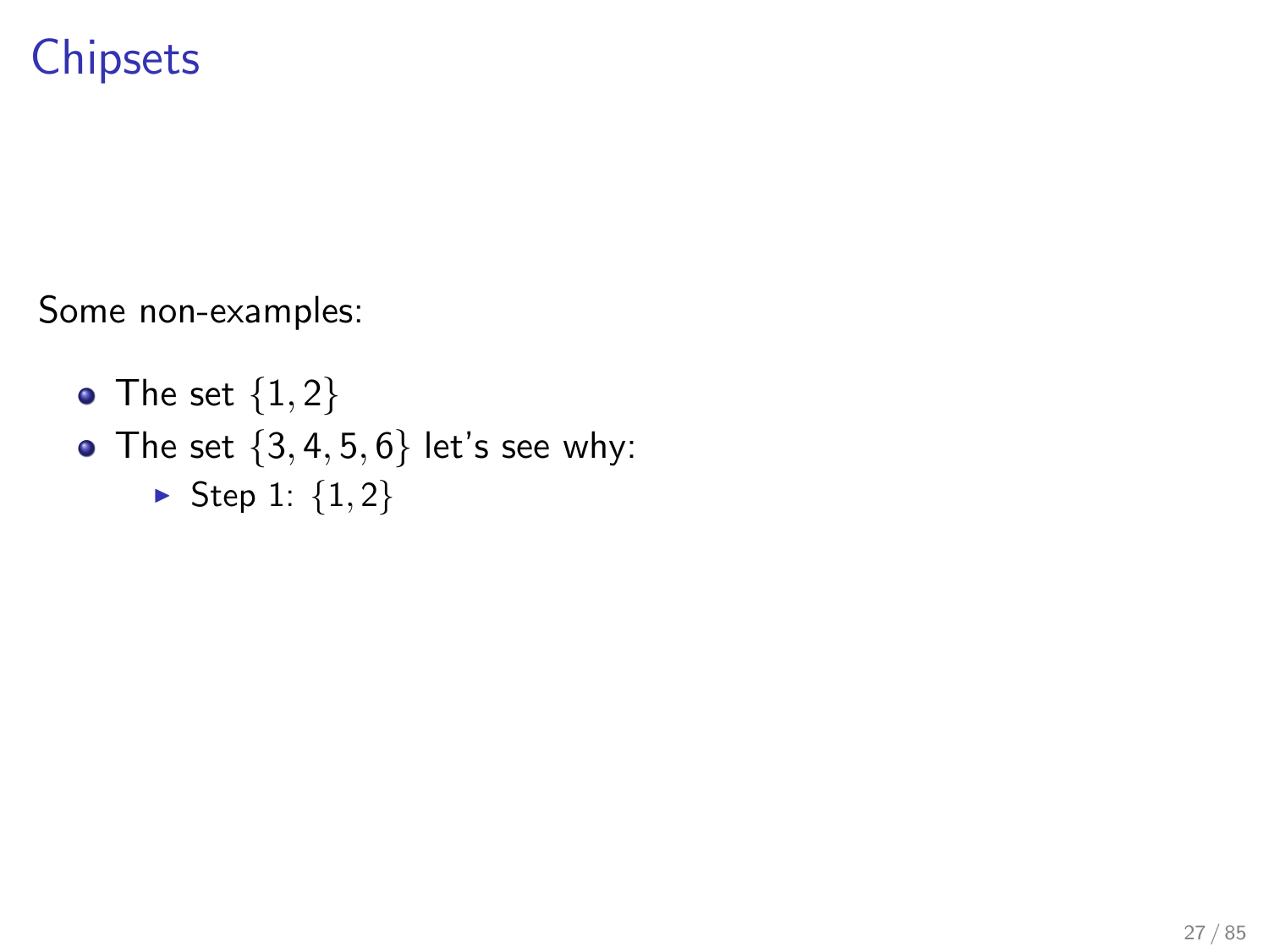# Chipsets

Some non-examples:

- The set $\{1, 2\}$
- The set $\{3, 4, 5, 6\}$ let's see why:
  - Step 1: $\{1, 2\}$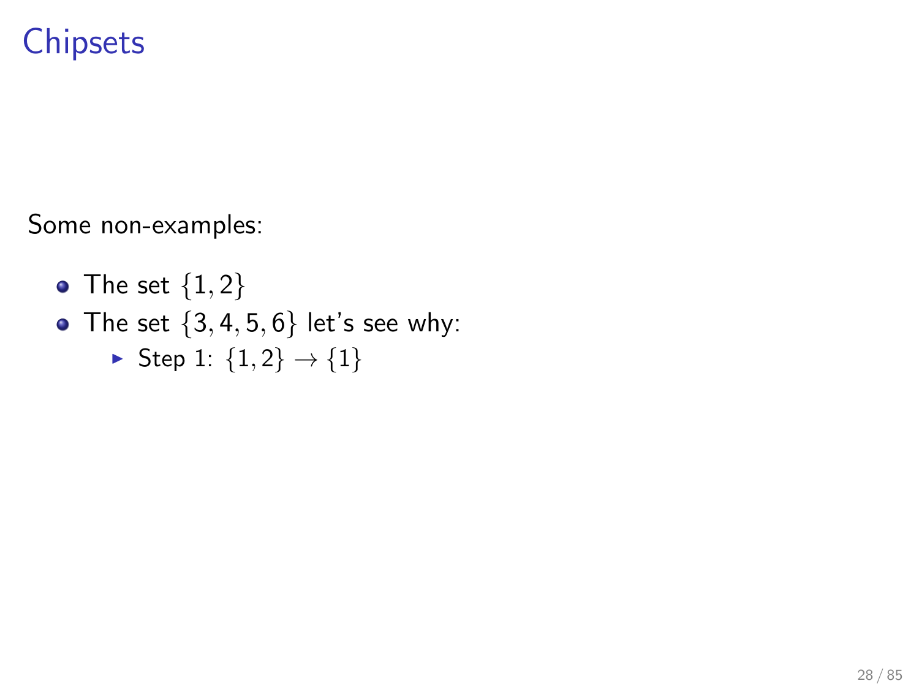# Chipsets

Some non-examples:

- The set $\{1, 2\}$
- The set $\{3, 4, 5, 6\}$ let's see why:
  - Step 1: $\{1, 2\} \to \{1\}$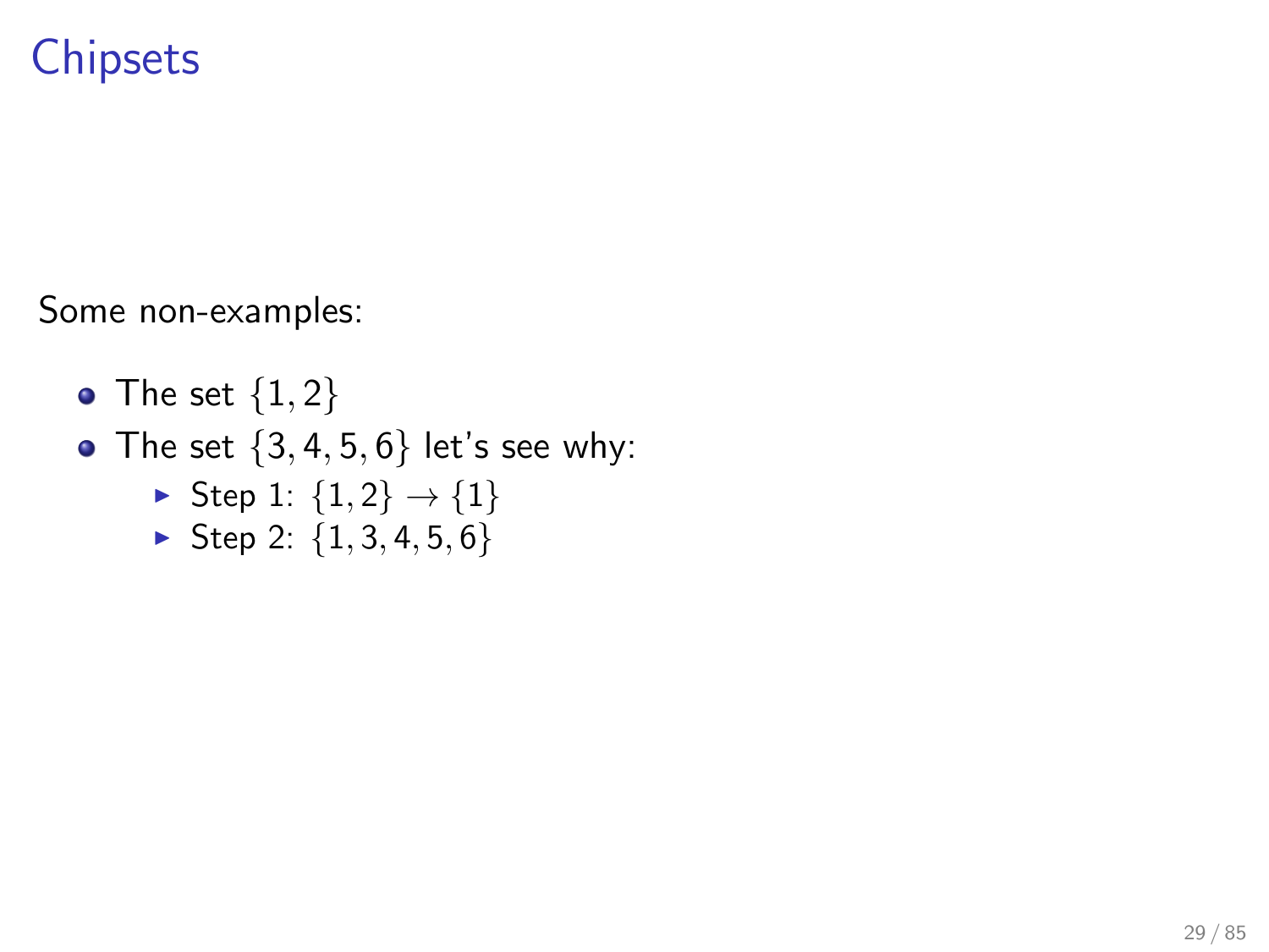# Chipsets

Some non-examples:

- The set $\{1, 2\}$
- The set $\{3, 4, 5, 6\}$ let's see why:
  - Step 1: $\{1, 2\} \to \{1\}$
  - Step 2: $\{1, 3, 4, 5, 6\}$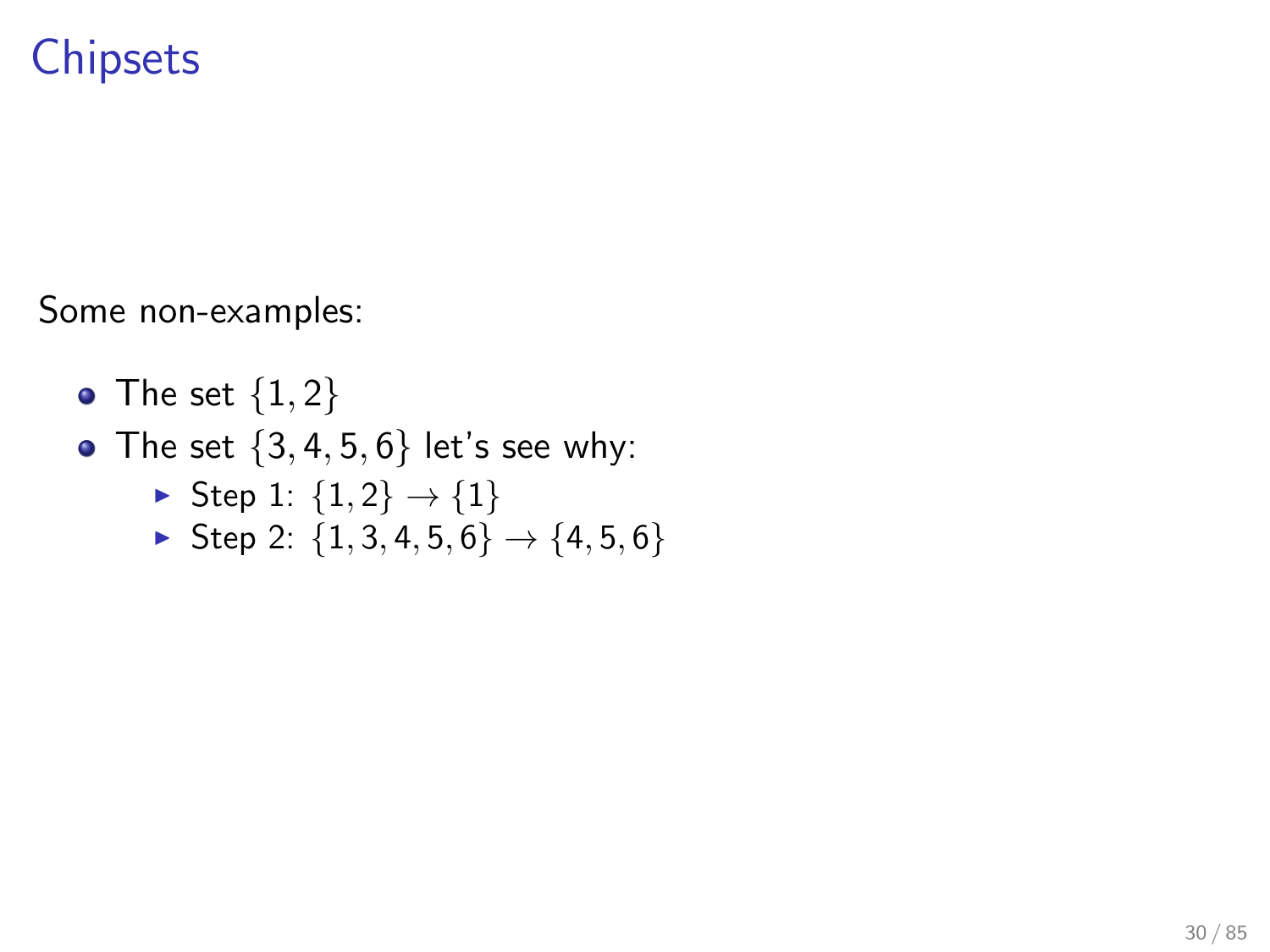# Chipsets

Some non-examples:

- The set $\{1, 2\}$
- The set $\{3, 4, 5, 6\}$ let's see why:
  - Step 1: $\{1, 2\} \rightarrow \{1\}$
  - Step 2: $\{1, 3, 4, 5, 6\} \rightarrow \{4, 5, 6\}$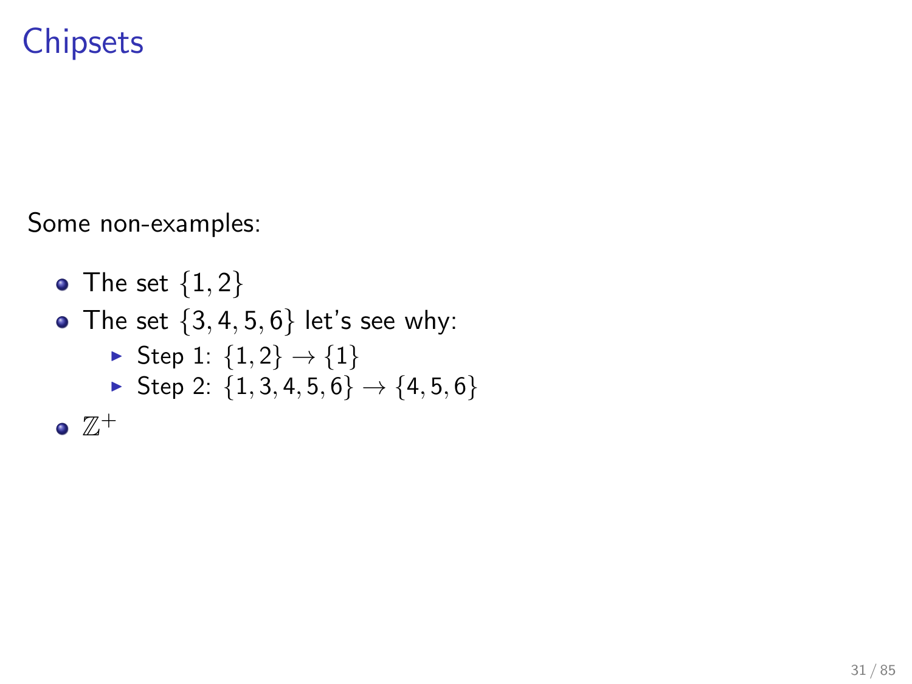# Chipsets

Some non-examples:

- The set $\{1, 2\}$
- The set $\{3, 4, 5, 6\}$ let's see why:
  - Step 1: $\{1, 2\} \to \{1\}$
  - Step 2: $\{1, 3, 4, 5, 6\} \to \{4, 5, 6\}$
- $\mathbb{Z}^+$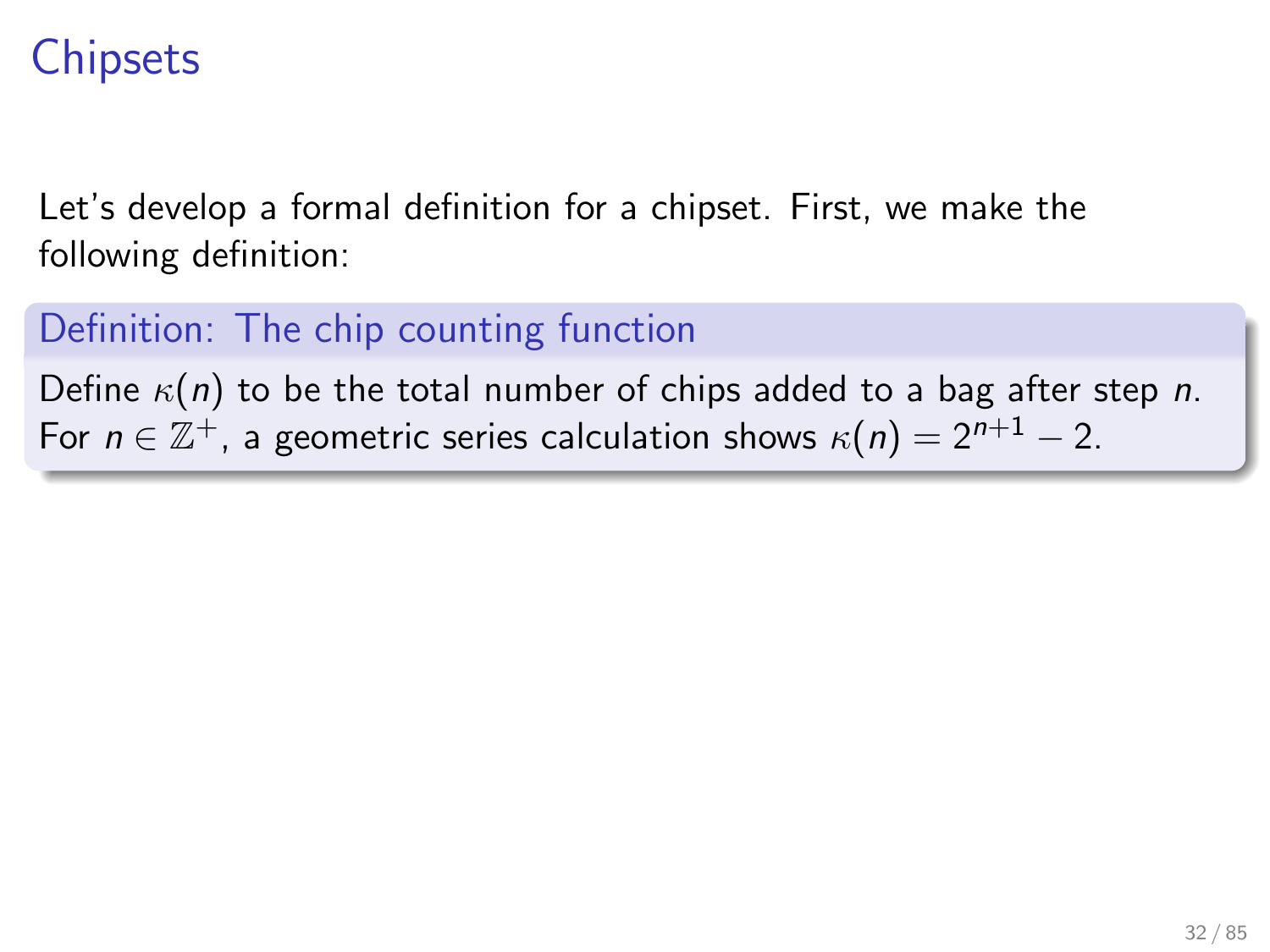# Chipsets

Let's develop a formal definition for a chipset. First, we make the following definition:

**Definition: The chip counting function**

Define $\kappa(n)$ to be the total number of chips added to a bag after step $n$. For $n \in \mathbb{Z}^+$, a geometric series calculation shows $\kappa(n) = 2^{n+1} - 2$.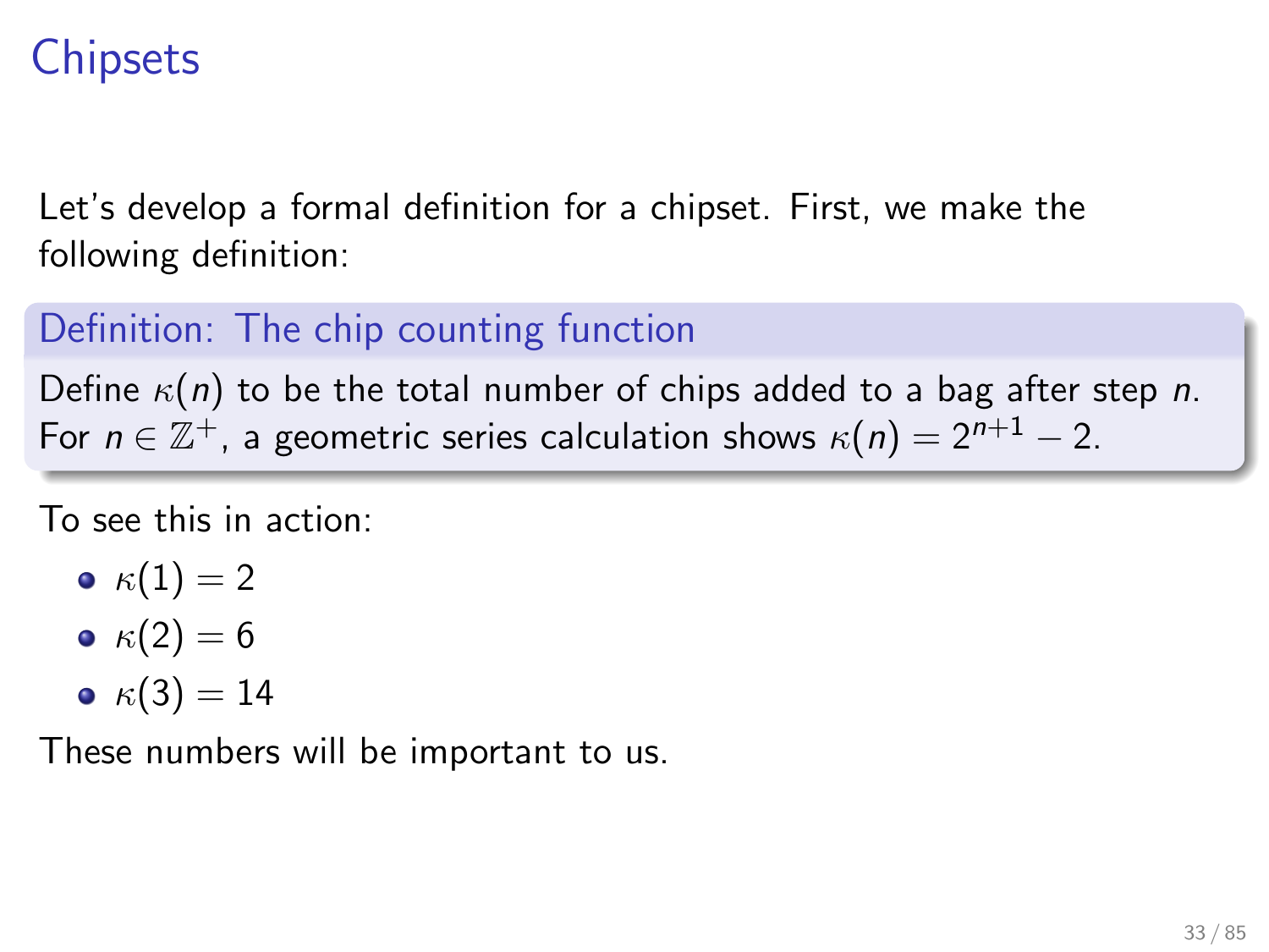# Chipsets

Let's develop a formal definition for a chipset. First, we make the following definition:

**Definition: The chip counting function**

Define $\kappa(n)$ to be the total number of chips added to a bag after step $n$. For $n \in \mathbb{Z}^+$, a geometric series calculation shows $\kappa(n) = 2^{n+1} - 2$.

To see this in action:

- $\kappa(1) = 2$
- $\kappa(2) = 6$
- $\kappa(3) = 14$

These numbers will be important to us.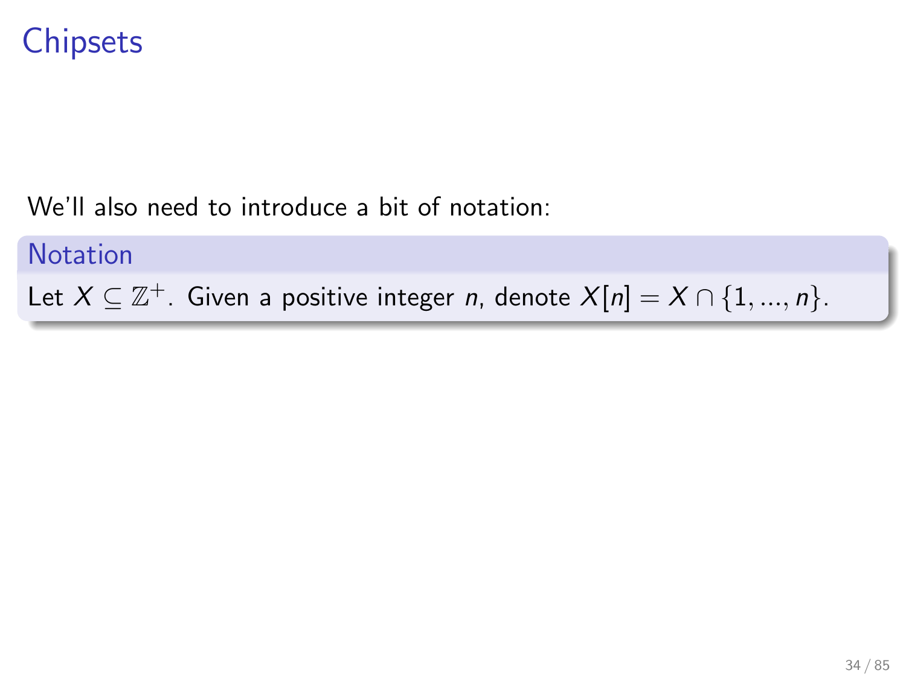# Chipsets

We'll also need to introduce a bit of notation:

**Notation**

Let $X \subseteq \mathbb{Z}^+$. Given a positive integer $n$, denote $X[n] = X \cap \{1, ..., n\}$.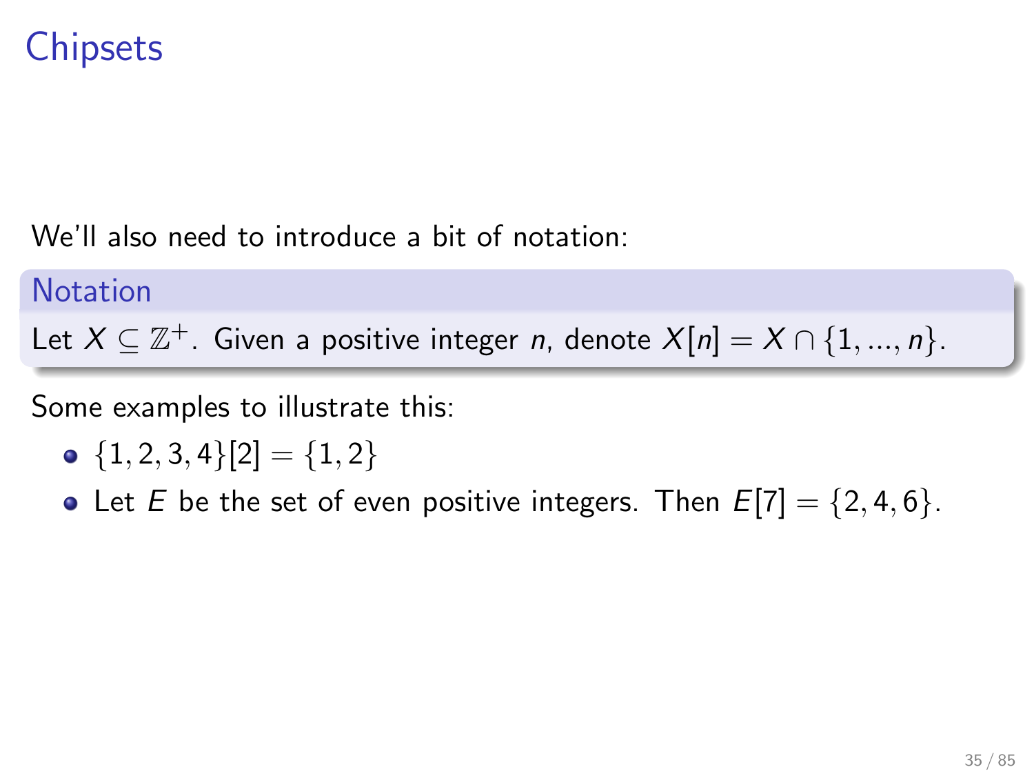# Chipsets

We'll also need to introduce a bit of notation:

**Notation**

Let $X \subseteq \mathbb{Z}^+$. Given a positive integer $n$, denote $X[n] = X \cap \{1, ..., n\}$.

Some examples to illustrate this:

- $\{1, 2, 3, 4\}[2] = \{1, 2\}$
- Let $E$ be the set of even positive integers. Then $E[7] = \{2, 4, 6\}$.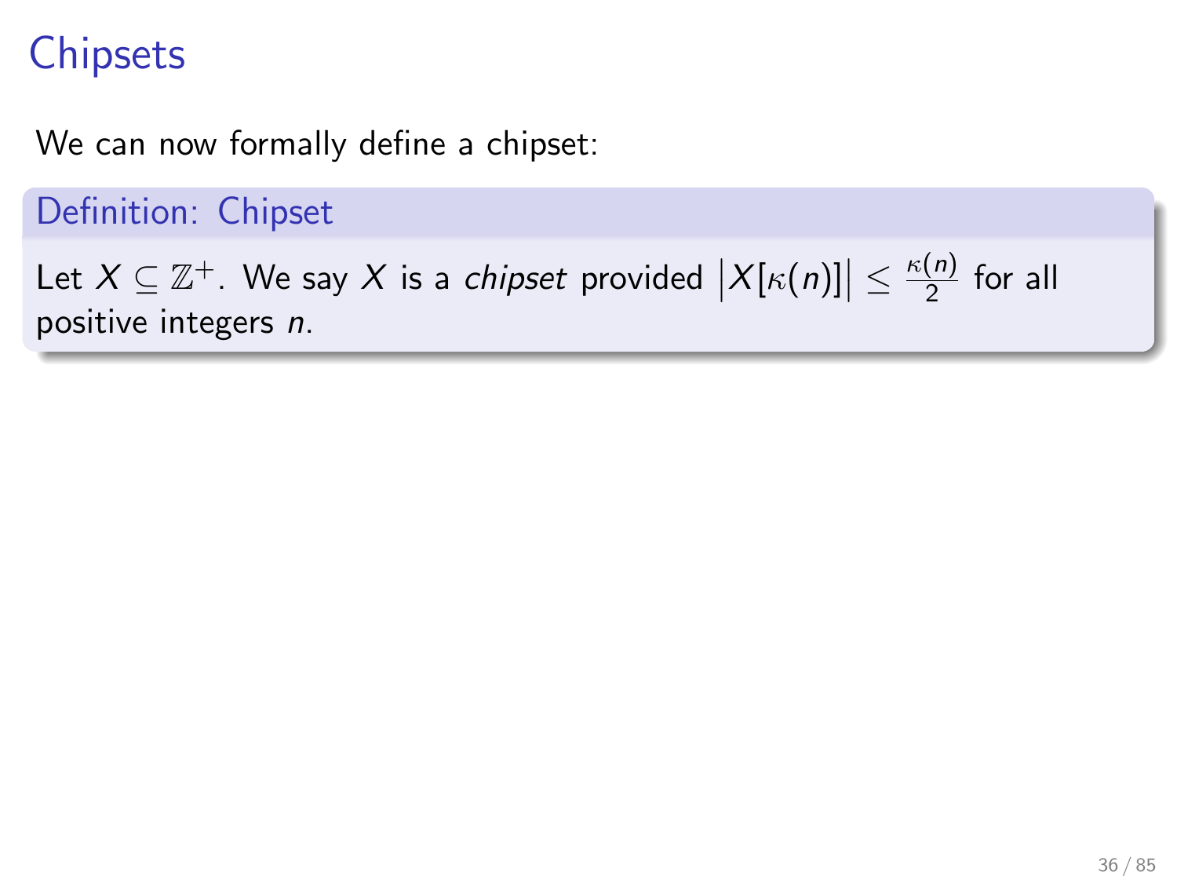# Chipsets

We can now formally define a chipset:

**Definition: Chipset**

Let $X \subseteq \mathbb{Z}^+$. We say $X$ is a *chipset* provided $\left|X[\kappa(n)]\right| \leq \frac{\kappa(n)}{2}$ for all positive integers $n$.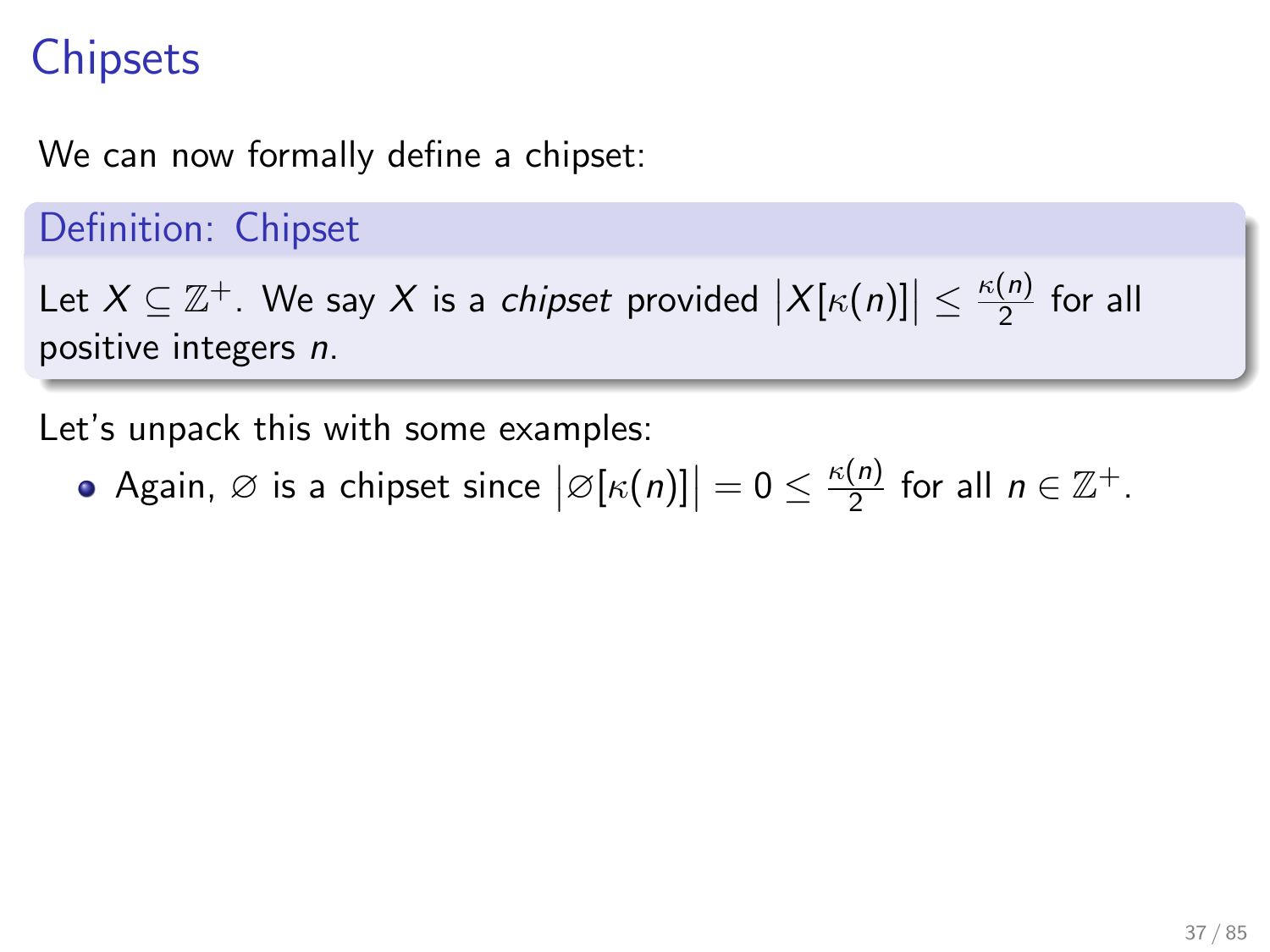# Chipsets

We can now formally define a chipset:

**Definition: Chipset**

Let $X \subseteq \mathbb{Z}^+$. We say $X$ is a *chipset* provided $\left|X[\kappa(n)]\right| \leq \frac{\kappa(n)}{2}$ for all positive integers $n$.

Let's unpack this with some examples:

- Again, $\varnothing$ is a chipset since $\left|\varnothing[\kappa(n)]\right| = 0 \leq \frac{\kappa(n)}{2}$ for all $n \in \mathbb{Z}^+$.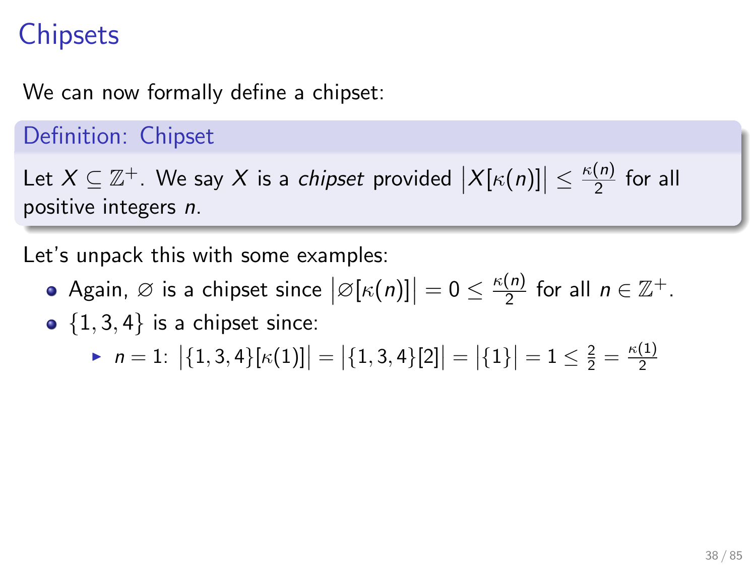# Chipsets

We can now formally define a chipset:

**Definition: Chipset**

Let $X \subseteq \mathbb{Z}^+$. We say $X$ is a *chipset* provided $\left|X[\kappa(n)]\right| \leq \frac{\kappa(n)}{2}$ for all positive integers $n$.

Let's unpack this with some examples:

- Again, $\varnothing$ is a chipset since $\left|\varnothing[\kappa(n)]\right| = 0 \leq \frac{\kappa(n)}{2}$ for all $n \in \mathbb{Z}^+$.
- $\{1, 3, 4\}$ is a chipset since:
  - $n = 1$: $\left|\{1, 3, 4\}[\kappa(1)]\right| = \left|\{1, 3, 4\}[2]\right| = \left|\{1\}\right| = 1 \leq \frac{2}{2} = \frac{\kappa(1)}{2}$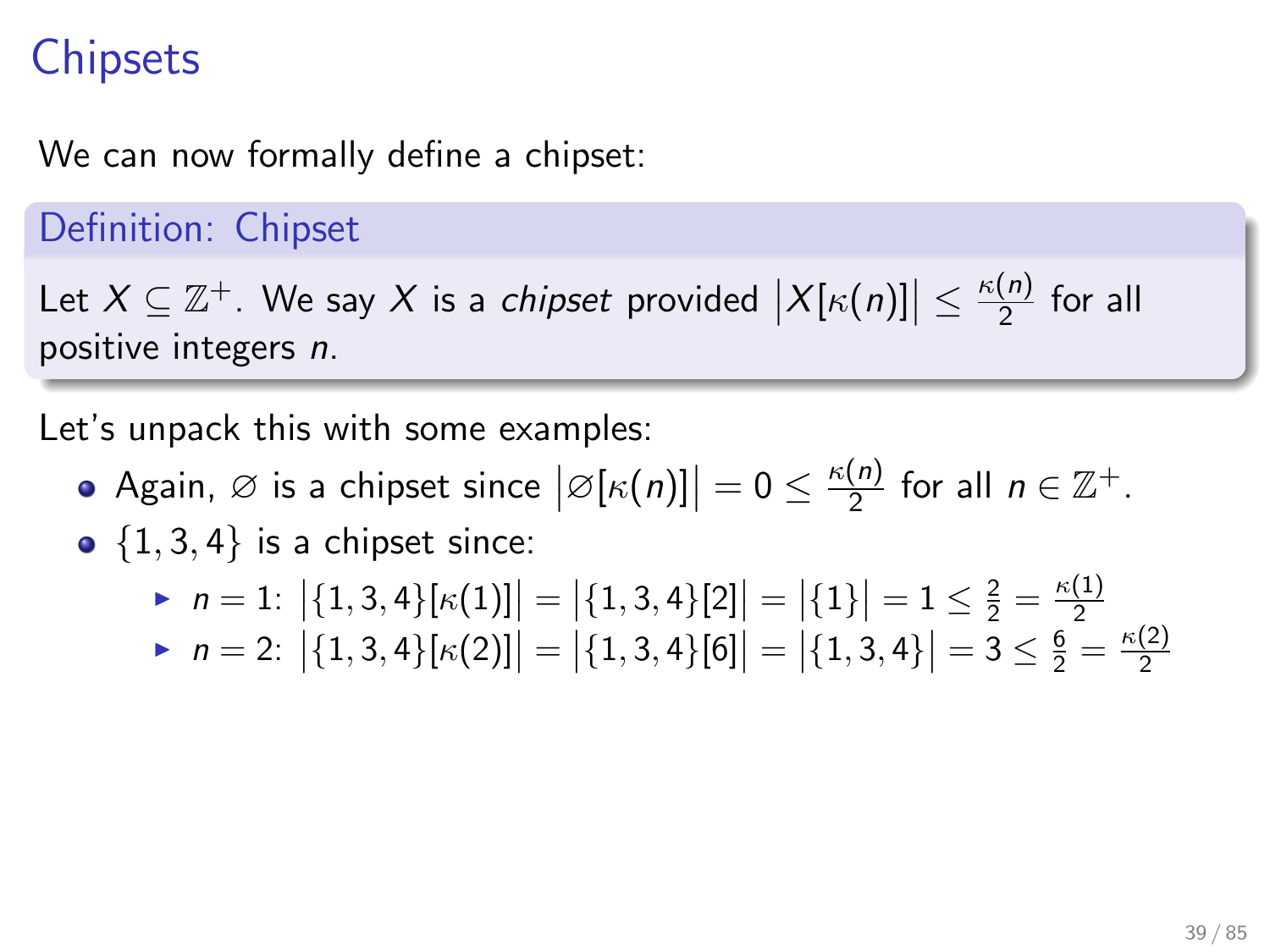# Chipsets

We can now formally define a chipset:

**Definition: Chipset**

Let $X \subseteq \mathbb{Z}^+$. We say $X$ is a *chipset* provided $\left|X[\kappa(n)]\right| \leq \frac{\kappa(n)}{2}$ for all positive integers $n$.

Let's unpack this with some examples:

- Again, $\varnothing$ is a chipset since $\left|\varnothing[\kappa(n)]\right| = 0 \leq \frac{\kappa(n)}{2}$ for all $n \in \mathbb{Z}^+$.
- $\{1, 3, 4\}$ is a chipset since:
  - $n = 1$: $\left|\{1,3,4\}[\kappa(1)]\right| = \left|\{1,3,4\}[2]\right| = \left|\{1\}\right| = 1 \leq \frac{2}{2} = \frac{\kappa(1)}{2}$
  - $n = 2$: $\left|\{1,3,4\}[\kappa(2)]\right| = \left|\{1,3,4\}[6]\right| = \left|\{1,3,4\}\right| = 3 \leq \frac{6}{2} = \frac{\kappa(2)}{2}$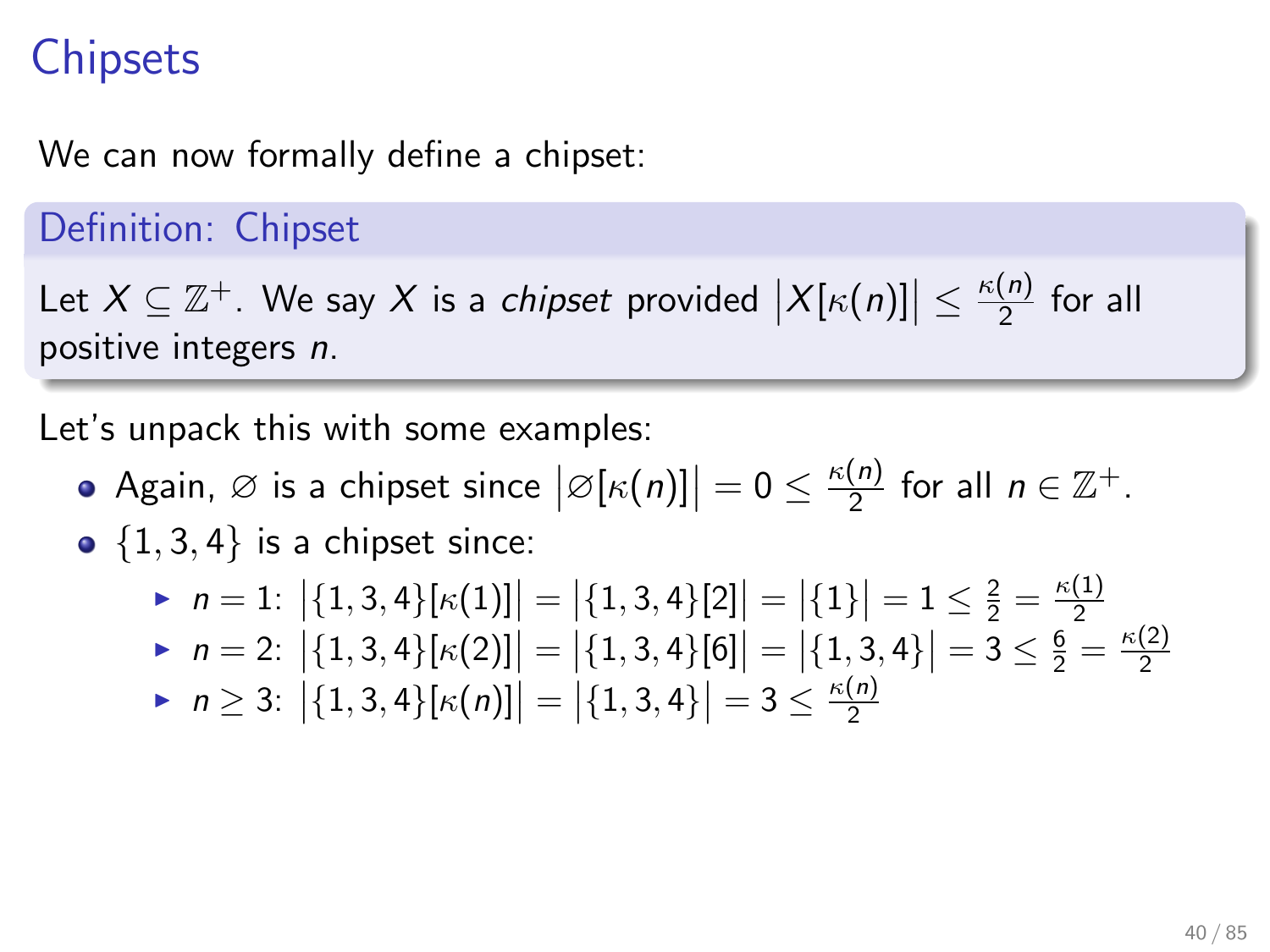# Chipsets

We can now formally define a chipset:

**Definition: Chipset**

Let $X \subseteq \mathbb{Z}^+$. We say $X$ is a *chipset* provided $\left|X[\kappa(n)]\right| \leq \frac{\kappa(n)}{2}$ for all positive integers $n$.

Let's unpack this with some examples:

- Again, $\varnothing$ is a chipset since $\left|\varnothing[\kappa(n)]\right| = 0 \leq \frac{\kappa(n)}{2}$ for all $n \in \mathbb{Z}^+$.
- $\{1, 3, 4\}$ is a chipset since:
  - $n = 1$: $\left|\{1, 3, 4\}[\kappa(1)]\right| = \left|\{1, 3, 4\}[2]\right| = \left|\{1\}\right| = 1 \leq \frac{2}{2} = \frac{\kappa(1)}{2}$
  - $n = 2$: $\left|\{1, 3, 4\}[\kappa(2)]\right| = \left|\{1, 3, 4\}[6]\right| = \left|\{1, 3, 4\}\right| = 3 \leq \frac{6}{2} = \frac{\kappa(2)}{2}$
  - $n \geq 3$: $\left|\{1, 3, 4\}[\kappa(n)]\right| = \left|\{1, 3, 4\}\right| = 3 \leq \frac{\kappa(n)}{2}$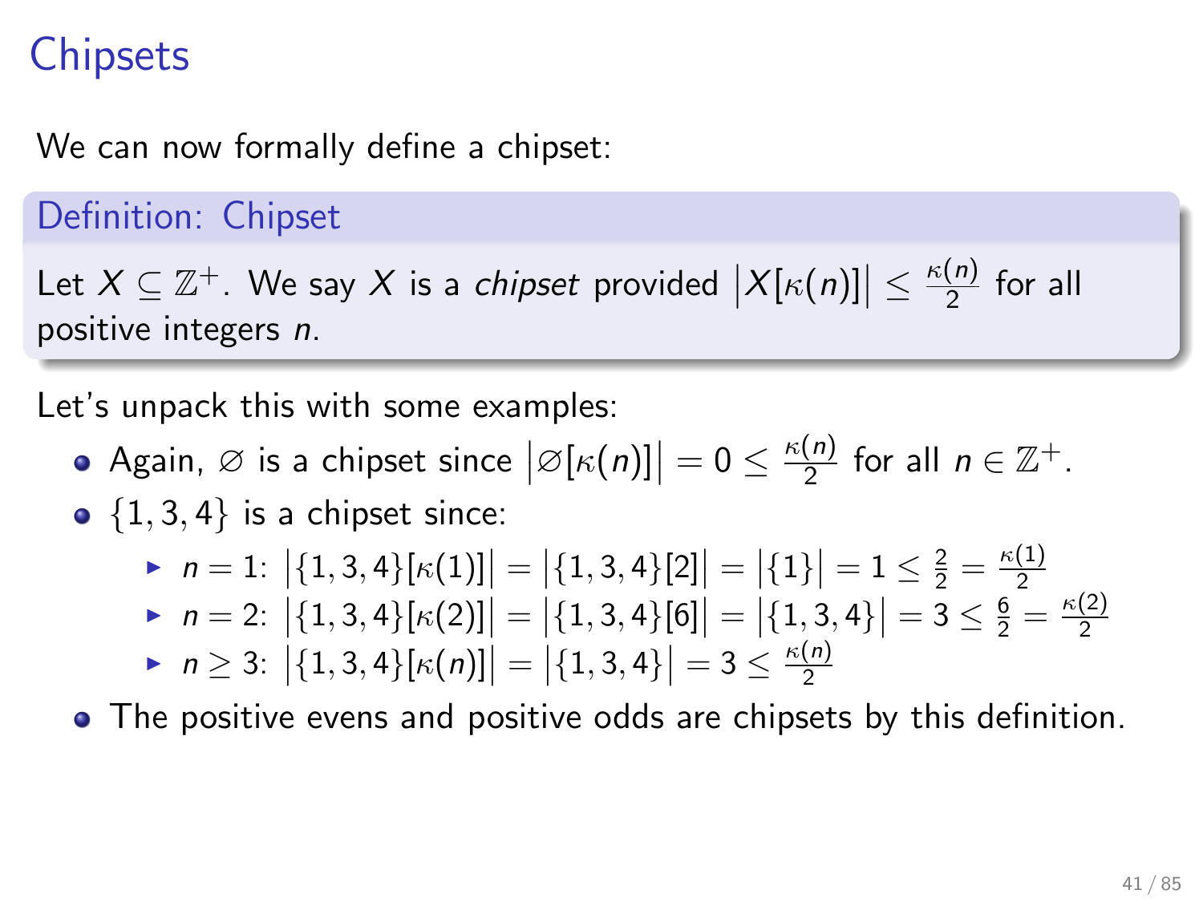# Chipsets

We can now formally define a chipset:

**Definition: Chipset**

Let $X \subseteq \mathbb{Z}^+$. We say $X$ is a *chipset* provided $\left|X[\kappa(n)]\right| \leq \frac{\kappa(n)}{2}$ for all positive integers $n$.

Let's unpack this with some examples:

- Again, $\varnothing$ is a chipset since $\left|\varnothing[\kappa(n)]\right| = 0 \leq \frac{\kappa(n)}{2}$ for all $n \in \mathbb{Z}^+$.
- $\{1, 3, 4\}$ is a chipset since:
  - $n = 1$: $\left|\{1,3,4\}[\kappa(1)]\right| = \left|\{1,3,4\}[2]\right| = \left|\{1\}\right| = 1 \leq \frac{2}{2} = \frac{\kappa(1)}{2}$
  - $n = 2$: $\left|\{1,3,4\}[\kappa(2)]\right| = \left|\{1,3,4\}[6]\right| = \left|\{1,3,4\}\right| = 3 \leq \frac{6}{2} = \frac{\kappa(2)}{2}$
  - $n \geq 3$: $\left|\{1,3,4\}[\kappa(n)]\right| = \left|\{1,3,4\}\right| = 3 \leq \frac{\kappa(n)}{2}$
- The positive evens and positive odds are chipsets by this definition.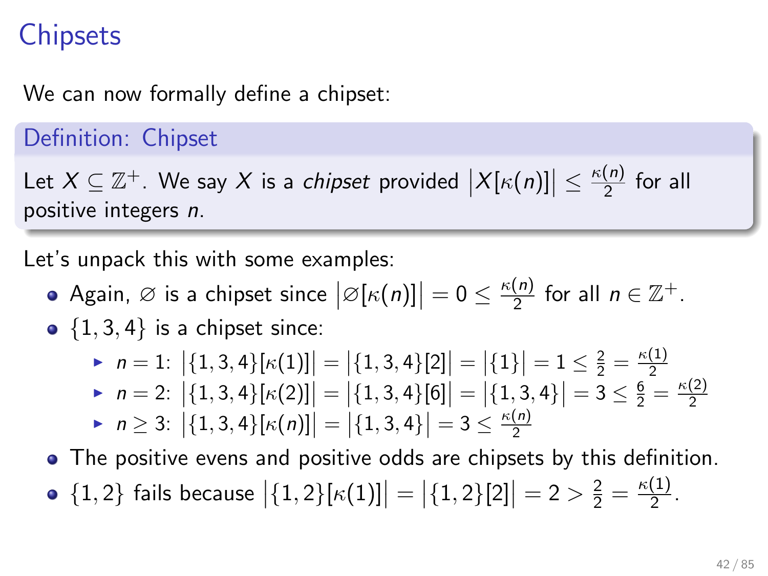# Chipsets

We can now formally define a chipset:

**Definition: Chipset**

Let $X \subseteq \mathbb{Z}^+$. We say $X$ is a *chipset* provided $\left|X[\kappa(n)]\right| \leq \frac{\kappa(n)}{2}$ for all positive integers $n$.

Let's unpack this with some examples:

- Again, $\varnothing$ is a chipset since $\left|\varnothing[\kappa(n)]\right| = 0 \leq \frac{\kappa(n)}{2}$ for all $n \in \mathbb{Z}^+$.
- $\{1, 3, 4\}$ is a chipset since:
  - $n = 1$: $\left|\{1, 3, 4\}[\kappa(1)]\right| = \left|\{1, 3, 4\}[2]\right| = \left|\{1\}\right| = 1 \leq \frac{2}{2} = \frac{\kappa(1)}{2}$
  - $n = 2$: $\left|\{1, 3, 4\}[\kappa(2)]\right| = \left|\{1, 3, 4\}[6]\right| = \left|\{1, 3, 4\}\right| = 3 \leq \frac{6}{2} = \frac{\kappa(2)}{2}$
  - $n \geq 3$: $\left|\{1, 3, 4\}[\kappa(n)]\right| = \left|\{1, 3, 4\}\right| = 3 \leq \frac{\kappa(n)}{2}$
- The positive evens and positive odds are chipsets by this definition.
- $\{1, 2\}$ fails because $\left|\{1, 2\}[\kappa(1)]\right| = \left|\{1, 2\}[2]\right| = 2 > \frac{2}{2} = \frac{\kappa(1)}{2}$.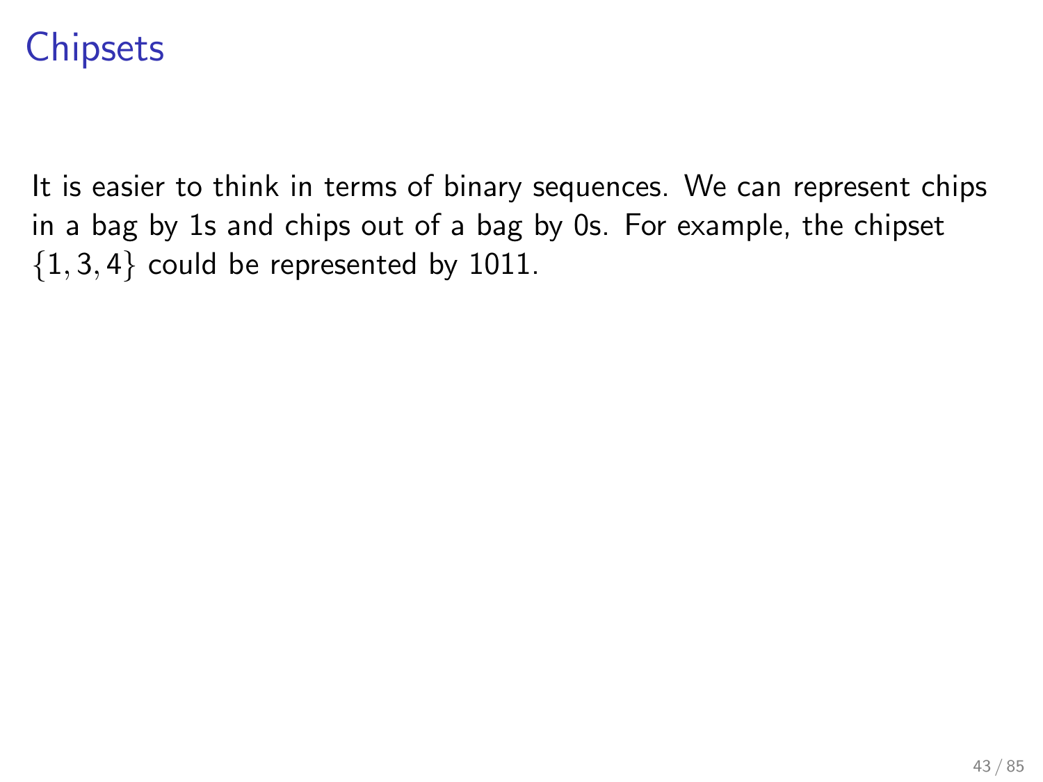# Chipsets

It is easier to think in terms of binary sequences. We can represent chips in a bag by 1s and chips out of a bag by 0s. For example, the chipset $\{1, 3, 4\}$ could be represented by 1011.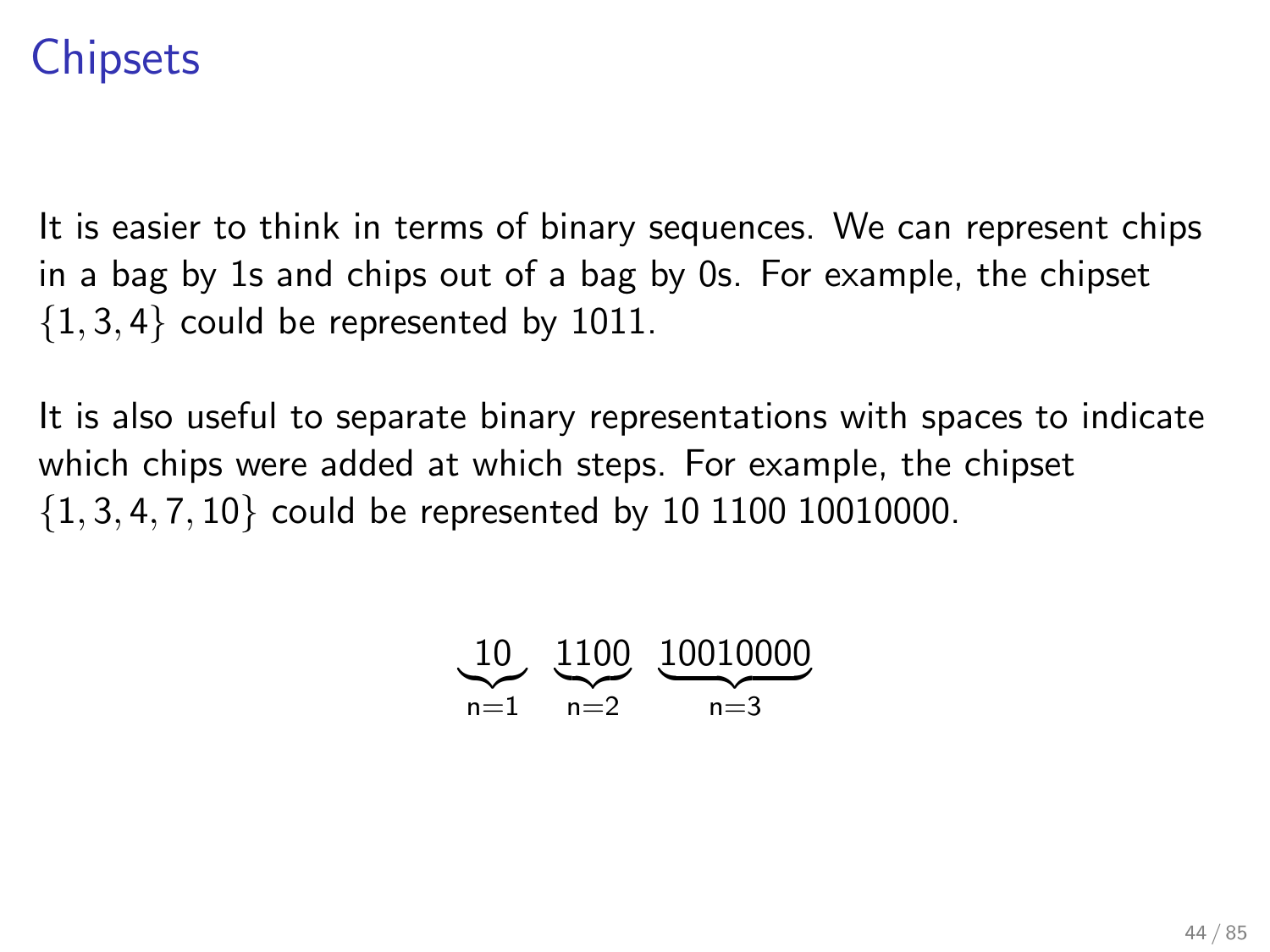# Chipsets

It is easier to think in terms of binary sequences. We can represent chips in a bag by 1s and chips out of a bag by 0s. For example, the chipset $\{1, 3, 4\}$ could be represented by 1011.

It is also useful to separate binary representations with spaces to indicate which chips were added at which steps. For example, the chipset $\{1, 3, 4, 7, 10\}$ could be represented by 10 1100 10010000.

$$\underbrace{10}_{\text{n=1}} \;\; \underbrace{1100}_{\text{n=2}} \;\; \underbrace{10010000}_{\text{n=3}}$$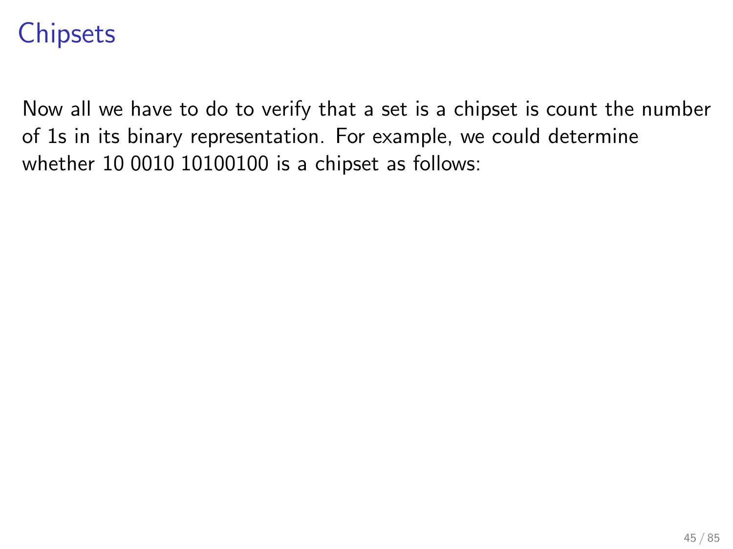# Chipsets

Now all we have to do to verify that a set is a chipset is count the number of 1s in its binary representation. For example, we could determine whether 10 0010 10100100 is a chipset as follows: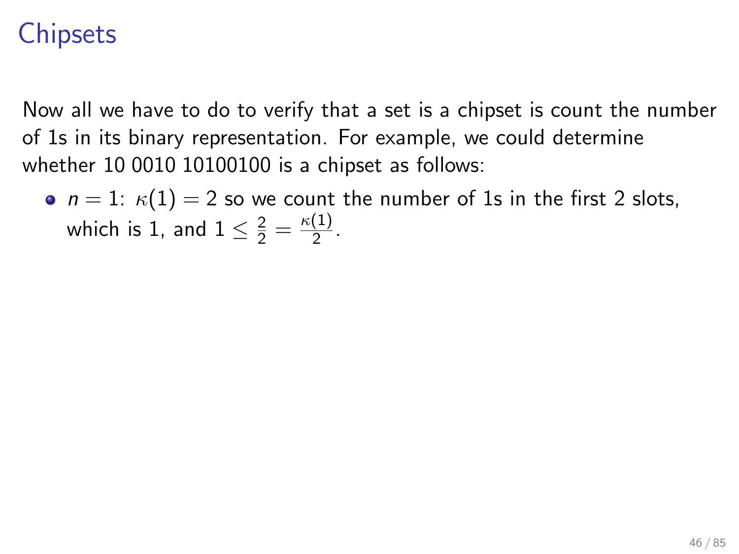# Chipsets

Now all we have to do to verify that a set is a chipset is count the number of 1s in its binary representation. For example, we could determine whether 10 0010 10100100 is a chipset as follows:

- $n = 1$: $\kappa(1) = 2$ so we count the number of 1s in the first 2 slots, which is 1, and $1 \leq \frac{2}{2} = \frac{\kappa(1)}{2}$.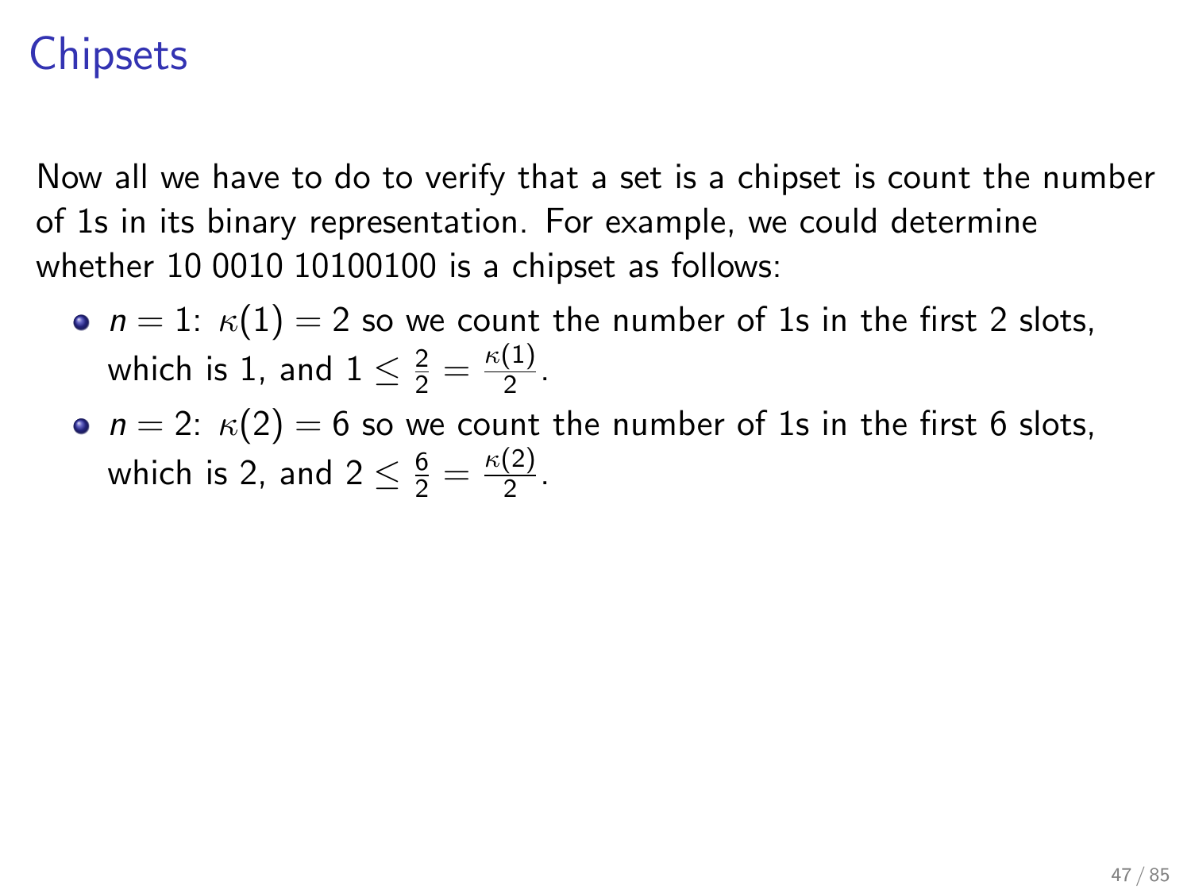# Chipsets

Now all we have to do to verify that a set is a chipset is count the number of 1s in its binary representation. For example, we could determine whether 10 0010 10100100 is a chipset as follows:

- $n = 1$: $\kappa(1) = 2$ so we count the number of 1s in the first 2 slots, which is 1, and $1 \leq \frac{2}{2} = \frac{\kappa(1)}{2}$.
- $n = 2$: $\kappa(2) = 6$ so we count the number of 1s in the first 6 slots, which is 2, and $2 \leq \frac{6}{2} = \frac{\kappa(2)}{2}$.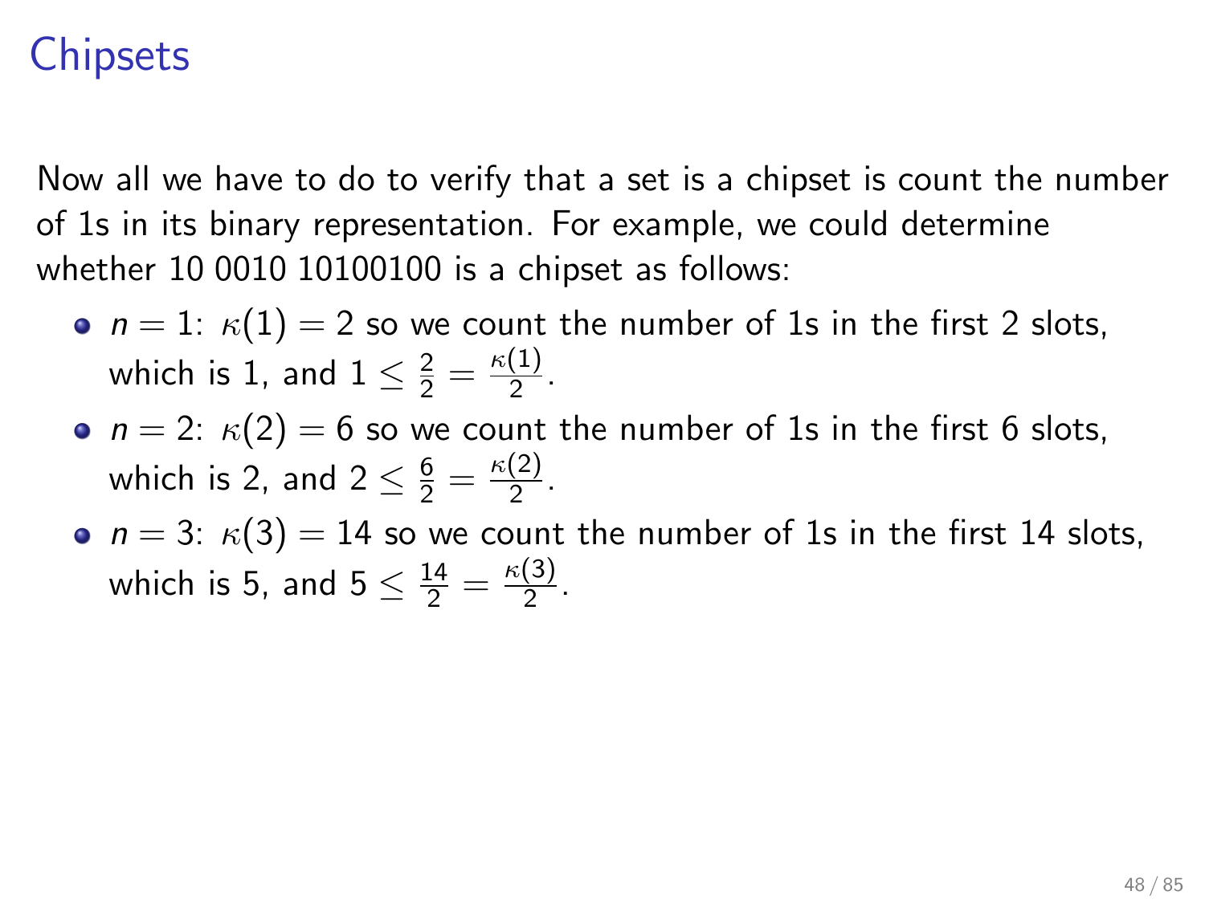# Chipsets

Now all we have to do to verify that a set is a chipset is count the number of 1s in its binary representation. For example, we could determine whether 10 0010 10100100 is a chipset as follows:

- $n = 1$: $\kappa(1) = 2$ so we count the number of 1s in the first 2 slots, which is 1, and $1 \leq \frac{2}{2} = \frac{\kappa(1)}{2}$.
- $n = 2$: $\kappa(2) = 6$ so we count the number of 1s in the first 6 slots, which is 2, and $2 \leq \frac{6}{2} = \frac{\kappa(2)}{2}$.
- $n = 3$: $\kappa(3) = 14$ so we count the number of 1s in the first 14 slots, which is 5, and $5 \leq \frac{14}{2} = \frac{\kappa(3)}{2}$.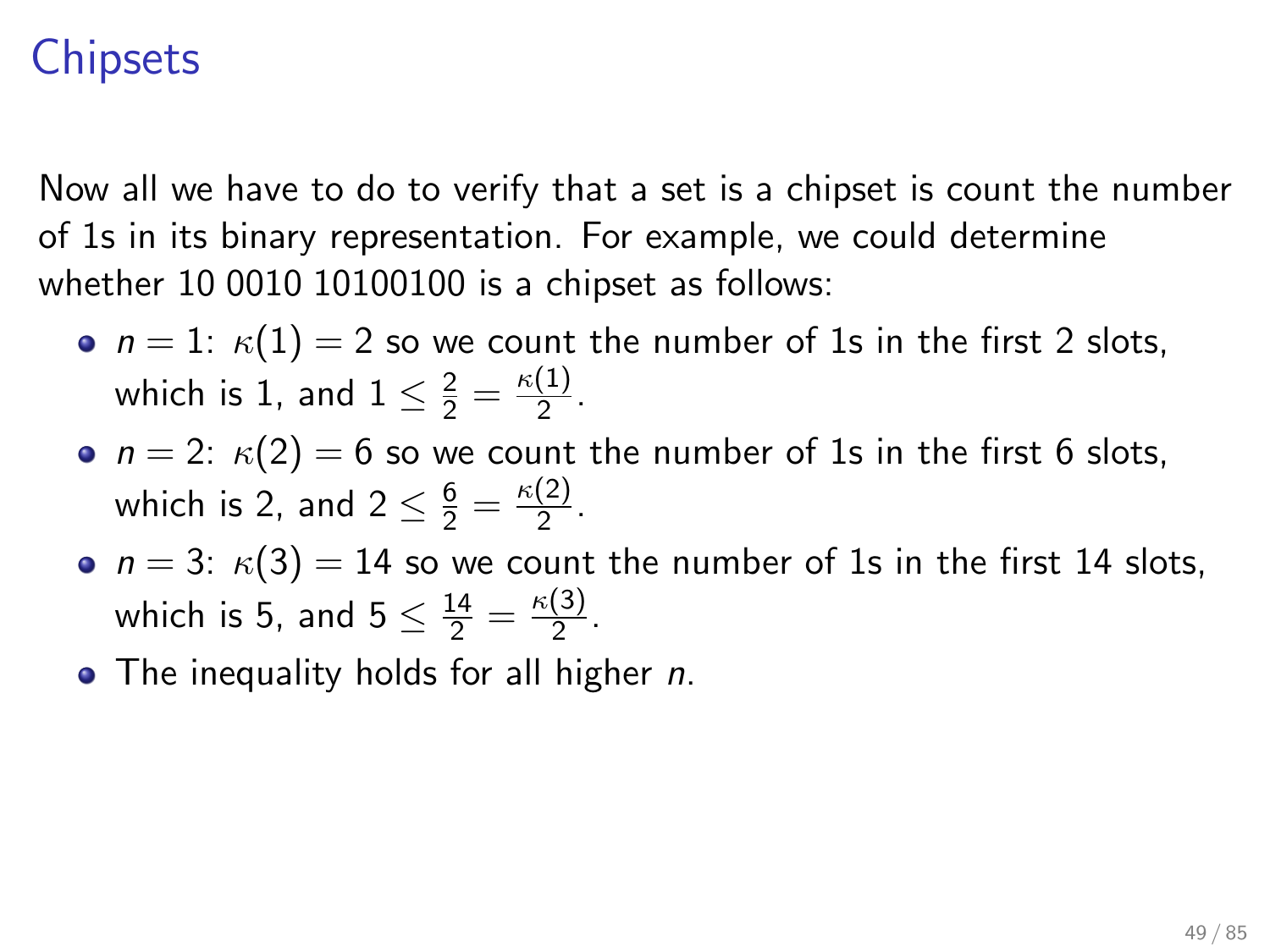# Chipsets

Now all we have to do to verify that a set is a chipset is count the number of 1s in its binary representation. For example, we could determine whether 10 0010 10100100 is a chipset as follows:

- $n = 1$: $\kappa(1) = 2$ so we count the number of 1s in the first 2 slots, which is 1, and $1 \leq \frac{2}{2} = \frac{\kappa(1)}{2}$.
- $n = 2$: $\kappa(2) = 6$ so we count the number of 1s in the first 6 slots, which is 2, and $2 \leq \frac{6}{2} = \frac{\kappa(2)}{2}$.
- $n = 3$: $\kappa(3) = 14$ so we count the number of 1s in the first 14 slots, which is 5, and $5 \leq \frac{14}{2} = \frac{\kappa(3)}{2}$.
- The inequality holds for all higher $n$.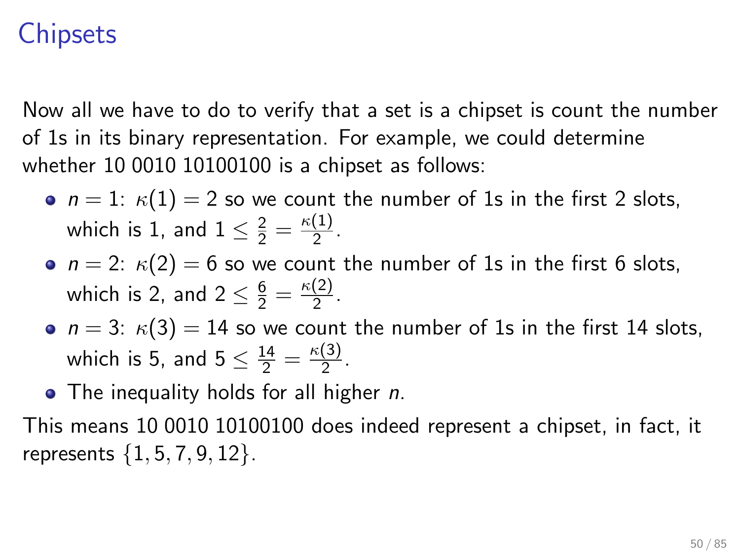# Chipsets

Now all we have to do to verify that a set is a chipset is count the number of 1s in its binary representation. For example, we could determine whether 10 0010 10100100 is a chipset as follows:

- $n = 1$: $\kappa(1) = 2$ so we count the number of 1s in the first 2 slots, which is 1, and $1 \leq \frac{2}{2} = \frac{\kappa(1)}{2}$.
- $n = 2$: $\kappa(2) = 6$ so we count the number of 1s in the first 6 slots, which is 2, and $2 \leq \frac{6}{2} = \frac{\kappa(2)}{2}$.
- $n = 3$: $\kappa(3) = 14$ so we count the number of 1s in the first 14 slots, which is 5, and $5 \leq \frac{14}{2} = \frac{\kappa(3)}{2}$.
- The inequality holds for all higher $n$.

This means 10 0010 10100100 does indeed represent a chipset, in fact, it represents $\{1, 5, 7, 9, 12\}$.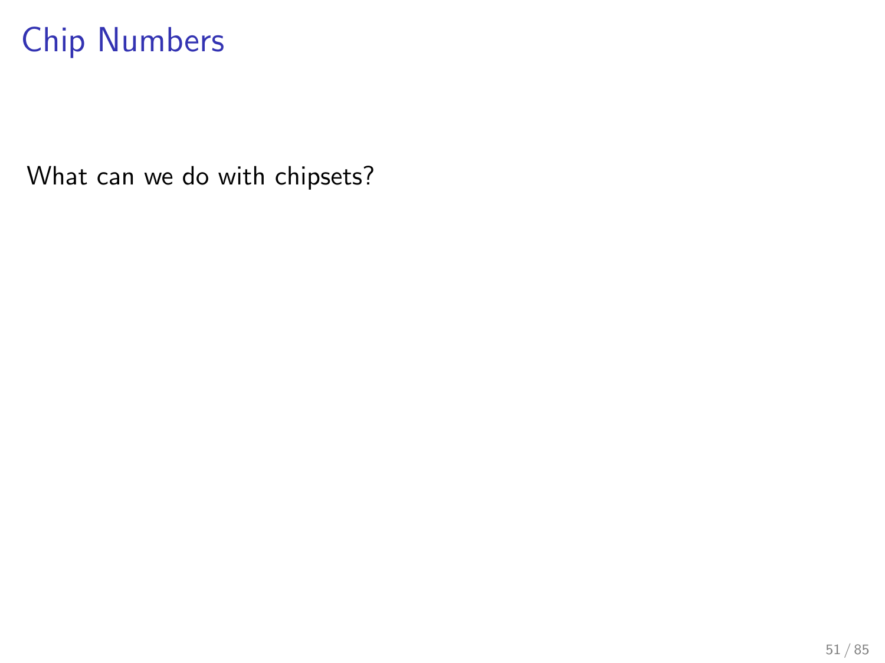# Chip Numbers

What can we do with chipsets?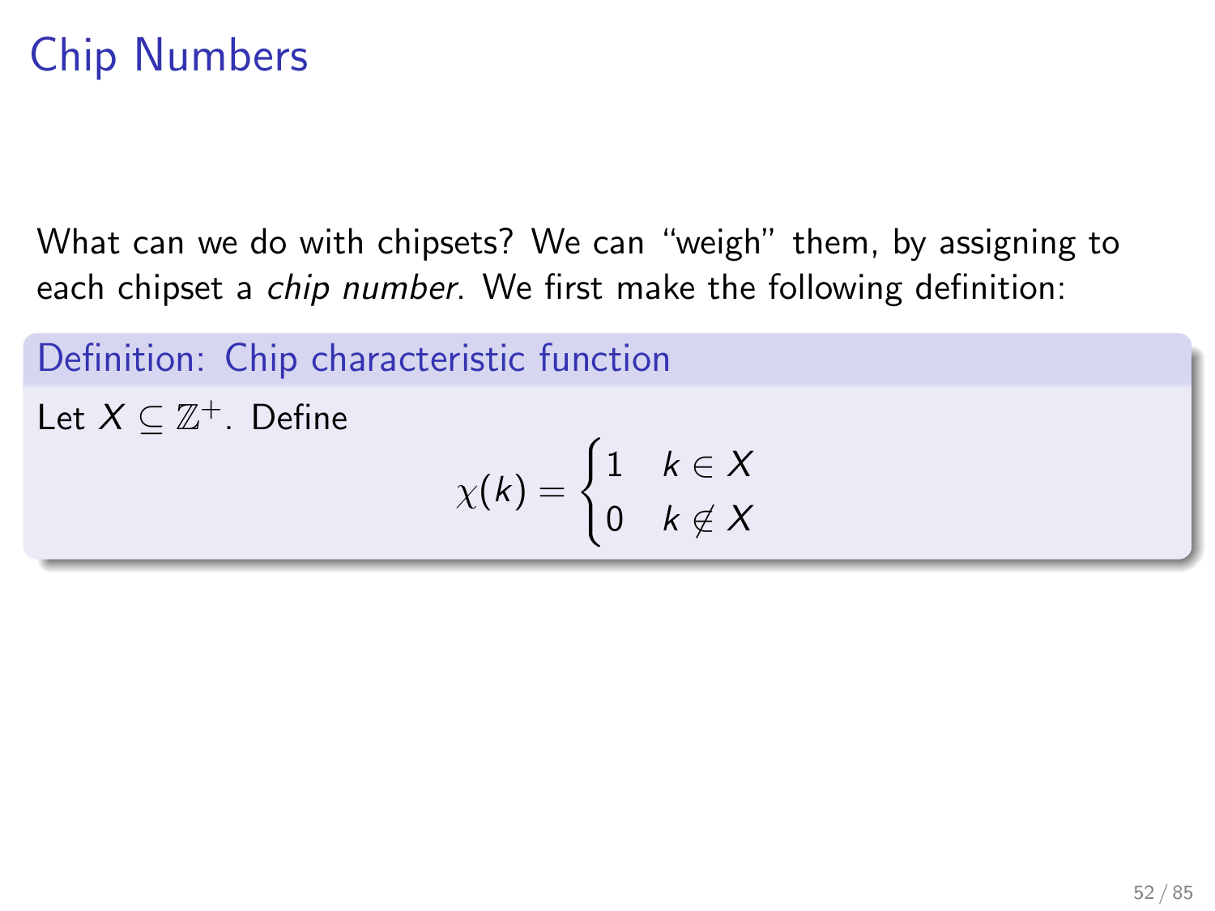# Chip Numbers

What can we do with chipsets? We can "weigh" them, by assigning to each chipset a *chip number*. We first make the following definition:

**Definition: Chip characteristic function**

Let $X \subseteq \mathbb{Z}^+$. Define

$$\chi(k) = \begin{cases} 1 & k \in X \\ 0 & k \notin X \end{cases}$$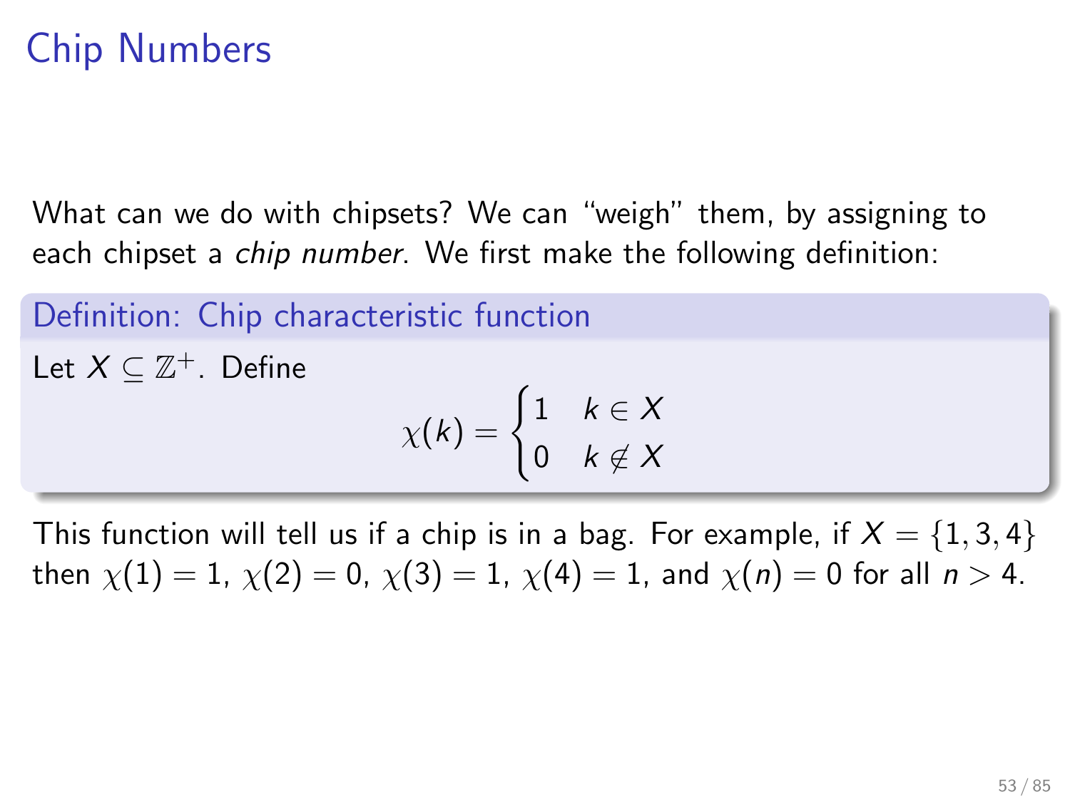# Chip Numbers

What can we do with chipsets? We can "weigh" them, by assigning to each chipset a *chip number*. We first make the following definition:

**Definition: Chip characteristic function**

Let $X \subseteq \mathbb{Z}^+$. Define

$$\chi(k) = \begin{cases} 1 & k \in X \\ 0 & k \notin X \end{cases}$$

This function will tell us if a chip is in a bag. For example, if $X = \{1, 3, 4\}$ then $\chi(1) = 1$, $\chi(2) = 0$, $\chi(3) = 1$, $\chi(4) = 1$, and $\chi(n) = 0$ for all $n > 4$.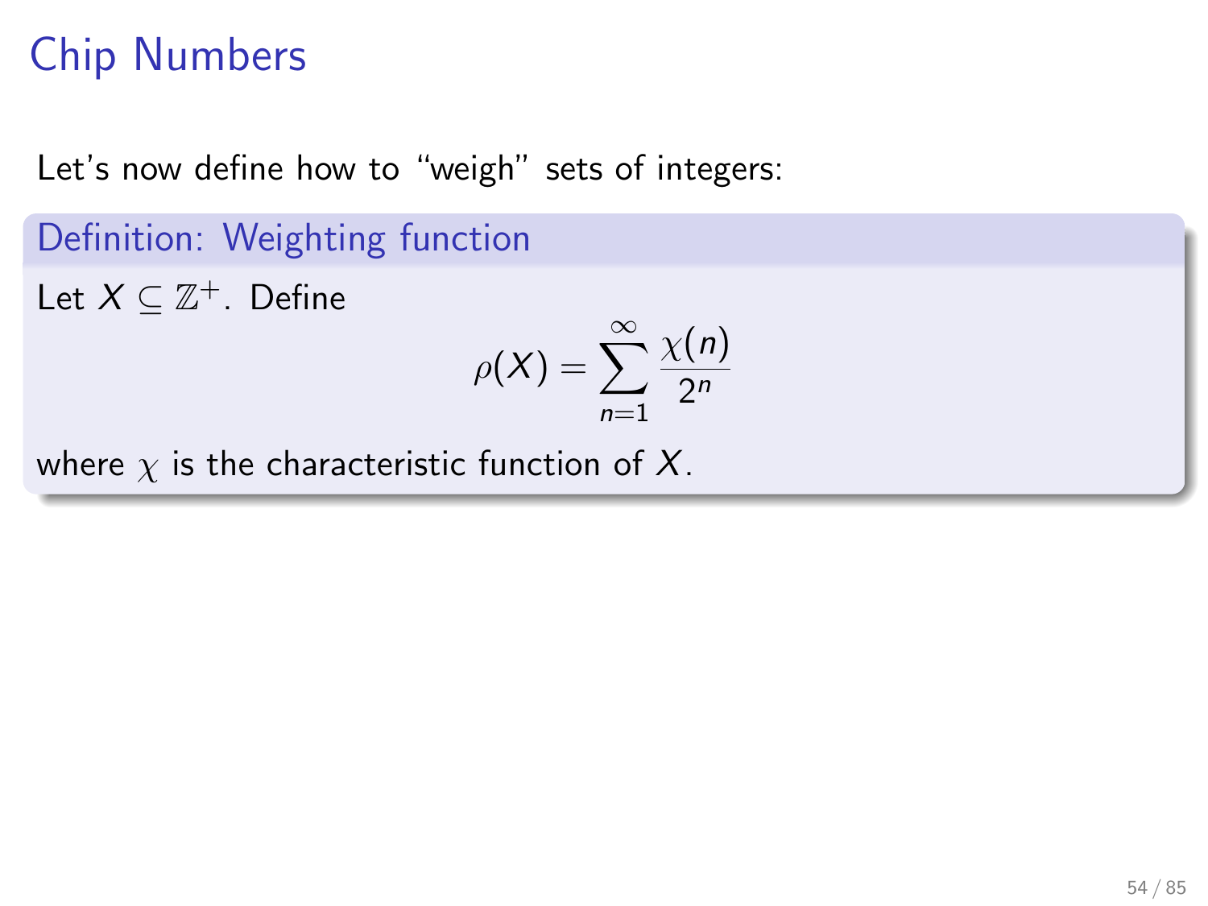# Chip Numbers

Let's now define how to "weigh" sets of integers:

**Definition: Weighting function**

Let $X \subseteq \mathbb{Z}^+$. Define

$$\rho(X) = \sum_{n=1}^{\infty} \frac{\chi(n)}{2^n}$$

where $\chi$ is the characteristic function of $X$.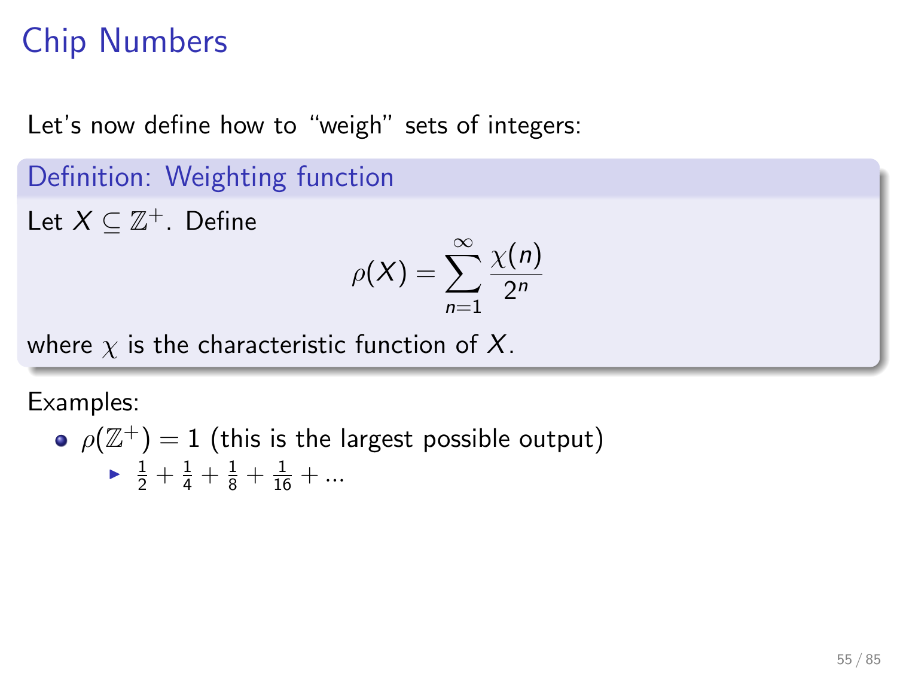# Chip Numbers

Let's now define how to "weigh" sets of integers:

**Definition: Weighting function**

Let $X \subseteq \mathbb{Z}^+$. Define

$$\rho(X) = \sum_{n=1}^{\infty} \frac{\chi(n)}{2^n}$$

where $\chi$ is the characteristic function of $X$.

Examples:

- $\rho(\mathbb{Z}^+) = 1$ (this is the largest possible output)
  - $\frac{1}{2} + \frac{1}{4} + \frac{1}{8} + \frac{1}{16} + \ldots$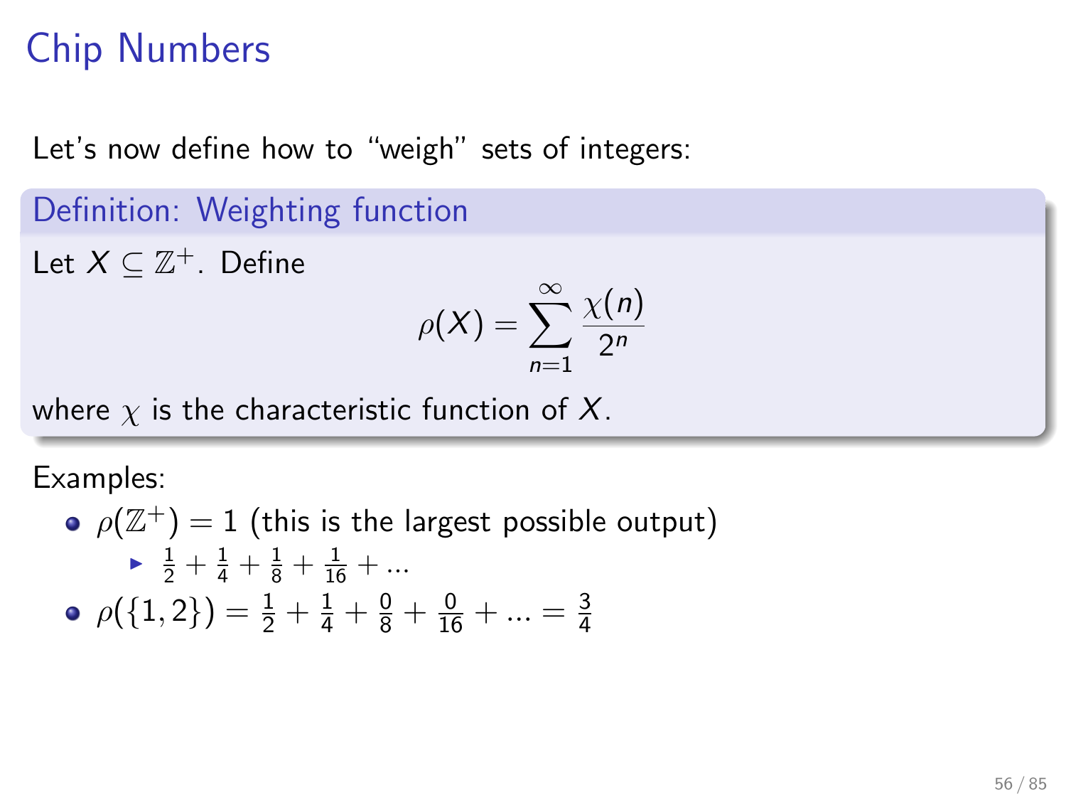# Chip Numbers

Let's now define how to "weigh" sets of integers:

**Definition: Weighting function**

Let $X \subseteq \mathbb{Z}^+$. Define

$$\rho(X) = \sum_{n=1}^{\infty} \frac{\chi(n)}{2^n}$$

where $\chi$ is the characteristic function of $X$.

Examples:

- $\rho(\mathbb{Z}^+) = 1$ (this is the largest possible output)
  - $\frac{1}{2} + \frac{1}{4} + \frac{1}{8} + \frac{1}{16} + \ldots$
- $\rho(\{1, 2\}) = \frac{1}{2} + \frac{1}{4} + \frac{0}{8} + \frac{0}{16} + \ldots = \frac{3}{4}$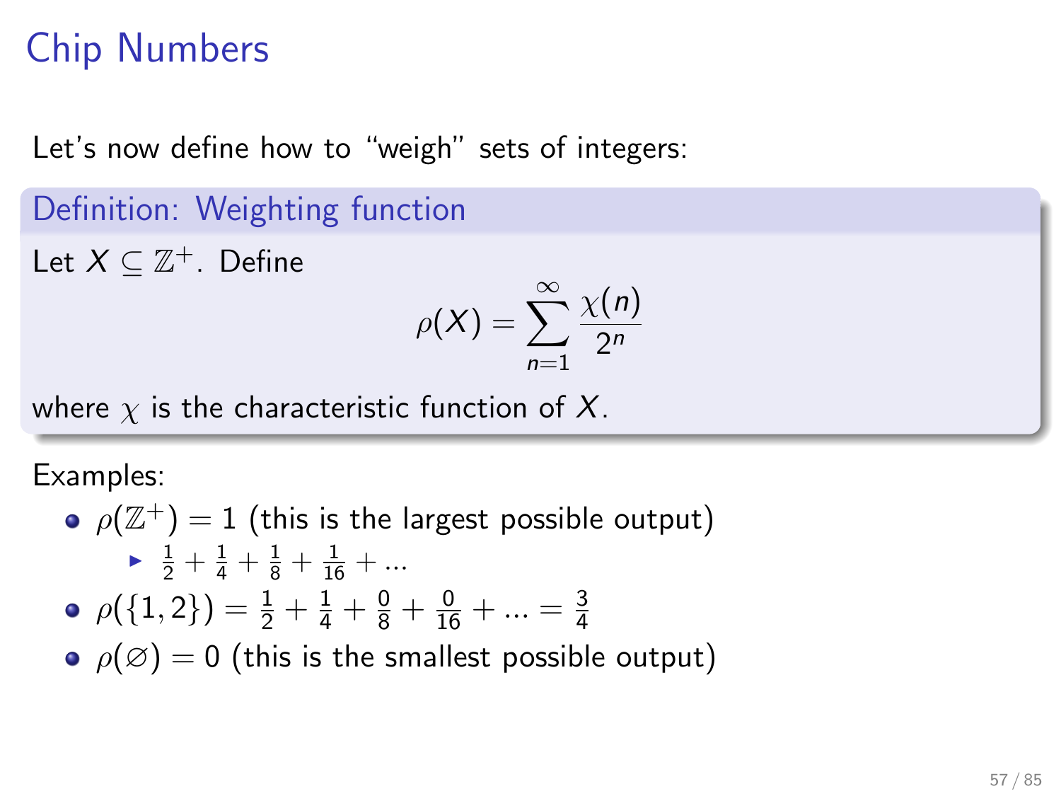# Chip Numbers

Let's now define how to "weigh" sets of integers:

**Definition: Weighting function**

Let $X \subseteq \mathbb{Z}^+$. Define

$$\rho(X) = \sum_{n=1}^{\infty} \frac{\chi(n)}{2^n}$$

where $\chi$ is the characteristic function of $X$.

Examples:

- $\rho(\mathbb{Z}^+) = 1$ (this is the largest possible output)
  - $\frac{1}{2} + \frac{1}{4} + \frac{1}{8} + \frac{1}{16} + \ldots$
- $\rho(\{1, 2\}) = \frac{1}{2} + \frac{1}{4} + \frac{0}{8} + \frac{0}{16} + \ldots = \frac{3}{4}$
- $\rho(\varnothing) = 0$ (this is the smallest possible output)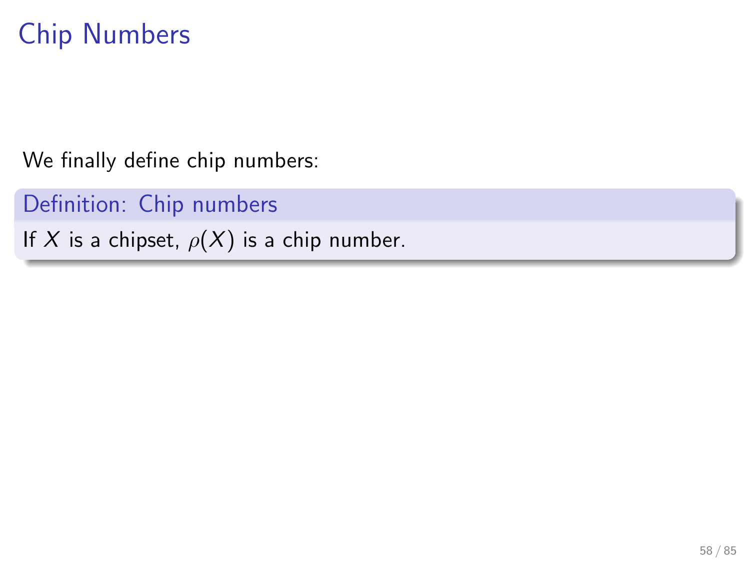# Chip Numbers

We finally define chip numbers:

**Definition: Chip numbers**

If $X$ is a chipset, $\rho(X)$ is a chip number.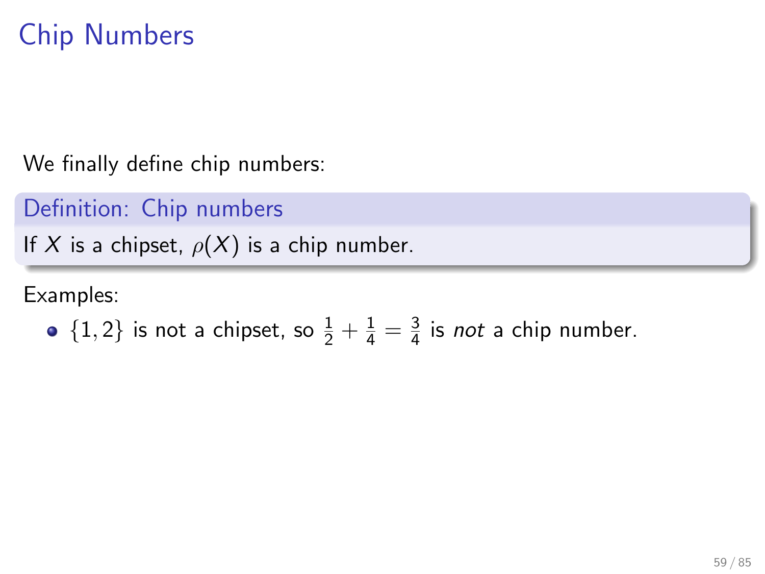# Chip Numbers

We finally define chip numbers:

**Definition: Chip numbers**

If $X$ is a chipset, $\rho(X)$ is a chip number.

Examples:

- $\{1, 2\}$ is not a chipset, so $\frac{1}{2} + \frac{1}{4} = \frac{3}{4}$ is *not* a chip number.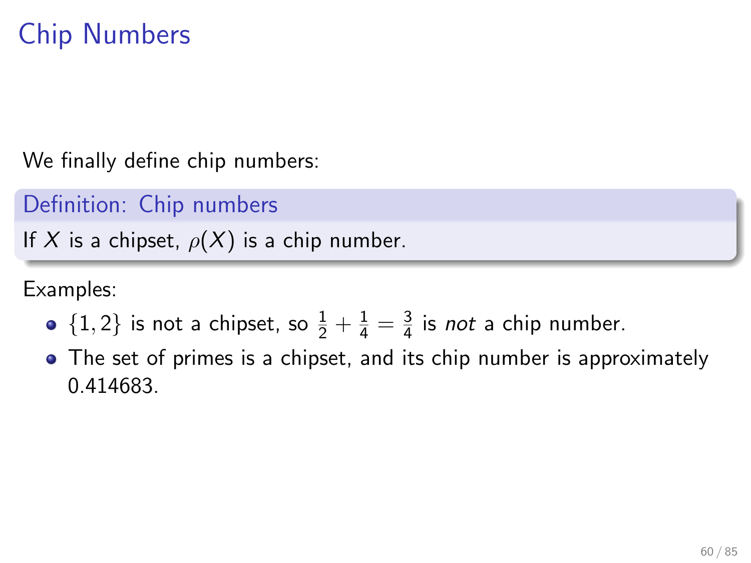# Chip Numbers

We finally define chip numbers:

**Definition: Chip numbers**

If $X$ is a chipset, $\rho(X)$ is a chip number.

Examples:

- $\{1, 2\}$ is not a chipset, so $\frac{1}{2} + \frac{1}{4} = \frac{3}{4}$ is *not* a chip number.
- The set of primes is a chipset, and its chip number is approximately 0.414683.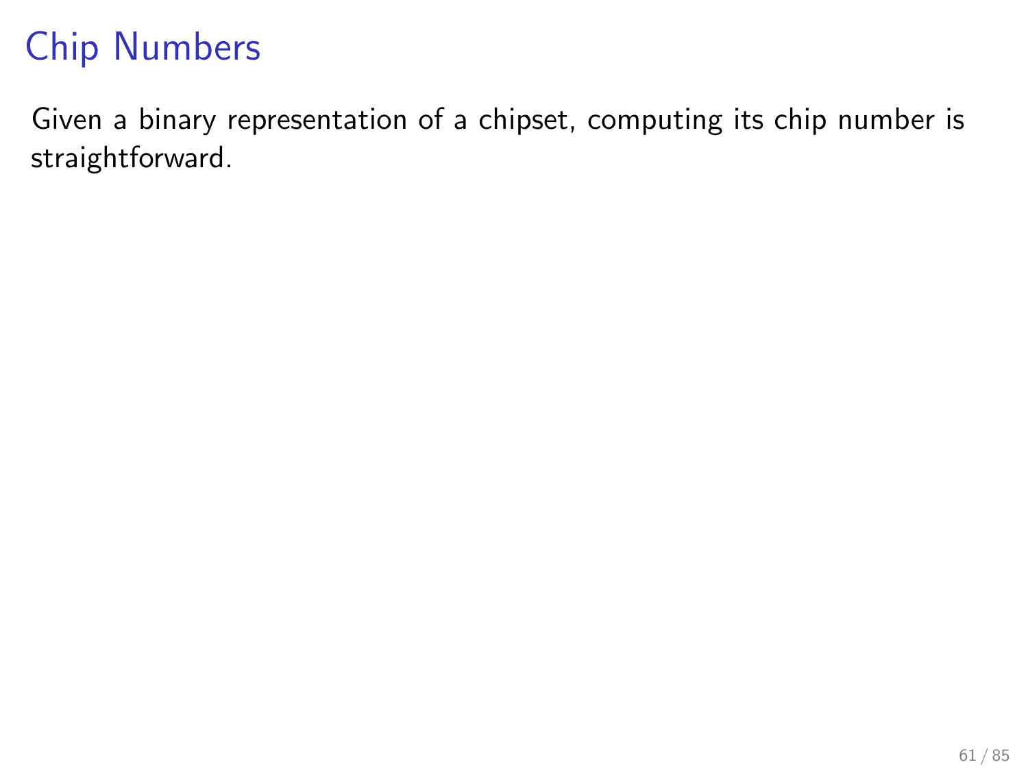# Chip Numbers

Given a binary representation of a chipset, computing its chip number is straightforward.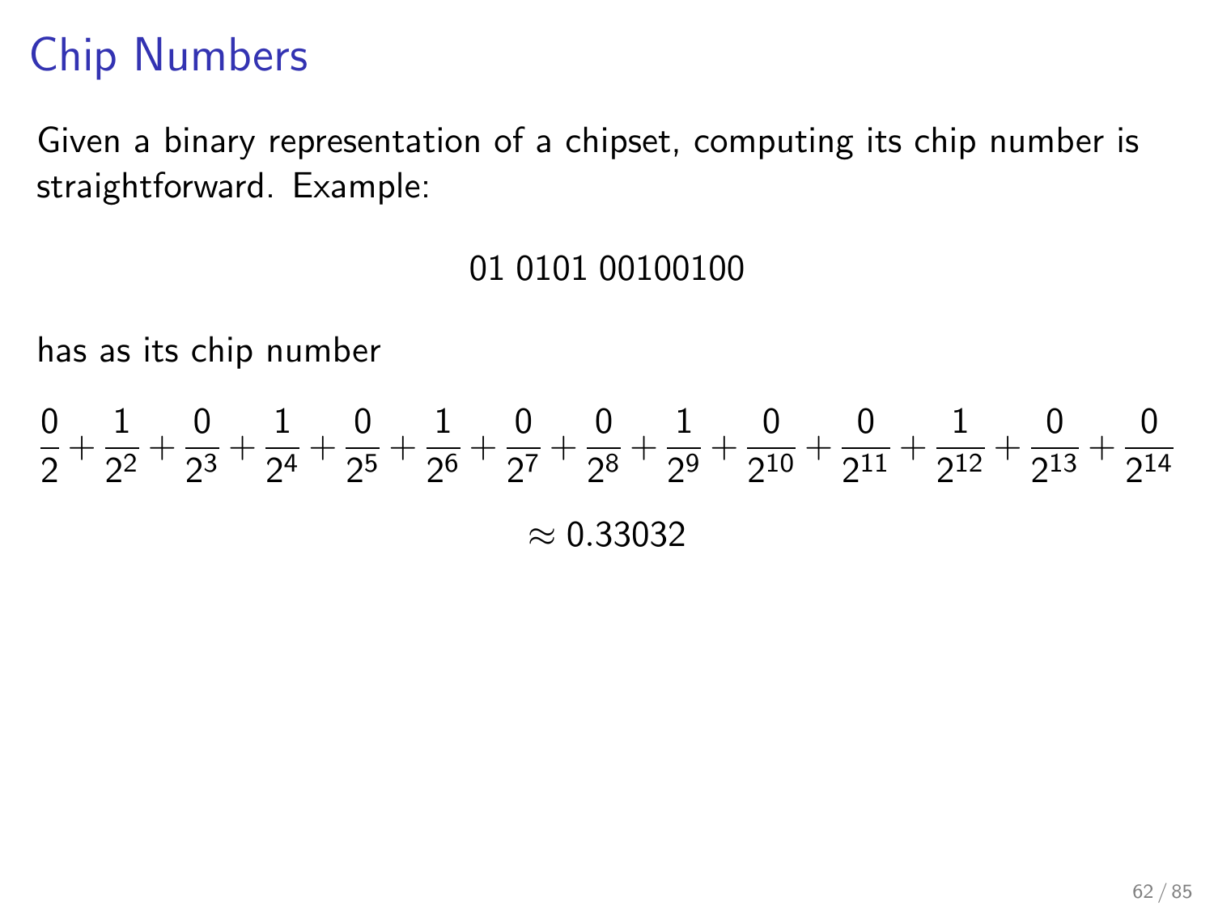# Chip Numbers

Given a binary representation of a chipset, computing its chip number is straightforward. Example:

01 0101 00100100

has as its chip number

$$\frac{0}{2}+\frac{1}{2^2}+\frac{0}{2^3}+\frac{1}{2^4}+\frac{0}{2^5}+\frac{1}{2^6}+\frac{0}{2^7}+\frac{0}{2^8}+\frac{1}{2^9}+\frac{0}{2^{10}}+\frac{0}{2^{11}}+\frac{1}{2^{12}}+\frac{0}{2^{13}}+\frac{0}{2^{14}}$$

$$\approx 0.33032$$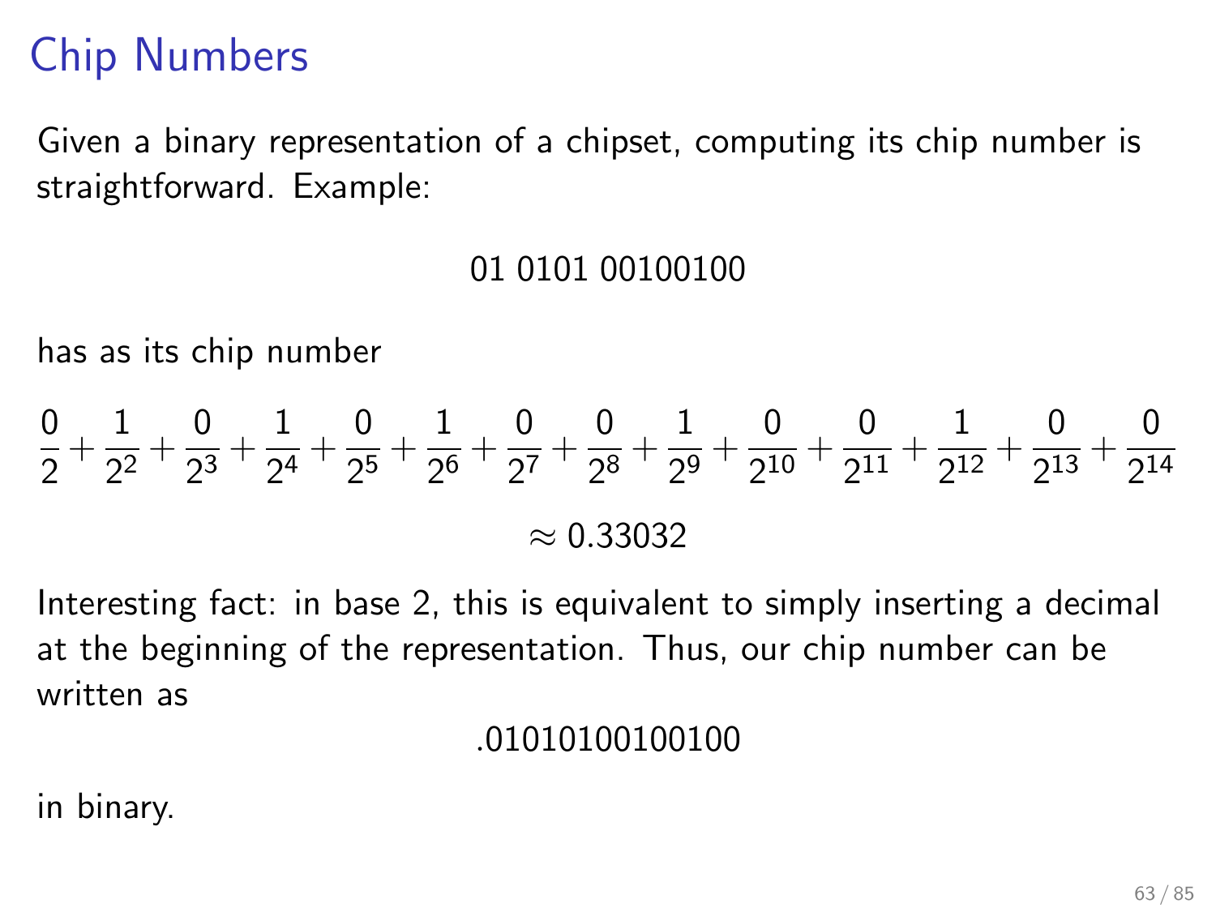# Chip Numbers

Given a binary representation of a chipset, computing its chip number is straightforward. Example:

01 0101 00100100

has as its chip number

$$\frac{0}{2} + \frac{1}{2^2} + \frac{0}{2^3} + \frac{1}{2^4} + \frac{0}{2^5} + \frac{1}{2^6} + \frac{0}{2^7} + \frac{0}{2^8} + \frac{1}{2^9} + \frac{0}{2^{10}} + \frac{0}{2^{11}} + \frac{1}{2^{12}} + \frac{0}{2^{13}} + \frac{0}{2^{14}}$$

$$\approx 0.33032$$

Interesting fact: in base 2, this is equivalent to simply inserting a decimal at the beginning of the representation. Thus, our chip number can be written as

.01010100100100

in binary.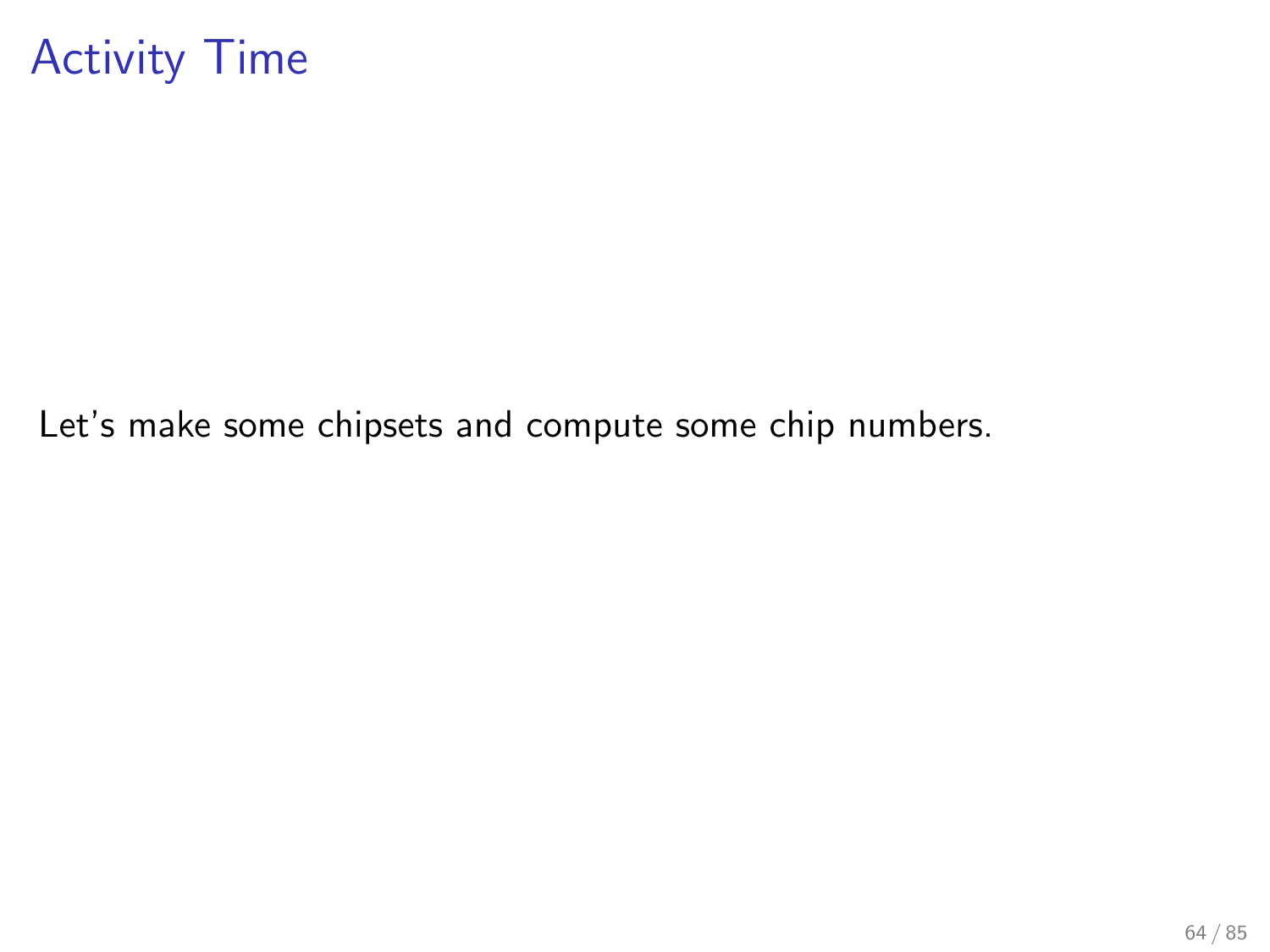# Activity Time

Let's make some chipsets and compute some chip numbers.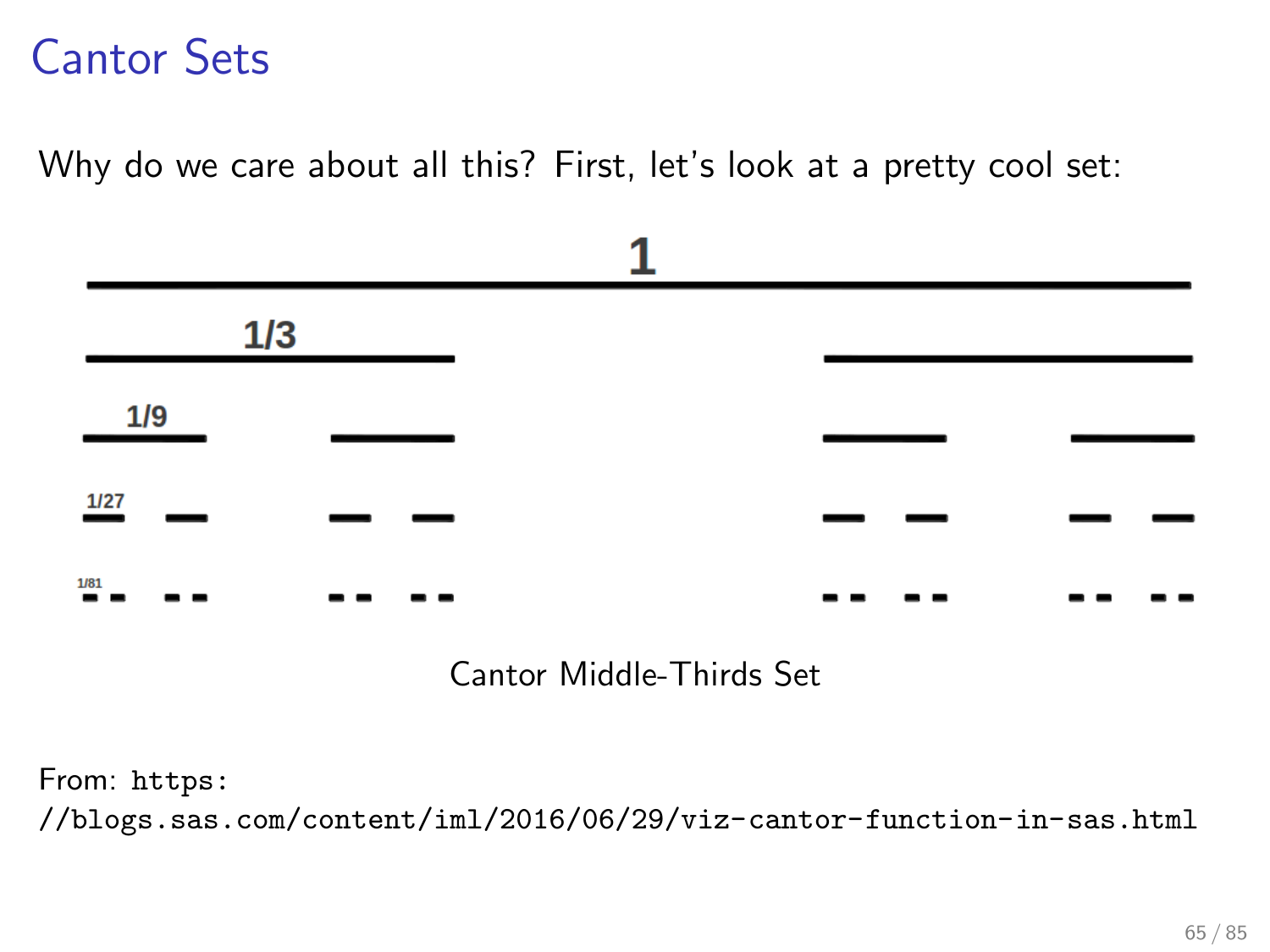# Cantor Sets

Why do we care about all this? First, let's look at a pretty cool set:

Cantor Middle-Thirds Set

From: https://blogs.sas.com/content/iml/2016/06/29/viz-cantor-function-in-sas.html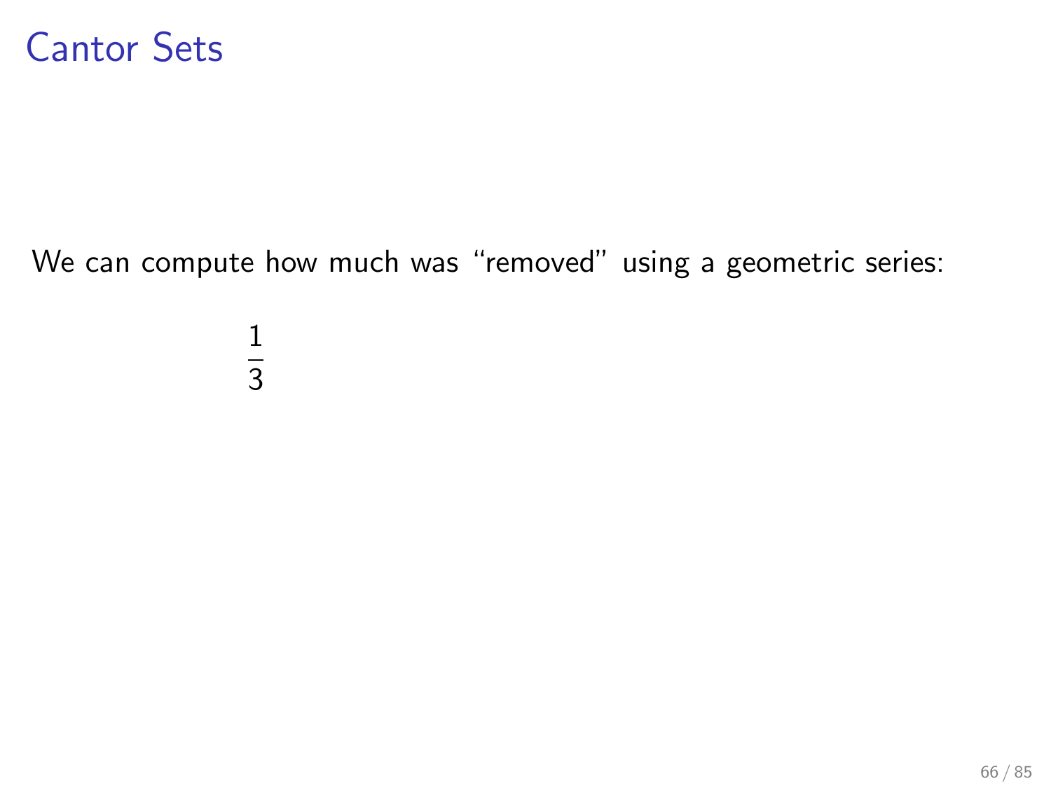# Cantor Sets

We can compute how much was “removed” using a geometric series:

$$\frac{1}{3}$$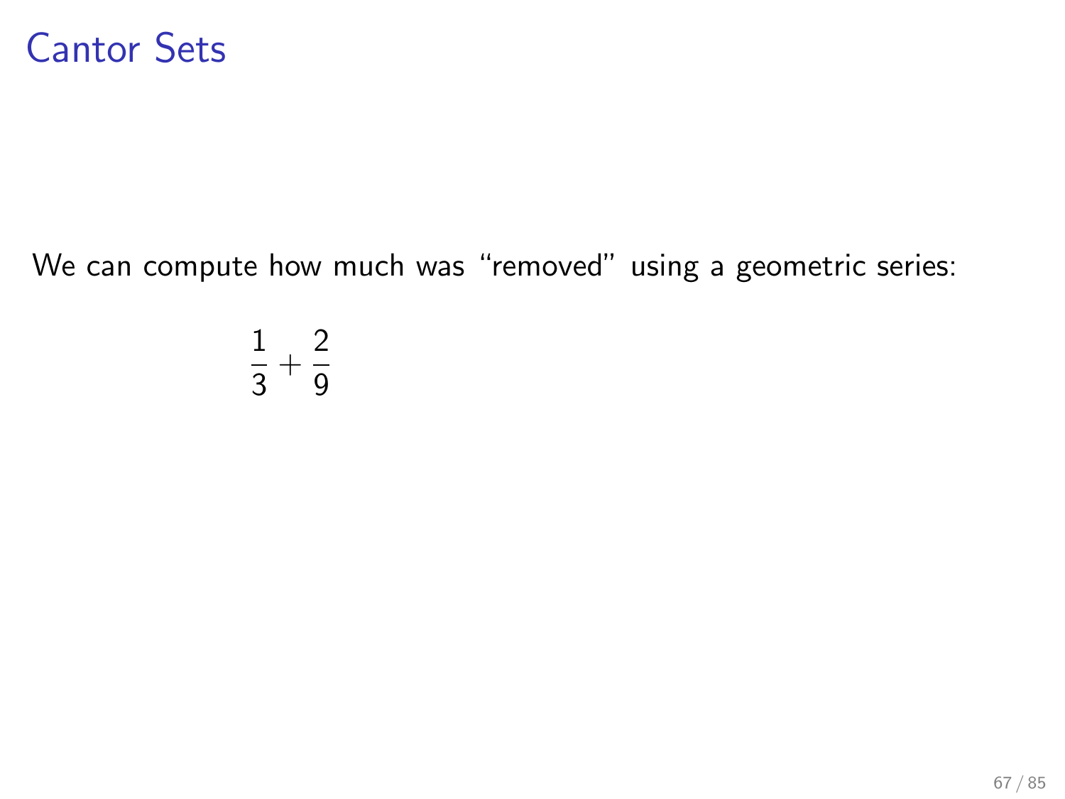# Cantor Sets

We can compute how much was "removed" using a geometric series:

$$\frac{1}{3} + \frac{2}{9}$$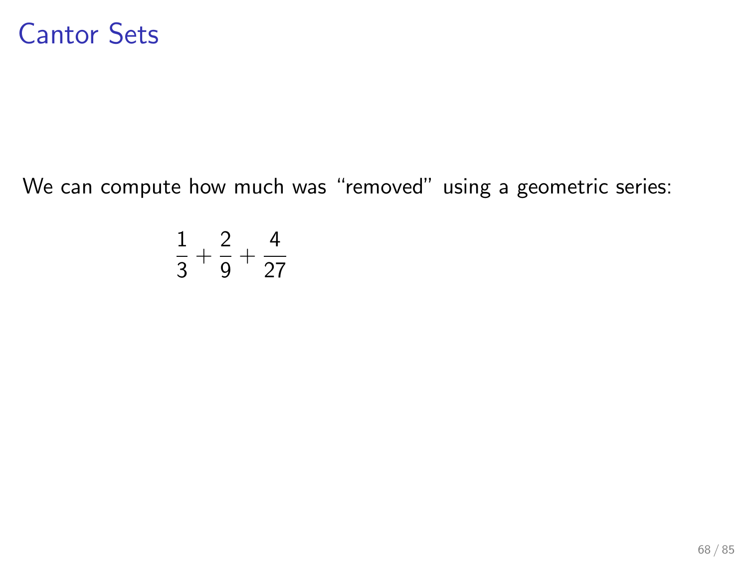# Cantor Sets

We can compute how much was “removed” using a geometric series:

$$\frac{1}{3} + \frac{2}{9} + \frac{4}{27}$$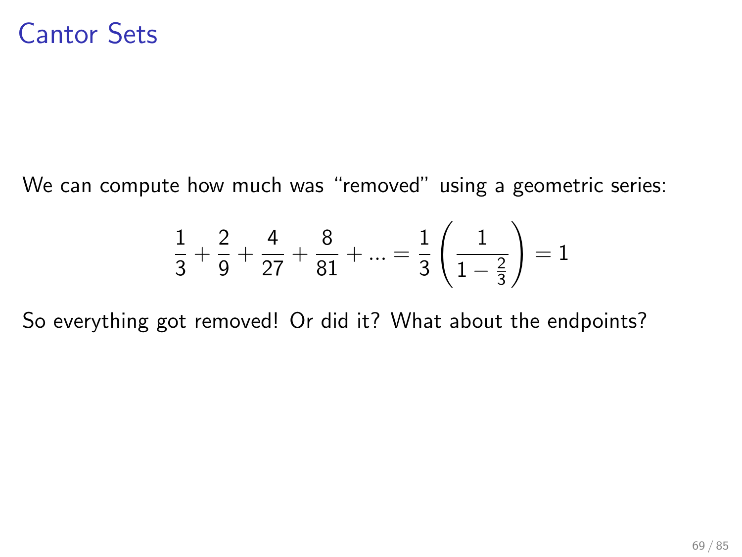# Cantor Sets

We can compute how much was "removed" using a geometric series:

$$\frac{1}{3} + \frac{2}{9} + \frac{4}{27} + \frac{8}{81} + ... = \frac{1}{3}\left(\frac{1}{1 - \frac{2}{3}}\right) = 1$$

So everything got removed! Or did it? What about the endpoints?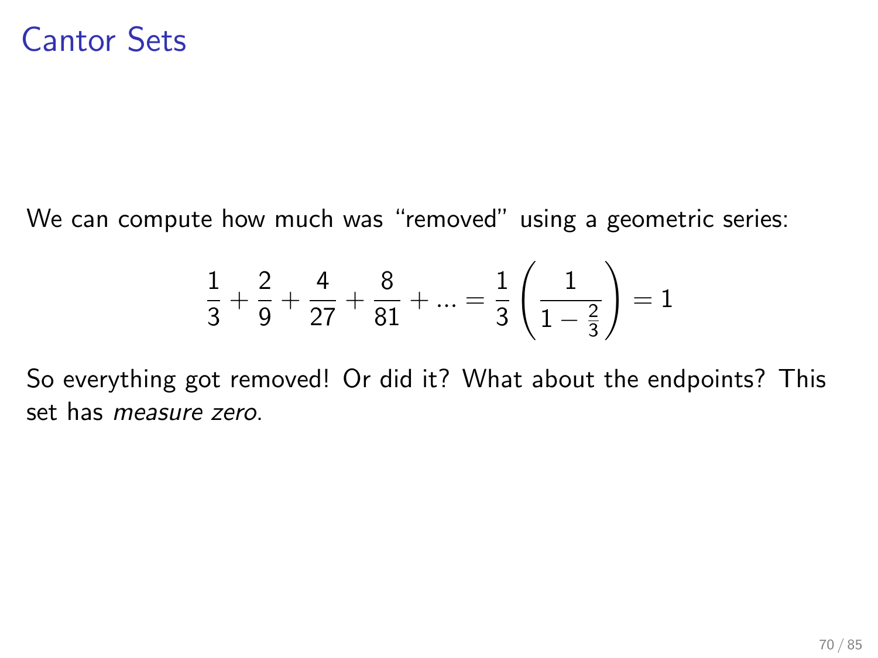# Cantor Sets

We can compute how much was "removed" using a geometric series:

$$\frac{1}{3} + \frac{2}{9} + \frac{4}{27} + \frac{8}{81} + ... = \frac{1}{3}\left(\frac{1}{1-\frac{2}{3}}\right) = 1$$

So everything got removed! Or did it? What about the endpoints? This set has *measure zero*.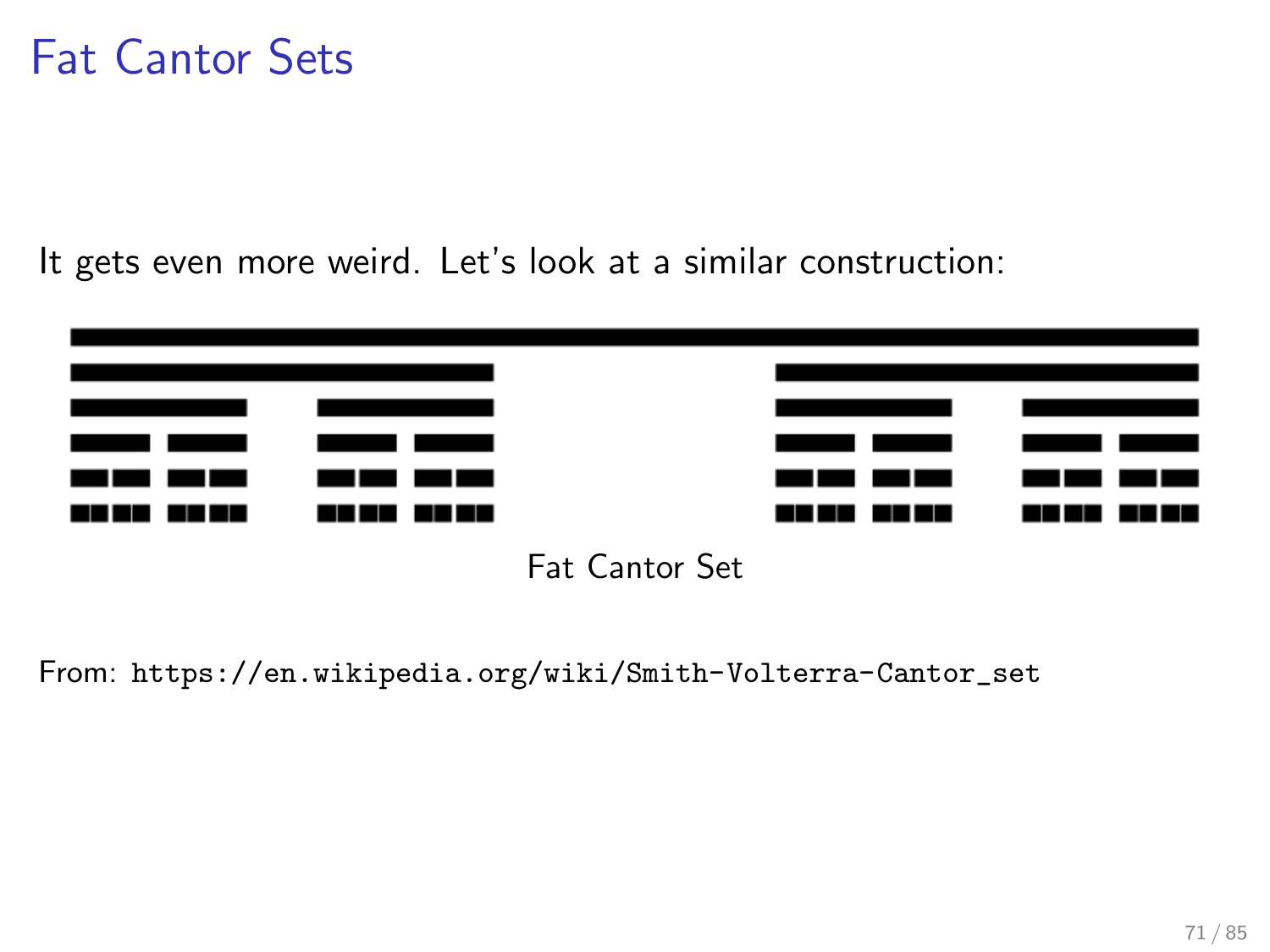# Fat Cantor Sets

It gets even more weird. Let's look at a similar construction:

Fat Cantor Set

From: https://en.wikipedia.org/wiki/Smith-Volterra-Cantor_set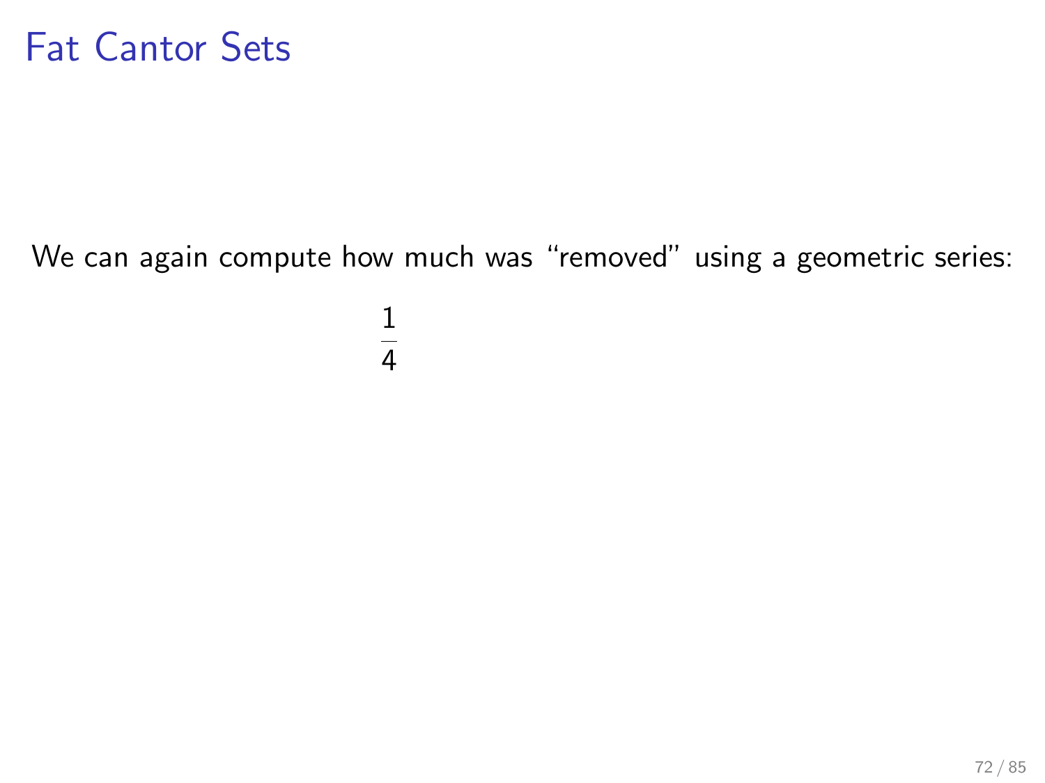# Fat Cantor Sets

We can again compute how much was "removed" using a geometric series:

$$\frac{1}{4}$$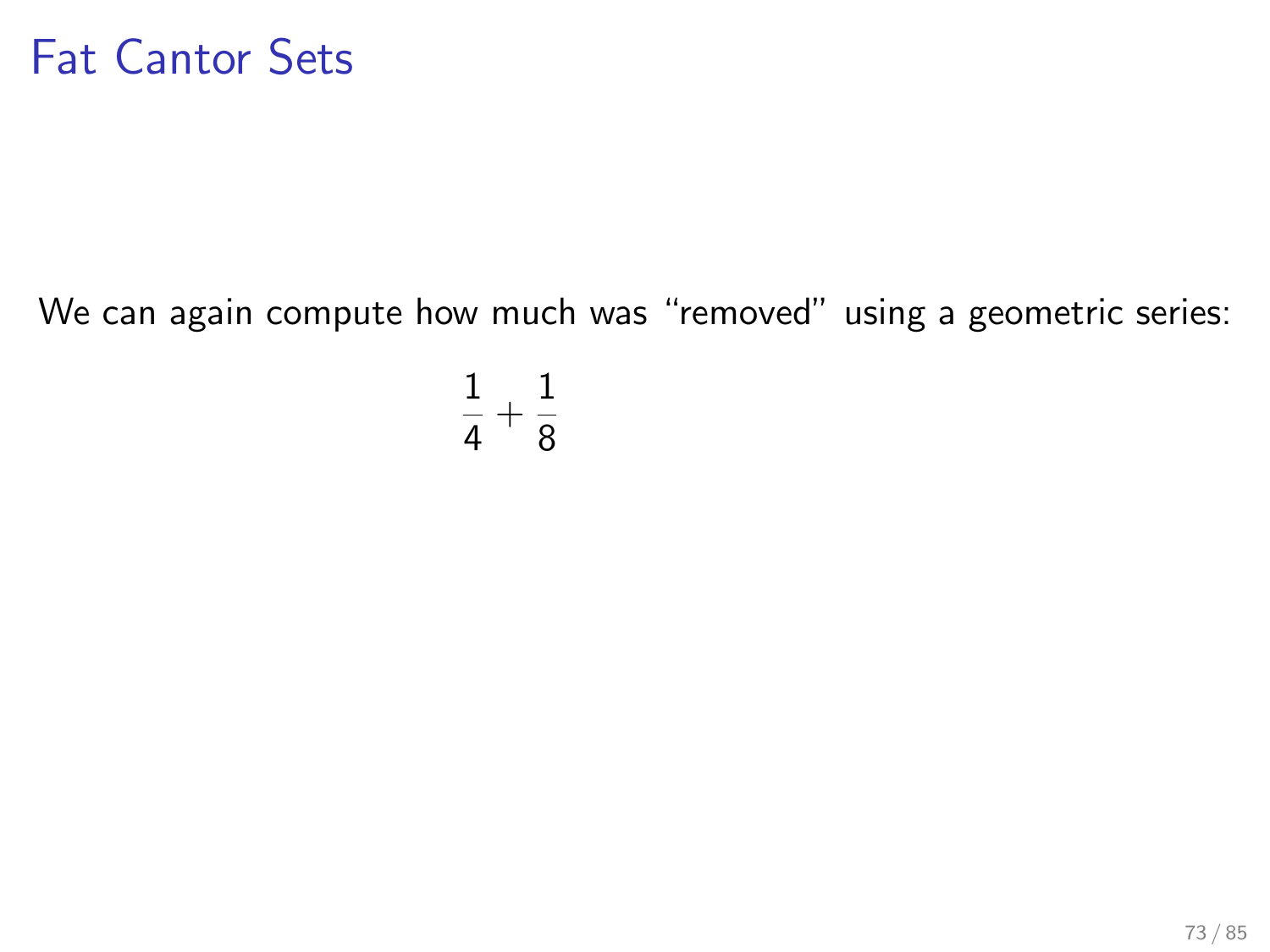# Fat Cantor Sets

We can again compute how much was “removed” using a geometric series:

$$\frac{1}{4} + \frac{1}{8}$$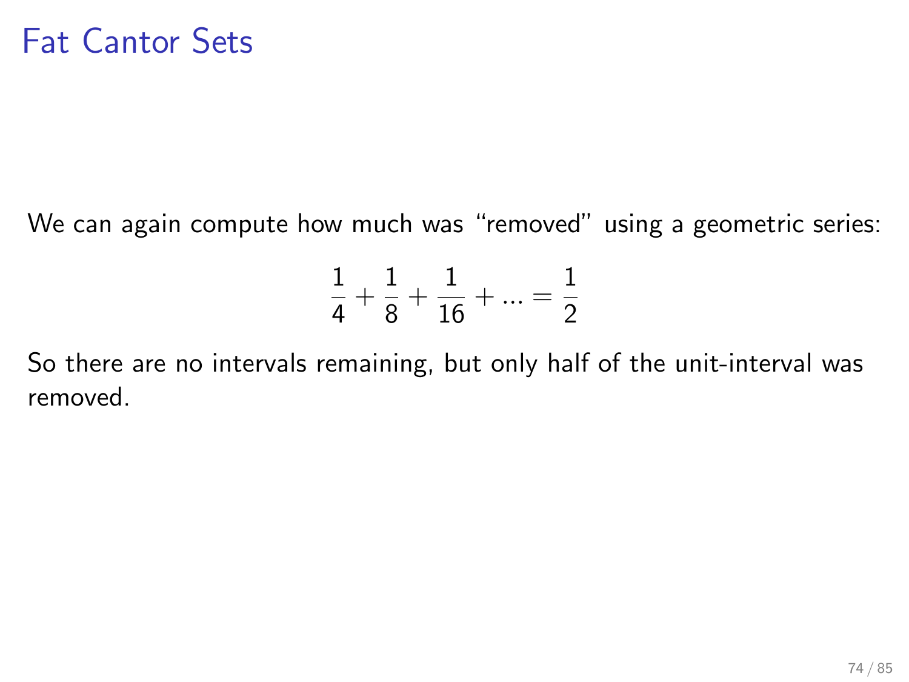# Fat Cantor Sets

We can again compute how much was "removed" using a geometric series:

$$\frac{1}{4} + \frac{1}{8} + \frac{1}{16} + \ldots = \frac{1}{2}$$

So there are no intervals remaining, but only half of the unit-interval was removed.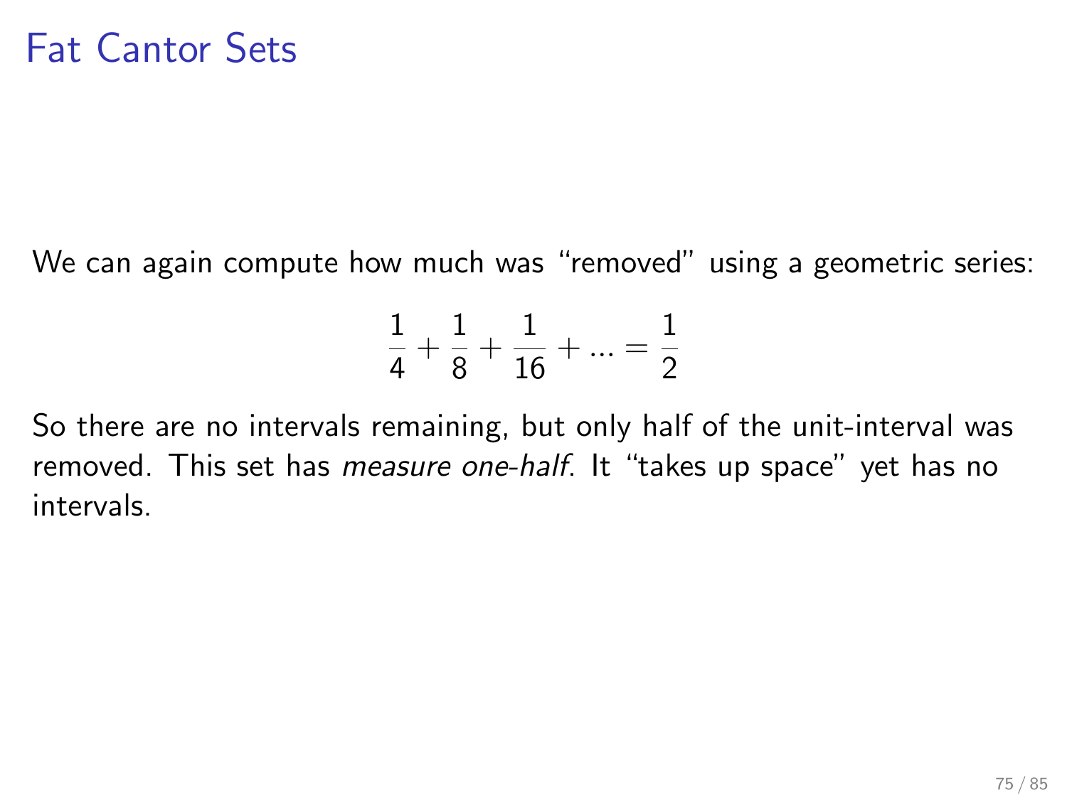# Fat Cantor Sets

We can again compute how much was "removed" using a geometric series:

$$\frac{1}{4} + \frac{1}{8} + \frac{1}{16} + ... = \frac{1}{2}$$

So there are no intervals remaining, but only half of the unit-interval was removed. This set has *measure one-half*. It "takes up space" yet has no intervals.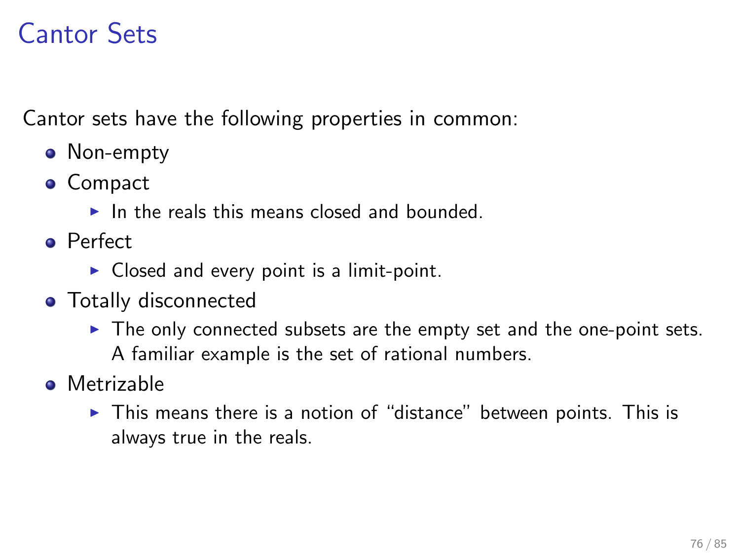# Cantor Sets

Cantor sets have the following properties in common:

- Non-empty
- Compact
  - In the reals this means closed and bounded.
- Perfect
  - Closed and every point is a limit-point.
- Totally disconnected
  - The only connected subsets are the empty set and the one-point sets. A familiar example is the set of rational numbers.
- Metrizable
  - This means there is a notion of "distance" between points. This is always true in the reals.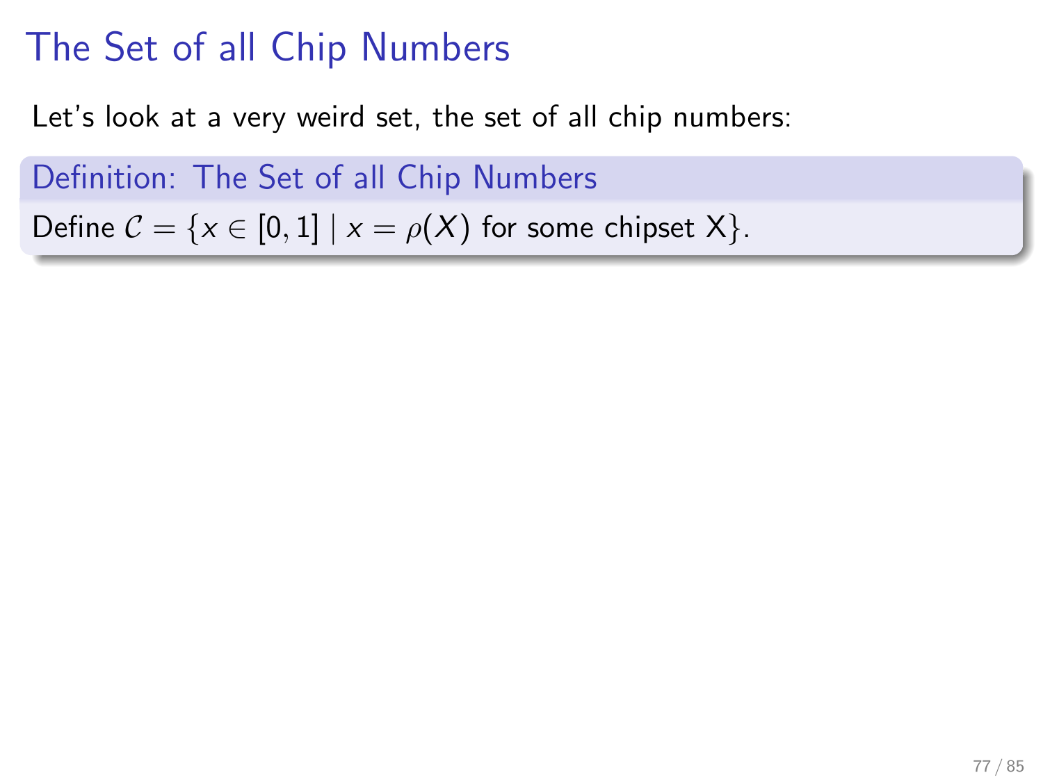# The Set of all Chip Numbers

Let's look at a very weird set, the set of all chip numbers:

**Definition: The Set of all Chip Numbers**

Define $\mathcal{C} = \{x \in [0, 1] \mid x = \rho(X) \text{ for some chipset X}\}$.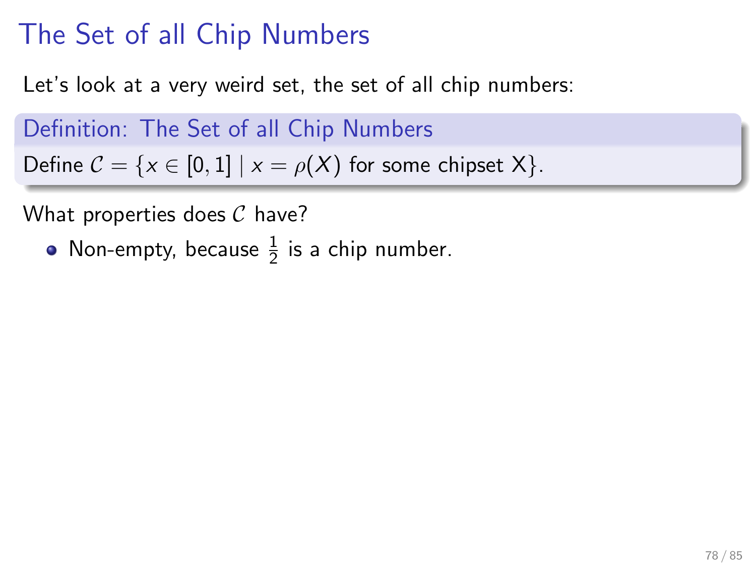# The Set of all Chip Numbers

Let's look at a very weird set, the set of all chip numbers:

**Definition: The Set of all Chip Numbers**

Define $\mathcal{C} = \{x \in [0, 1] \mid x = \rho(X) \text{ for some chipset X}\}$.

What properties does $\mathcal{C}$ have?

- Non-empty, because $\frac{1}{2}$ is a chip number.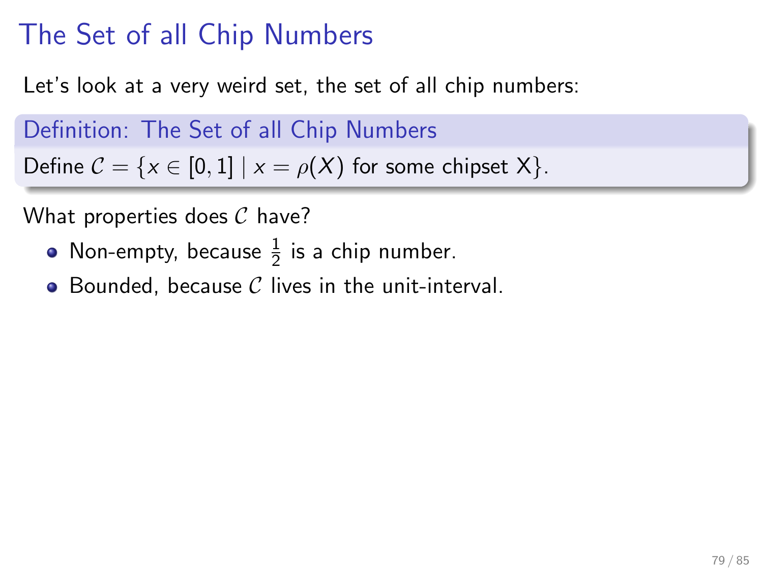# The Set of all Chip Numbers

Let's look at a very weird set, the set of all chip numbers:

**Definition: The Set of all Chip Numbers**

Define $\mathcal{C} = \{x \in [0,1] \mid x = \rho(X) \text{ for some chipset X}\}$.

What properties does $\mathcal{C}$ have?

- Non-empty, because $\frac{1}{2}$ is a chip number.
- Bounded, because $\mathcal{C}$ lives in the unit-interval.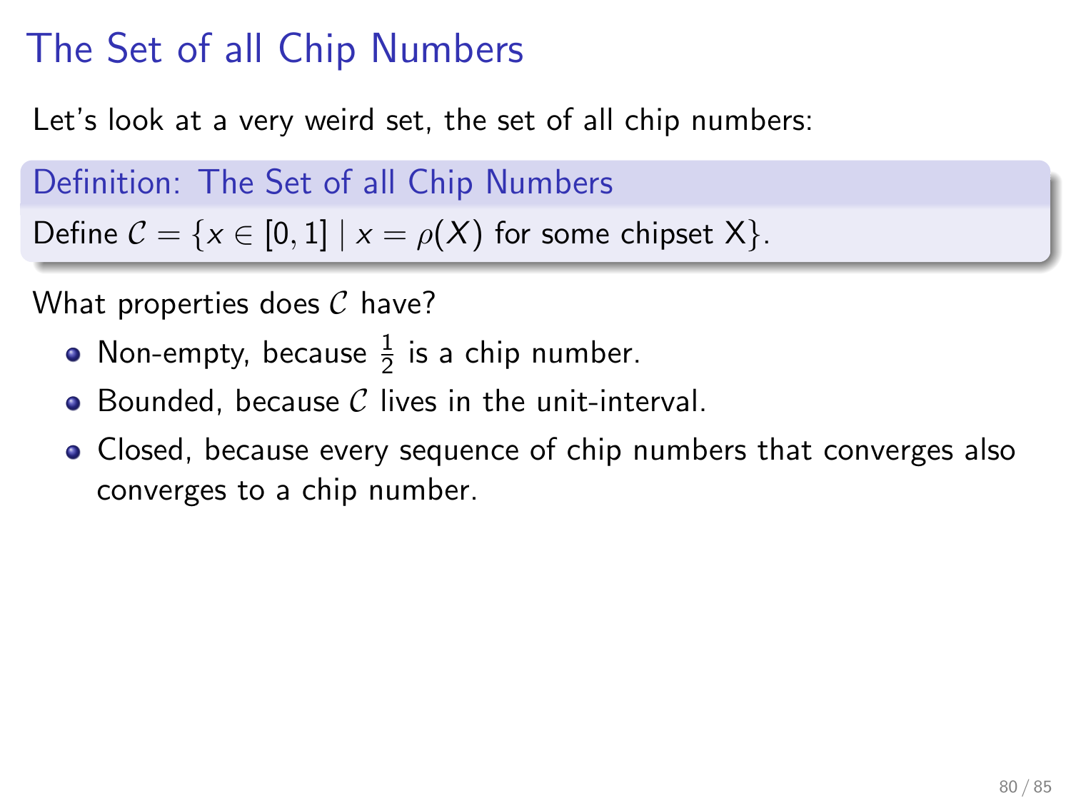# The Set of all Chip Numbers

Let's look at a very weird set, the set of all chip numbers:

**Definition: The Set of all Chip Numbers**

Define $\mathcal{C} = \{x \in [0,1] \mid x = \rho(X) \text{ for some chipset X}\}$.

What properties does $\mathcal{C}$ have?

- Non-empty, because $\frac{1}{2}$ is a chip number.
- Bounded, because $\mathcal{C}$ lives in the unit-interval.
- Closed, because every sequence of chip numbers that converges also converges to a chip number.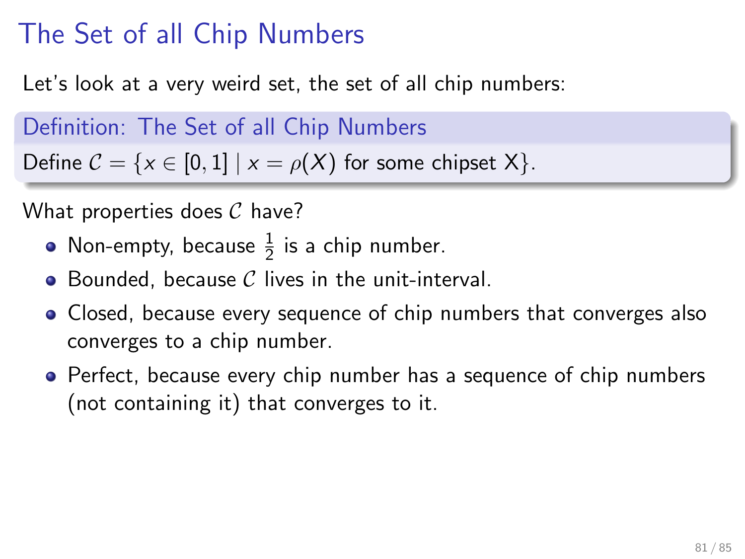# The Set of all Chip Numbers

Let's look at a very weird set, the set of all chip numbers:

**Definition: The Set of all Chip Numbers**

Define $\mathcal{C} = \{x \in [0, 1] \mid x = \rho(X) \text{ for some chipset X}\}$.

What properties does $\mathcal{C}$ have?

- Non-empty, because $\frac{1}{2}$ is a chip number.
- Bounded, because $\mathcal{C}$ lives in the unit-interval.
- Closed, because every sequence of chip numbers that converges also converges to a chip number.
- Perfect, because every chip number has a sequence of chip numbers (not containing it) that converges to it.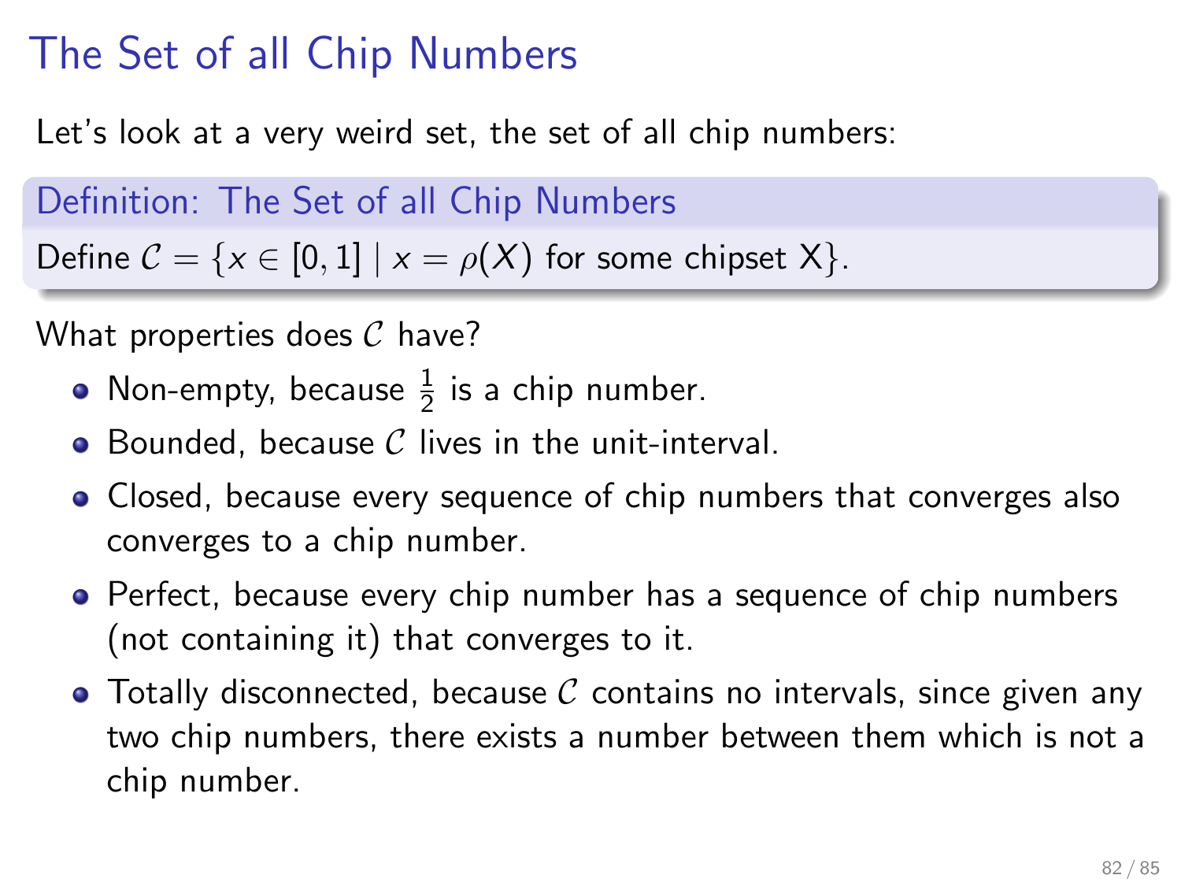# The Set of all Chip Numbers

Let's look at a very weird set, the set of all chip numbers:

**Definition: The Set of all Chip Numbers**

Define $\mathcal{C} = \{x \in [0, 1] \mid x = \rho(X) \text{ for some chipset X}\}$.

What properties does $\mathcal{C}$ have?

- Non-empty, because $\frac{1}{2}$ is a chip number.
- Bounded, because $\mathcal{C}$ lives in the unit-interval.
- Closed, because every sequence of chip numbers that converges also converges to a chip number.
- Perfect, because every chip number has a sequence of chip numbers (not containing it) that converges to it.
- Totally disconnected, because $\mathcal{C}$ contains no intervals, since given any two chip numbers, there exists a number between them which is not a chip number.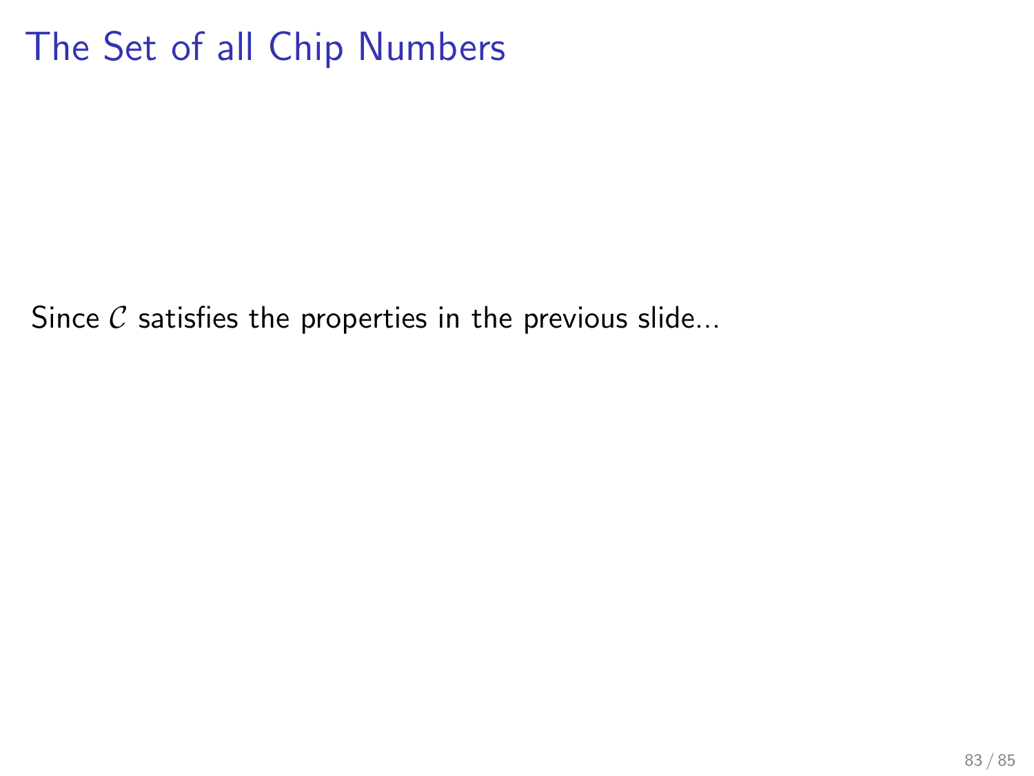# The Set of all Chip Numbers

Since $\mathcal{C}$ satisfies the properties in the previous slide...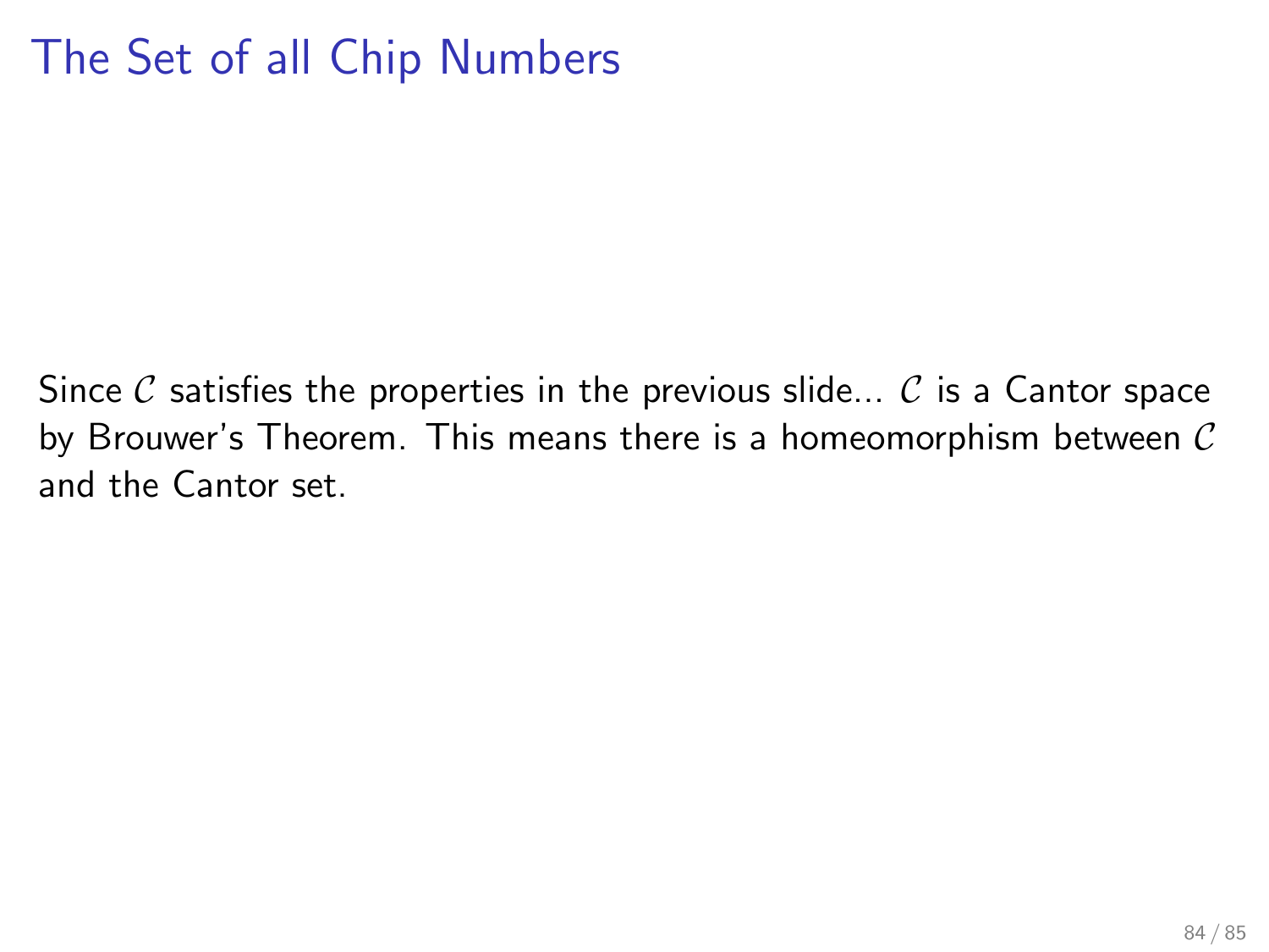# The Set of all Chip Numbers

Since $\mathcal{C}$ satisfies the properties in the previous slide... $\mathcal{C}$ is a Cantor space by Brouwer's Theorem. This means there is a homeomorphism between $\mathcal{C}$ and the Cantor set.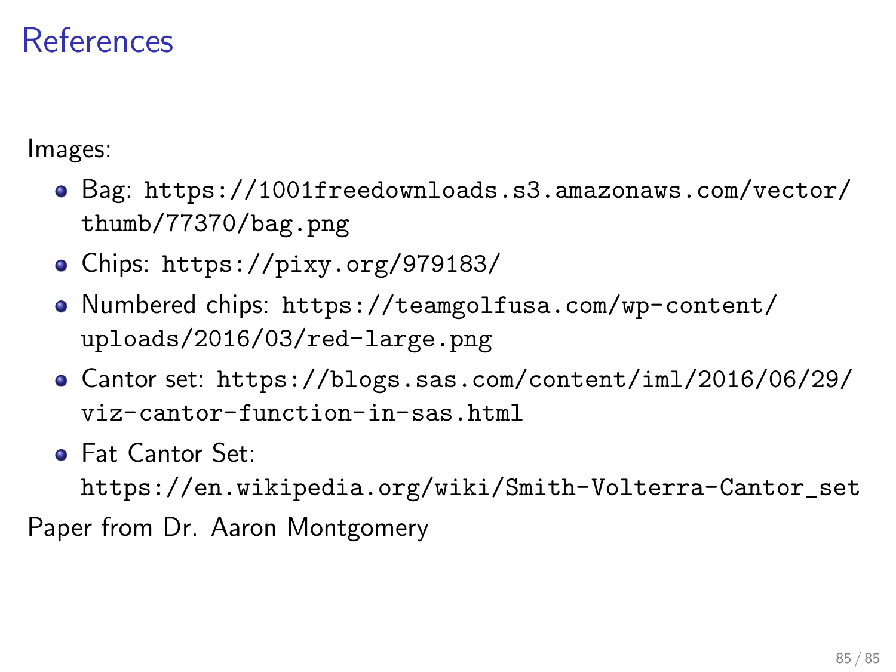# References

Images:

- Bag: `https://1001freedownloads.s3.amazonaws.com/vector/thumb/77370/bag.png`
- Chips: `https://pixy.org/979183/`
- Numbered chips: `https://teamgolfusa.com/wp-content/uploads/2016/03/red-large.png`
- Cantor set: `https://blogs.sas.com/content/iml/2016/06/29/viz-cantor-function-in-sas.html`
- Fat Cantor Set: `https://en.wikipedia.org/wiki/Smith-Volterra-Cantor_set`

Paper from Dr. Aaron Montgomery